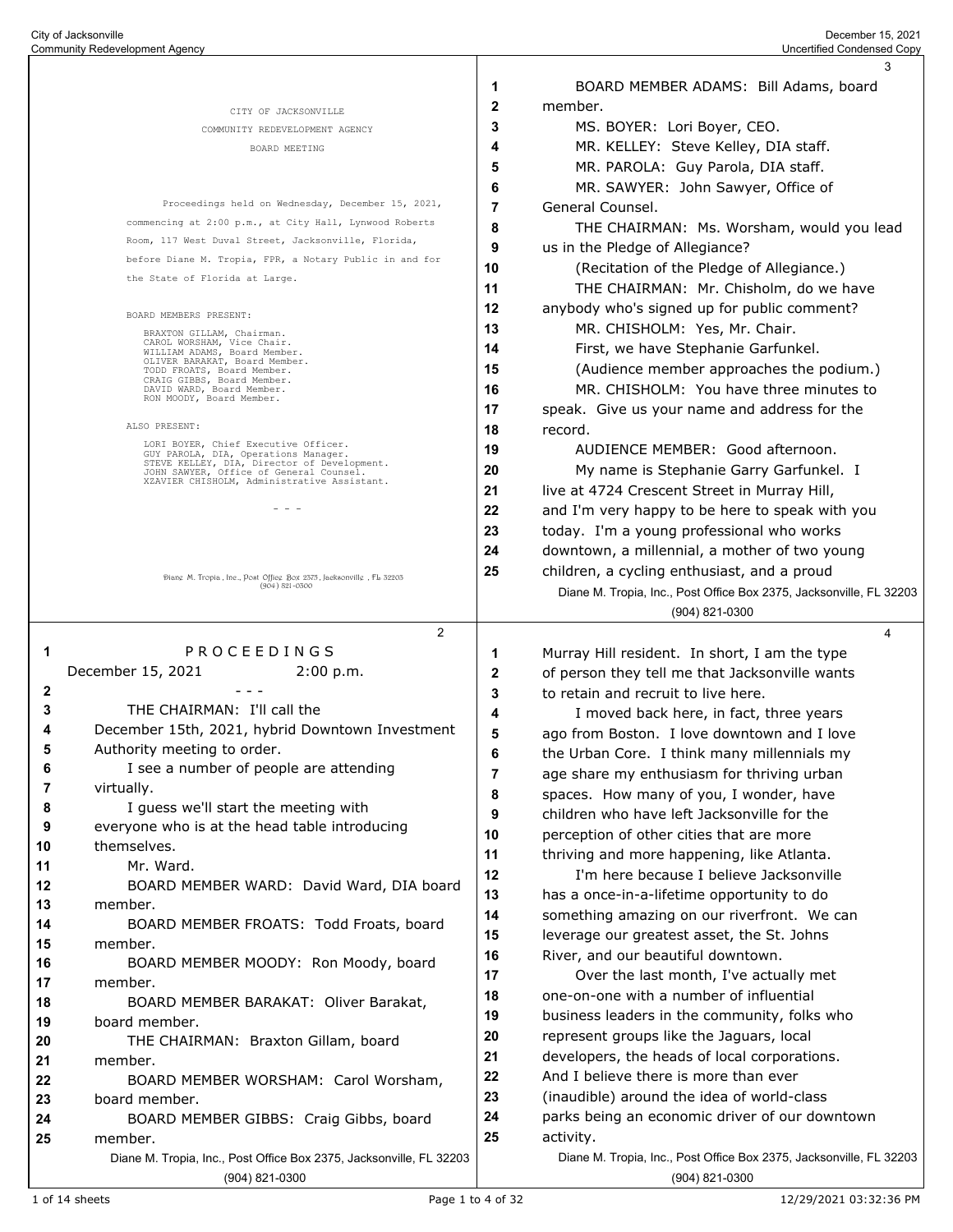CITY OF JACKSONVILLE

COMMUNITY REDEVELOPMENT AGENCY

BOARD MEETING

Proceedings held on Wednesday, December 15, 2021, commencing at 2:00 p.m., at City Hall, Lynwood Roberts Room, 117 West Duval Street, Jacksonville, Florida, before Diane M. Tropia, FPR, a Notary Public in and for the State of Florida at Large.

BOARD MEMBERS PRESENT:

BRAXTON GILLAM, Chairman.
CAROL WORSHAM, Vice Chair.
WILLIAM ADAMS, Board Member.
OLIVER BARAKAT, Board Member.
TODD FROATS, Board Member.
CRAIG GIBBS, Board Member.
DAVID WARD, Board Member.
RON MOODY, Board Member.

ALSO PRESENT:

LORI BOYER, Chief Executive Officer.
GUY PAROLA, DIA, Operations Manager.
STEVE KELLEY, DIA, Director of Development.
JOHN SAWYER, Office of General Counsel.
XZAVIER CHISHOLM, Administrative Assistant.

\- - -

P R O C E E D I N G S

December 15, 2021 2:00 p.m.

\- - -

THE CHAIRMAN: I'll call the December 15th, 2021, hybrid Downtown Investment Authority meeting to order.

I see a number of people are attending virtually.

I guess we'll start the meeting with everyone who is at the head table introducing themselves.

Mr. Ward.

BOARD MEMBER WARD: David Ward, DIA board member.

BOARD MEMBER FROATS: Todd Froats, board member.

BOARD MEMBER MOODY: Ron Moody, board member.

BOARD MEMBER BARAKAT: Oliver Barakat, board member.

THE CHAIRMAN: Braxton Gillam, board member.

BOARD MEMBER WORSHAM: Carol Worsham, board member.

BOARD MEMBER GIBBS: Craig Gibbs, board member.

BOARD MEMBER ADAMS: Bill Adams, board member.

MS. BOYER: Lori Boyer, CEO.

MR. KELLEY: Steve Kelley, DIA staff.

MR. PAROLA: Guy Parola, DIA staff.

MR. SAWYER: John Sawyer, Office of General Counsel.

THE CHAIRMAN: Ms. Worsham, would you lead us in the Pledge of Allegiance?

(Recitation of the Pledge of Allegiance.)

THE CHAIRMAN: Mr. Chisholm, do we have anybody who's signed up for public comment?

MR. CHISHOLM: Yes, Mr. Chair.

First, we have Stephanie Garfunkel.

(Audience member approaches the podium.)

MR. CHISHOLM: You have three minutes to speak. Give us your name and address for the record.

AUDIENCE MEMBER: Good afternoon.

My name is Stephanie Garry Garfunkel. I live at 4724 Crescent Street in Murray Hill, and I'm very happy to be here to speak with you today. I'm a young professional who works downtown, a millennial, a mother of two young children, a cycling enthusiast, and a proud Murray Hill resident. In short, I am the type of person they tell me that Jacksonville wants to retain and recruit to live here.

I moved back here, in fact, three years ago from Boston. I love downtown and I love the Urban Core. I think many millennials my age share my enthusiasm for thriving urban spaces. How many of you, I wonder, have children who have left Jacksonville for the perception of other cities that are more thriving and more happening, like Atlanta.

I'm here because I believe Jacksonville has a once-in-a-lifetime opportunity to do something amazing on our riverfront. We can leverage our greatest asset, the St. Johns River, and our beautiful downtown.

Over the last month, I've actually met one-on-one with a number of influential business leaders in the community, folks who represent groups like the Jaguars, local developers, the heads of local corporations. And I believe there is more than ever (inaudible) around the idea of world-class parks being an economic driver of our downtown activity.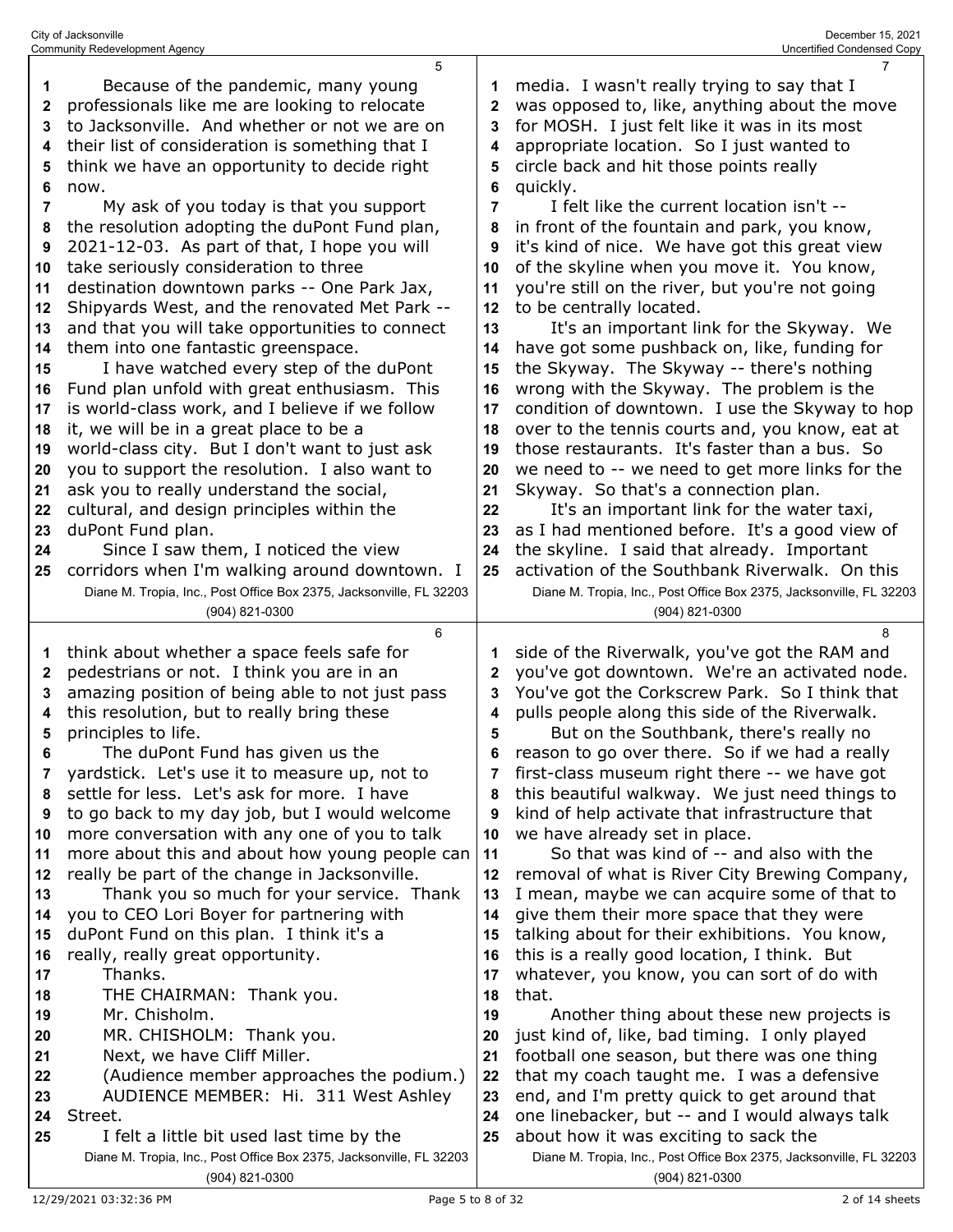Because of the pandemic, many young professionals like me are looking to relocate to Jacksonville. And whether or not we are on their list of consideration is something that I think we have an opportunity to decide right now.

My ask of you today is that you support the resolution adopting the duPont Fund plan, 2021-12-03. As part of that, I hope you will take seriously consideration to three destination downtown parks -- One Park Jax, Shipyards West, and the renovated Met Park -- and that you will take opportunities to connect them into one fantastic greenspace.

I have watched every step of the duPont Fund plan unfold with great enthusiasm. This is world-class work, and I believe if we follow it, we will be in a great place to be a world-class city. But I don't want to just ask you to support the resolution. I also want to ask you to really understand the social, cultural, and design principles within the duPont Fund plan.

Since I saw them, I noticed the view corridors when I'm walking around downtown. I think about whether a space feels safe for pedestrians or not. I think you are in an amazing position of being able to not just pass this resolution, but to really bring these principles to life.

The duPont Fund has given us the yardstick. Let's use it to measure up, not to settle for less. Let's ask for more. I have to go back to my day job, but I would welcome more conversation with any one of you to talk more about this and about how young people can really be part of the change in Jacksonville.

Thank you so much for your service. Thank you to CEO Lori Boyer for partnering with duPont Fund on this plan. I think it's a really, really great opportunity.

Thanks.

THE CHAIRMAN: Thank you.

Mr. Chisholm.

MR. CHISHOLM: Thank you.

Next, we have Cliff Miller.

(Audience member approaches the podium.)

AUDIENCE MEMBER: Hi. 311 West Ashley Street.

I felt a little bit used last time by the media. I wasn't really trying to say that I was opposed to, like, anything about the move for MOSH. I just felt like it was in its most appropriate location. So I just wanted to circle back and hit those points really quickly.

I felt like the current location isn't -- in front of the fountain and park, you know, it's kind of nice. We have got this great view of the skyline when you move it. You know, you're still on the river, but you're not going to be centrally located.

It's an important link for the Skyway. We have got some pushback on, like, funding for the Skyway. The Skyway -- there's nothing wrong with the Skyway. The problem is the condition of downtown. I use the Skyway to hop over to the tennis courts and, you know, eat at those restaurants. It's faster than a bus. So we need to -- we need to get more links for the Skyway. So that's a connection plan.

It's an important link for the water taxi, as I had mentioned before. It's a good view of the skyline. I said that already. Important activation of the Southbank Riverwalk. On this side of the Riverwalk, you've got the RAM and you've got downtown. We're an activated node. You've got the Corkscrew Park. So I think that pulls people along this side of the Riverwalk.

But on the Southbank, there's really no reason to go over there. So if we had a really first-class museum right there -- we have got this beautiful walkway. We just need things to kind of help activate that infrastructure that we have already set in place.

So that was kind of -- and also with the removal of what is River City Brewing Company, I mean, maybe we can acquire some of that to give them their more space that they were talking about for their exhibitions. You know, this is a really good location, I think. But whatever, you know, you can sort of do with that.

Another thing about these new projects is just kind of, like, bad timing. I only played football one season, but there was one thing that my coach taught me. I was a defensive end, and I'm pretty quick to get around that one linebacker, but -- and I would always talk about how it was exciting to sack the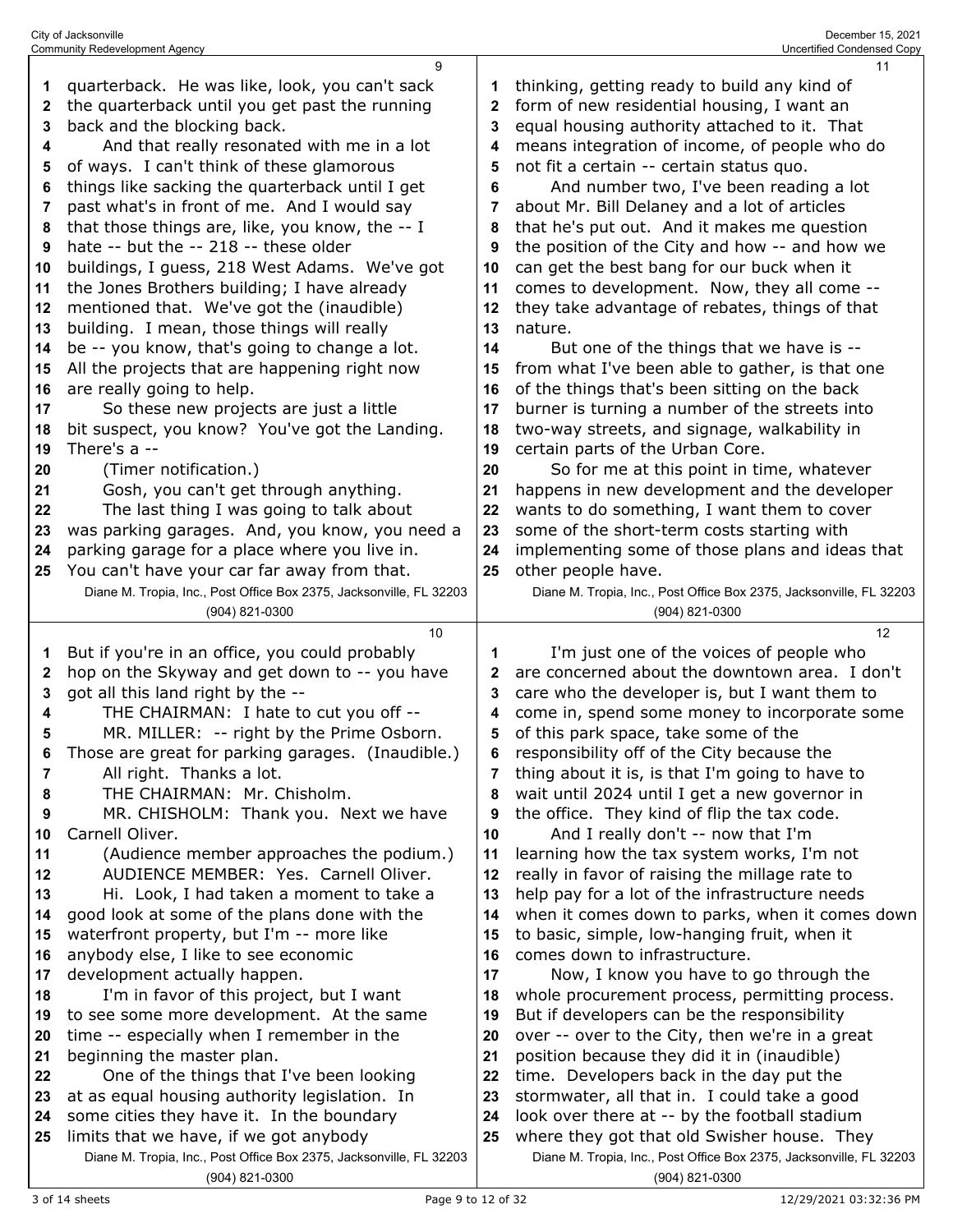quarterback. He was like, look, you can't sack the quarterback until you get past the running back and the blocking back.

And that really resonated with me in a lot of ways. I can't think of these glamorous things like sacking the quarterback until I get past what's in front of me. And I would say that those things are, like, you know, the -- I hate -- but the -- 218 -- these older buildings, I guess, 218 West Adams. We've got the Jones Brothers building; I have already mentioned that. We've got the (inaudible) building. I mean, those things will really be -- you know, that's going to change a lot. All the projects that are happening right now are really going to help.

So these new projects are just a little bit suspect, you know? You've got the Landing. There's a --

(Timer notification.)

Gosh, you can't get through anything.

The last thing I was going to talk about was parking garages. And, you know, you need a parking garage for a place where you live in. You can't have your car far away from that. But if you're in an office, you could probably hop on the Skyway and get down to -- you have got all this land right by the --

THE CHAIRMAN: I hate to cut you off --

MR. MILLER: -- right by the Prime Osborn. Those are great for parking garages. (Inaudible.)

All right. Thanks a lot.

THE CHAIRMAN: Mr. Chisholm.

MR. CHISHOLM: Thank you. Next we have Carnell Oliver.

(Audience member approaches the podium.)

AUDIENCE MEMBER: Yes. Carnell Oliver.

Hi. Look, I had taken a moment to take a good look at some of the plans done with the waterfront property, but I'm -- more like anybody else, I like to see economic development actually happen.

I'm in favor of this project, but I want to see some more development. At the same time -- especially when I remember in the beginning the master plan.

One of the things that I've been looking at as equal housing authority legislation. In some cities they have it. In the boundary limits that we have, if we got anybody thinking, getting ready to build any kind of form of new residential housing, I want an equal housing authority attached to it. That means integration of income, of people who do not fit a certain -- certain status quo.

And number two, I've been reading a lot about Mr. Bill Delaney and a lot of articles that he's put out. And it makes me question the position of the City and how -- and how we can get the best bang for our buck when it comes to development. Now, they all come -- they take advantage of rebates, things of that nature.

But one of the things that we have is -- from what I've been able to gather, is that one of the things that's been sitting on the back burner is turning a number of the streets into two-way streets, and signage, walkability in certain parts of the Urban Core.

So for me at this point in time, whatever happens in new development and the developer wants to do something, I want them to cover some of the short-term costs starting with implementing some of those plans and ideas that other people have.

I'm just one of the voices of people who are concerned about the downtown area. I don't care who the developer is, but I want them to come in, spend some money to incorporate some of this park space, take some of the responsibility off of the City because the thing about it is, is that I'm going to have to wait until 2024 until I get a new governor in the office. They kind of flip the tax code.

And I really don't -- now that I'm learning how the tax system works, I'm not really in favor of raising the millage rate to help pay for a lot of the infrastructure needs when it comes down to parks, when it comes down to basic, simple, low-hanging fruit, when it comes down to infrastructure.

Now, I know you have to go through the whole procurement process, permitting process. But if developers can be the responsibility over -- over to the City, then we're in a great position because they did it in (inaudible) time. Developers back in the day put the stormwater, all that in. I could take a good look over there at -- by the football stadium where they got that old Swisher house. They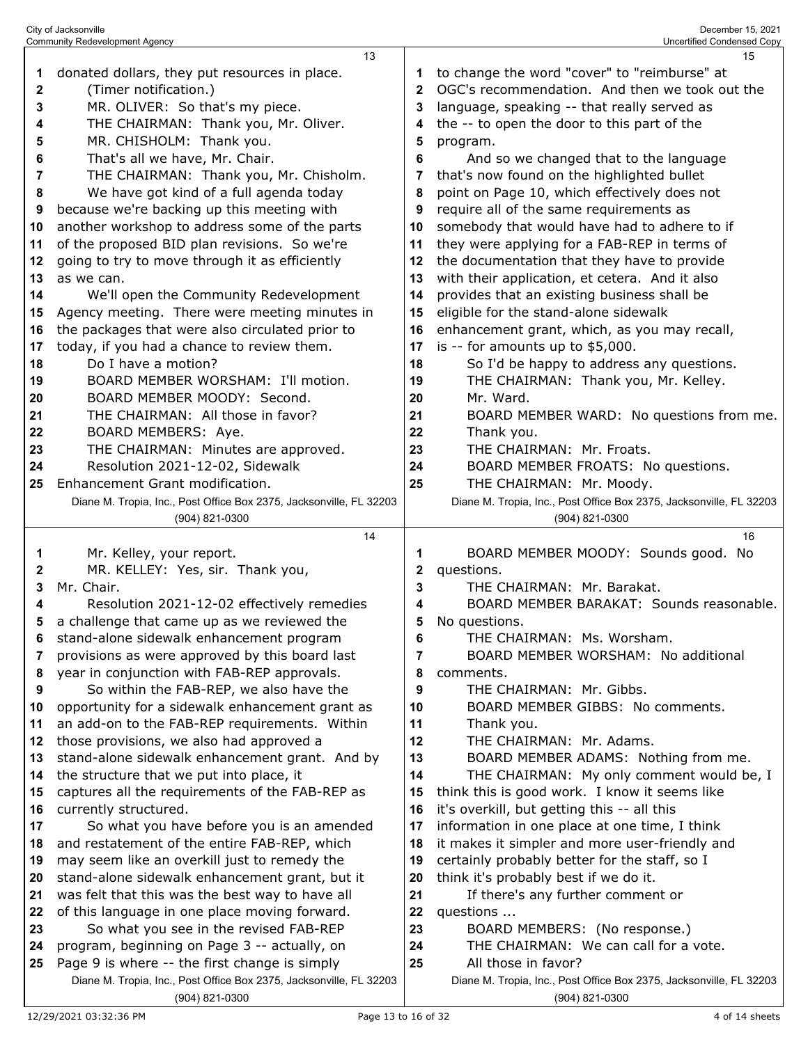donated dollars, they put resources in place.

(Timer notification.)

MR. OLIVER: So that's my piece.

THE CHAIRMAN: Thank you, Mr. Oliver.

MR. CHISHOLM: Thank you.

That's all we have, Mr. Chair.

THE CHAIRMAN: Thank you, Mr. Chisholm.

We have got kind of a full agenda today because we're backing up this meeting with another workshop to address some of the parts of the proposed BID plan revisions. So we're going to try to move through it as efficiently as we can.

We'll open the Community Redevelopment Agency meeting. There were meeting minutes in the packages that were also circulated prior to today, if you had a chance to review them.

Do I have a motion?

BOARD MEMBER WORSHAM: I'll motion.

BOARD MEMBER MOODY: Second.

THE CHAIRMAN: All those in favor?

BOARD MEMBERS: Aye.

THE CHAIRMAN: Minutes are approved.

Resolution 2021-12-02, Sidewalk Enhancement Grant modification.

Mr. Kelley, your report.

MR. KELLEY: Yes, sir. Thank you, Mr. Chair.

Resolution 2021-12-02 effectively remedies a challenge that came up as we reviewed the stand-alone sidewalk enhancement program provisions as were approved by this board last year in conjunction with FAB-REP approvals.

So within the FAB-REP, we also have the opportunity for a sidewalk enhancement grant as an add-on to the FAB-REP requirements. Within those provisions, we also had approved a stand-alone sidewalk enhancement grant. And by the structure that we put into place, it captures all the requirements of the FAB-REP as currently structured.

So what you have before you is an amended and restatement of the entire FAB-REP, which may seem like an overkill just to remedy the stand-alone sidewalk enhancement grant, but it was felt that this was the best way to have all of this language in one place moving forward.

So what you see in the revised FAB-REP program, beginning on Page 3 -- actually, on Page 9 is where -- the first change is simply to change the word "cover" to "reimburse" at OGC's recommendation. And then we took out the language, speaking -- that really served as the -- to open the door to this part of the program.

And so we changed that to the language that's now found on the highlighted bullet point on Page 10, which effectively does not require all of the same requirements as somebody that would have had to adhere to if they were applying for a FAB-REP in terms of the documentation that they have to provide with their application, et cetera. And it also provides that an existing business shall be eligible for the stand-alone sidewalk enhancement grant, which, as you may recall, is -- for amounts up to $5,000.

So I'd be happy to address any questions.

THE CHAIRMAN: Thank you, Mr. Kelley.

Mr. Ward.

BOARD MEMBER WARD: No questions from me. Thank you.

THE CHAIRMAN: Mr. Froats.

BOARD MEMBER FROATS: No questions.

THE CHAIRMAN: Mr. Moody.

BOARD MEMBER MOODY: Sounds good. No questions.

THE CHAIRMAN: Mr. Barakat.

BOARD MEMBER BARAKAT: Sounds reasonable. No questions.

THE CHAIRMAN: Ms. Worsham.

BOARD MEMBER WORSHAM: No additional comments.

THE CHAIRMAN: Mr. Gibbs.

BOARD MEMBER GIBBS: No comments. Thank you.

THE CHAIRMAN: Mr. Adams.

BOARD MEMBER ADAMS: Nothing from me.

THE CHAIRMAN: My only comment would be, I think this is good work. I know it seems like it's overkill, but getting this -- all this information in one place at one time, I think it makes it simpler and more user-friendly and certainly probably better for the staff, so I think it's probably best if we do it.

If there's any further comment or questions ...

BOARD MEMBERS: (No response.)

THE CHAIRMAN: We can call for a vote.

All those in favor?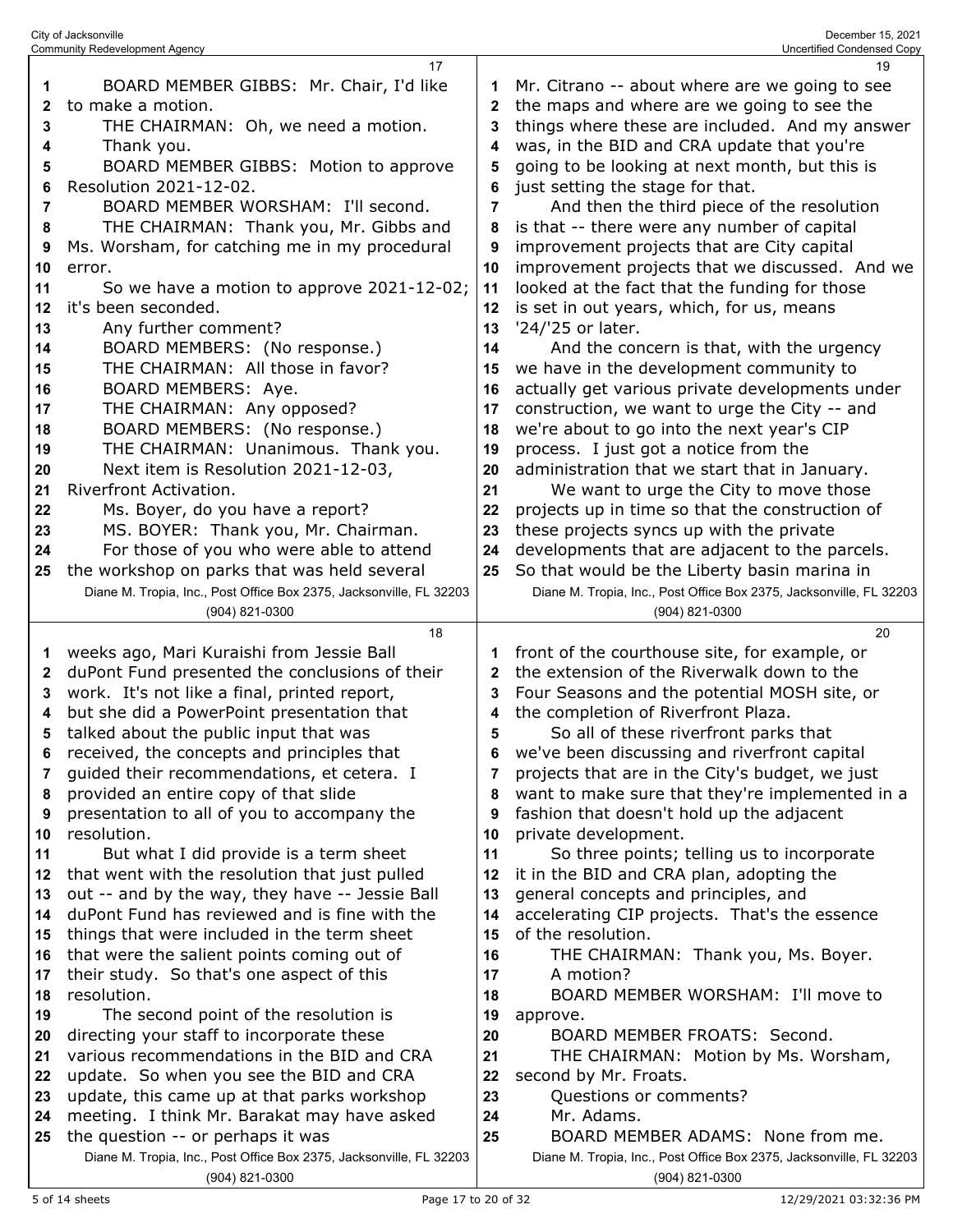BOARD MEMBER GIBBS: Mr. Chair, I'd like to make a motion.

THE CHAIRMAN: Oh, we need a motion. Thank you.

BOARD MEMBER GIBBS: Motion to approve Resolution 2021-12-02.

BOARD MEMBER WORSHAM: I'll second.

THE CHAIRMAN: Thank you, Mr. Gibbs and Ms. Worsham, for catching me in my procedural error.

So we have a motion to approve 2021-12-02; it's been seconded.

Any further comment?

BOARD MEMBERS: (No response.)

THE CHAIRMAN: All those in favor?

BOARD MEMBERS: Aye.

THE CHAIRMAN: Any opposed?

BOARD MEMBERS: (No response.)

THE CHAIRMAN: Unanimous. Thank you.

Next item is Resolution 2021-12-03, Riverfront Activation.

Ms. Boyer, do you have a report?

MS. BOYER: Thank you, Mr. Chairman.

For those of you who were able to attend the workshop on parks that was held several weeks ago, Mari Kuraishi from Jessie Ball duPont Fund presented the conclusions of their work. It's not like a final, printed report, but she did a PowerPoint presentation that talked about the public input that was received, the concepts and principles that guided their recommendations, et cetera. I provided an entire copy of that slide presentation to all of you to accompany the resolution.

But what I did provide is a term sheet that went with the resolution that just pulled out -- and by the way, they have -- Jessie Ball duPont Fund has reviewed and is fine with the things that were included in the term sheet that were the salient points coming out of their study. So that's one aspect of this resolution.

The second point of the resolution is directing your staff to incorporate these various recommendations in the BID and CRA update. So when you see the BID and CRA update, this came up at that parks workshop meeting. I think Mr. Barakat may have asked the question -- or perhaps it was Mr. Citrano -- about where are we going to see the maps and where are we going to see the things where these are included. And my answer was, in the BID and CRA update that you're going to be looking at next month, but this is just setting the stage for that.

And then the third piece of the resolution is that -- there were any number of capital improvement projects that are City capital improvement projects that we discussed. And we looked at the fact that the funding for those is set in out years, which, for us, means '24/'25 or later.

And the concern is that, with the urgency we have in the development community to actually get various private developments under construction, we want to urge the City -- and we're about to go into the next year's CIP process. I just got a notice from the administration that we start that in January.

We want to urge the City to move those projects up in time so that the construction of these projects syncs up with the private developments that are adjacent to the parcels. So that would be the Liberty basin marina in front of the courthouse site, for example, or the extension of the Riverwalk down to the Four Seasons and the potential MOSH site, or the completion of Riverfront Plaza.

So all of these riverfront parks that we've been discussing and riverfront capital projects that are in the City's budget, we just want to make sure that they're implemented in a fashion that doesn't hold up the adjacent private development.

So three points; telling us to incorporate it in the BID and CRA plan, adopting the general concepts and principles, and accelerating CIP projects. That's the essence of the resolution.

THE CHAIRMAN: Thank you, Ms. Boyer.

A motion?

BOARD MEMBER WORSHAM: I'll move to approve.

BOARD MEMBER FROATS: Second.

THE CHAIRMAN: Motion by Ms. Worsham, second by Mr. Froats.

Questions or comments?

Mr. Adams.

BOARD MEMBER ADAMS: None from me.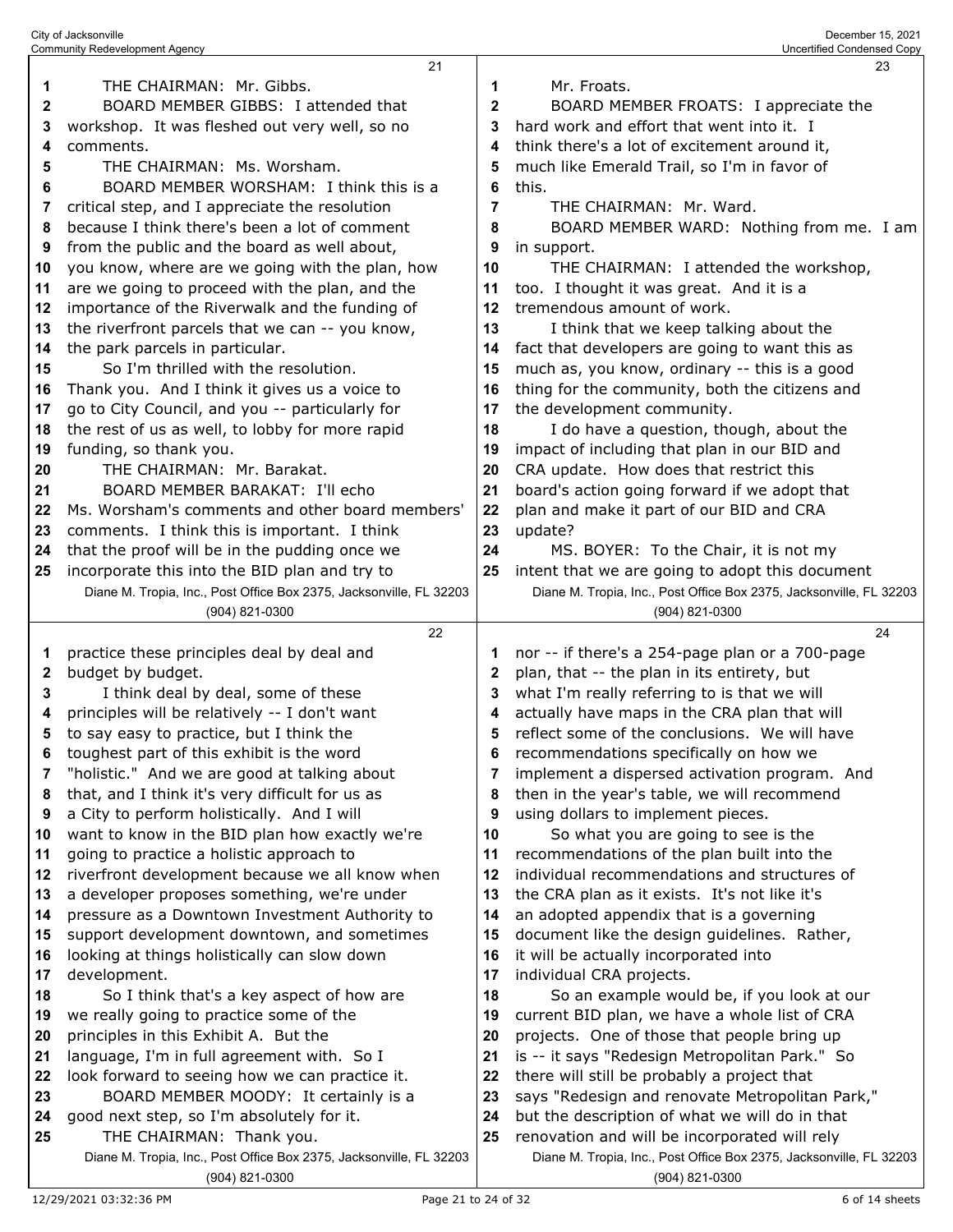THE CHAIRMAN: Mr. Gibbs.

BOARD MEMBER GIBBS: I attended that workshop. It was fleshed out very well, so no comments.

THE CHAIRMAN: Ms. Worsham.

BOARD MEMBER WORSHAM: I think this is a critical step, and I appreciate the resolution because I think there's been a lot of comment from the public and the board as well about, you know, where are we going with the plan, how are we going to proceed with the plan, and the importance of the Riverwalk and the funding of the riverfront parcels that we can -- you know, the park parcels in particular.

So I'm thrilled with the resolution. Thank you. And I think it gives us a voice to go to City Council, and you -- particularly for the rest of us as well, to lobby for more rapid funding, so thank you.

THE CHAIRMAN: Mr. Barakat.

BOARD MEMBER BARAKAT: I'll echo Ms. Worsham's comments and other board members' comments. I think this is important. I think that the proof will be in the pudding once we incorporate this into the BID plan and try to practice these principles deal by deal and budget by budget.

I think deal by deal, some of these principles will be relatively -- I don't want to say easy to practice, but I think the toughest part of this exhibit is the word "holistic." And we are good at talking about that, and I think it's very difficult for us as a City to perform holistically. And I will want to know in the BID plan how exactly we're going to practice a holistic approach to riverfront development because we all know when a developer proposes something, we're under pressure as a Downtown Investment Authority to support development downtown, and sometimes looking at things holistically can slow down development.

So I think that's a key aspect of how are we really going to practice some of the principles in this Exhibit A. But the language, I'm in full agreement with. So I look forward to seeing how we can practice it.

BOARD MEMBER MOODY: It certainly is a good next step, so I'm absolutely for it.

THE CHAIRMAN: Thank you.

Mr. Froats.

BOARD MEMBER FROATS: I appreciate the hard work and effort that went into it. I think there's a lot of excitement around it, much like Emerald Trail, so I'm in favor of this.

THE CHAIRMAN: Mr. Ward.

BOARD MEMBER WARD: Nothing from me. I am in support.

THE CHAIRMAN: I attended the workshop, too. I thought it was great. And it is a tremendous amount of work.

I think that we keep talking about the fact that developers are going to want this as much as, you know, ordinary -- this is a good thing for the community, both the citizens and the development community.

I do have a question, though, about the impact of including that plan in our BID and CRA update. How does that restrict this board's action going forward if we adopt that plan and make it part of our BID and CRA update?

MS. BOYER: To the Chair, it is not my intent that we are going to adopt this document nor -- if there's a 254-page plan or a 700-page plan, that -- the plan in its entirety, but what I'm really referring to is that we will actually have maps in the CRA plan that will reflect some of the conclusions. We will have recommendations specifically on how we implement a dispersed activation program. And then in the year's table, we will recommend using dollars to implement pieces.

So what you are going to see is the recommendations of the plan built into the individual recommendations and structures of the CRA plan as it exists. It's not like it's an adopted appendix that is a governing document like the design guidelines. Rather, it will be actually incorporated into individual CRA projects.

So an example would be, if you look at our current BID plan, we have a whole list of CRA projects. One of those that people bring up is -- it says "Redesign Metropolitan Park." So there will still be probably a project that says "Redesign and renovate Metropolitan Park," but the description of what we will do in that renovation and will be incorporated will rely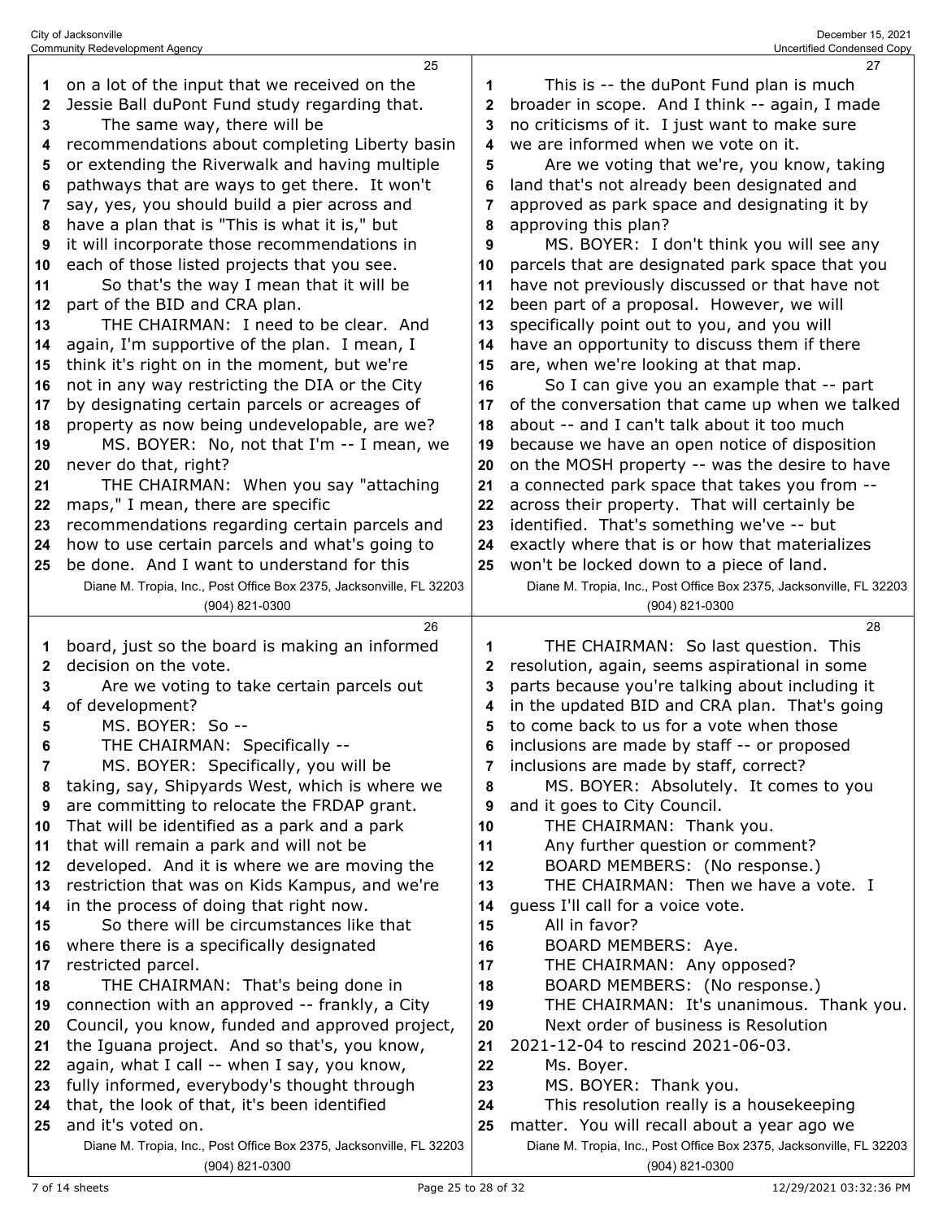on a lot of the input that we received on the Jessie Ball duPont Fund study regarding that.

The same way, there will be recommendations about completing Liberty basin or extending the Riverwalk and having multiple pathways that are ways to get there. It won't say, yes, you should build a pier across and have a plan that is "This is what it is," but it will incorporate those recommendations in each of those listed projects that you see.

So that's the way I mean that it will be part of the BID and CRA plan.

THE CHAIRMAN: I need to be clear. And again, I'm supportive of the plan. I mean, I think it's right on in the moment, but we're not in any way restricting the DIA or the City by designating certain parcels or acreages of property as now being undevelopable, are we?

MS. BOYER: No, not that I'm -- I mean, we never do that, right?

THE CHAIRMAN: When you say "attaching maps," I mean, there are specific recommendations regarding certain parcels and how to use certain parcels and what's going to be done. And I want to understand for this board, just so the board is making an informed decision on the vote.

Are we voting to take certain parcels out of development?

MS. BOYER: So --

THE CHAIRMAN: Specifically --

MS. BOYER: Specifically, you will be taking, say, Shipyards West, which is where we are committing to relocate the FRDAP grant. That will be identified as a park and a park that will remain a park and will not be developed. And it is where we are moving the restriction that was on Kids Kampus, and we're in the process of doing that right now.

So there will be circumstances like that where there is a specifically designated restricted parcel.

THE CHAIRMAN: That's being done in connection with an approved -- frankly, a City Council, you know, funded and approved project, the Iguana project. And so that's, you know, again, what I call -- when I say, you know, fully informed, everybody's thought through that, the look of that, it's been identified and it's voted on.

This is -- the duPont Fund plan is much broader in scope. And I think -- again, I made no criticisms of it. I just want to make sure we are informed when we vote on it.

Are we voting that we're, you know, taking land that's not already been designated and approved as park space and designating it by approving this plan?

MS. BOYER: I don't think you will see any parcels that are designated park space that you have not previously discussed or that have not been part of a proposal. However, we will specifically point out to you, and you will have an opportunity to discuss them if there are, when we're looking at that map.

So I can give you an example that -- part of the conversation that came up when we talked about -- and I can't talk about it too much because we have an open notice of disposition on the MOSH property -- was the desire to have a connected park space that takes you from -- across their property. That will certainly be identified. That's something we've -- but exactly where that is or how that materializes won't be locked down to a piece of land.

THE CHAIRMAN: So last question. This resolution, again, seems aspirational in some parts because you're talking about including it in the updated BID and CRA plan. That's going to come back to us for a vote when those inclusions are made by staff -- or proposed inclusions are made by staff, correct?

MS. BOYER: Absolutely. It comes to you and it goes to City Council.

THE CHAIRMAN: Thank you.

Any further question or comment?

BOARD MEMBERS: (No response.)

THE CHAIRMAN: Then we have a vote. I guess I'll call for a voice vote.

All in favor?

BOARD MEMBERS: Aye.

THE CHAIRMAN: Any opposed?

BOARD MEMBERS: (No response.)

THE CHAIRMAN: It's unanimous. Thank you.

Next order of business is Resolution 2021-12-04 to rescind 2021-06-03.

Ms. Boyer.

MS. BOYER: Thank you.

This resolution really is a housekeeping matter. You will recall about a year ago we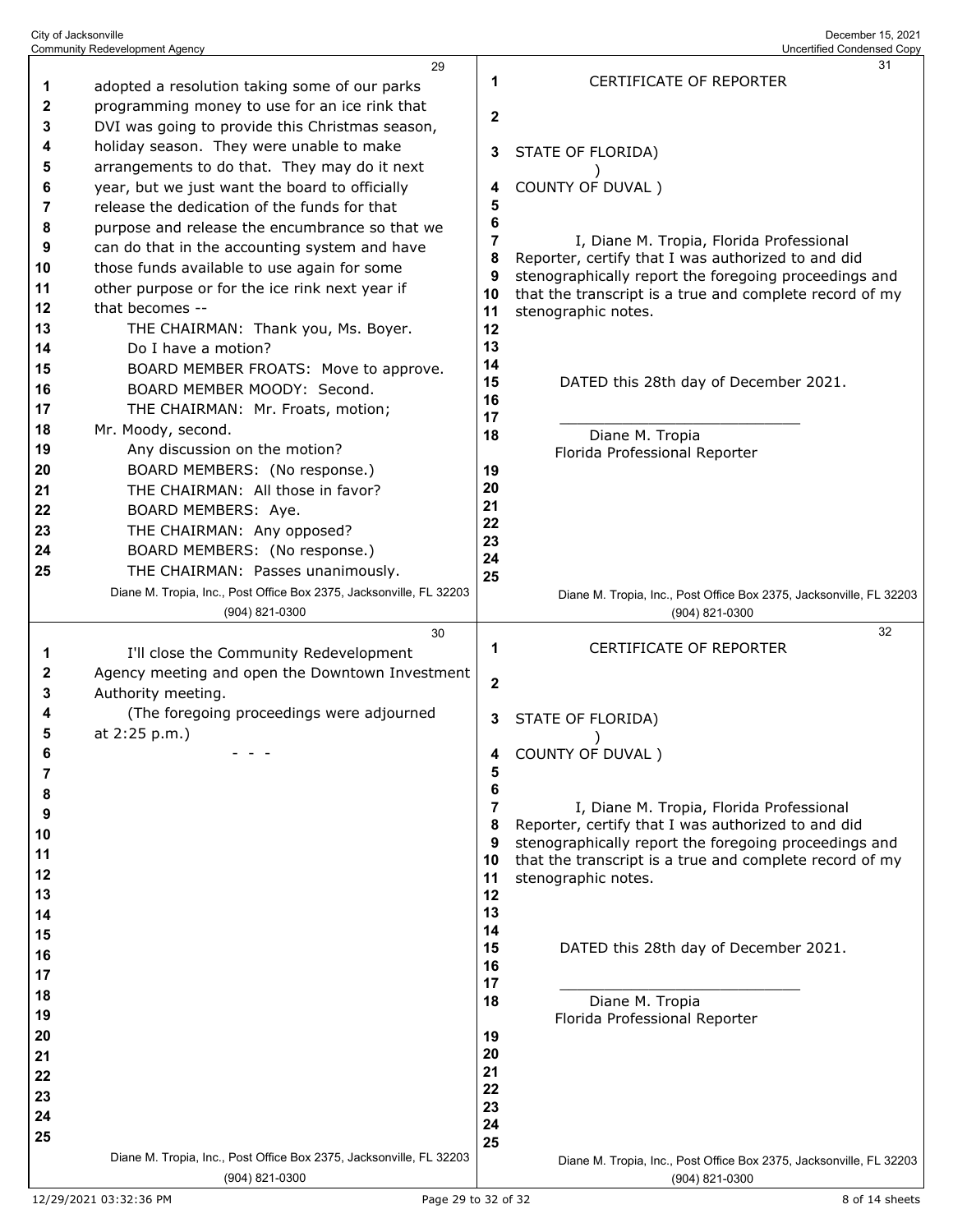adopted a resolution taking some of our parks programming money to use for an ice rink that DVI was going to provide this Christmas season, holiday season. They were unable to make arrangements to do that. They may do it next year, but we just want the board to officially release the dedication of the funds for that purpose and release the encumbrance so that we can do that in the accounting system and have those funds available to use again for some other purpose or for the ice rink next year if that becomes --

THE CHAIRMAN: Thank you, Ms. Boyer.

Do I have a motion?

BOARD MEMBER FROATS: Move to approve.

BOARD MEMBER MOODY: Second.

THE CHAIRMAN: Mr. Froats, motion; Mr. Moody, second.

Any discussion on the motion?

BOARD MEMBERS: (No response.)

THE CHAIRMAN: All those in favor?

BOARD MEMBERS: Aye.

THE CHAIRMAN: Any opposed?

BOARD MEMBERS: (No response.)

THE CHAIRMAN: Passes unanimously.

I'll close the Community Redevelopment Agency meeting and open the Downtown Investment Authority meeting.

(The foregoing proceedings were adjourned at 2:25 p.m.)

- - -

## CERTIFICATE OF REPORTER

STATE OF FLORIDA)
)
COUNTY OF DUVAL )

I, Diane M. Tropia, Florida Professional Reporter, certify that I was authorized to and did stenographically report the foregoing proceedings and that the transcript is a true and complete record of my stenographic notes.

DATED this 28th day of December 2021.

\_\_\_\_\_\_\_\_\_\_\_\_\_\_\_\_\_\_\_\_\_\_\_\_\_\_\_
Diane M. Tropia
Florida Professional Reporter

## CERTIFICATE OF REPORTER

STATE OF FLORIDA)
)
COUNTY OF DUVAL )

I, Diane M. Tropia, Florida Professional Reporter, certify that I was authorized to and did stenographically report the foregoing proceedings and that the transcript is a true and complete record of my stenographic notes.

DATED this 28th day of December 2021.

\_\_\_\_\_\_\_\_\_\_\_\_\_\_\_\_\_\_\_\_\_\_\_\_\_\_\_
Diane M. Tropia
Florida Professional Reporter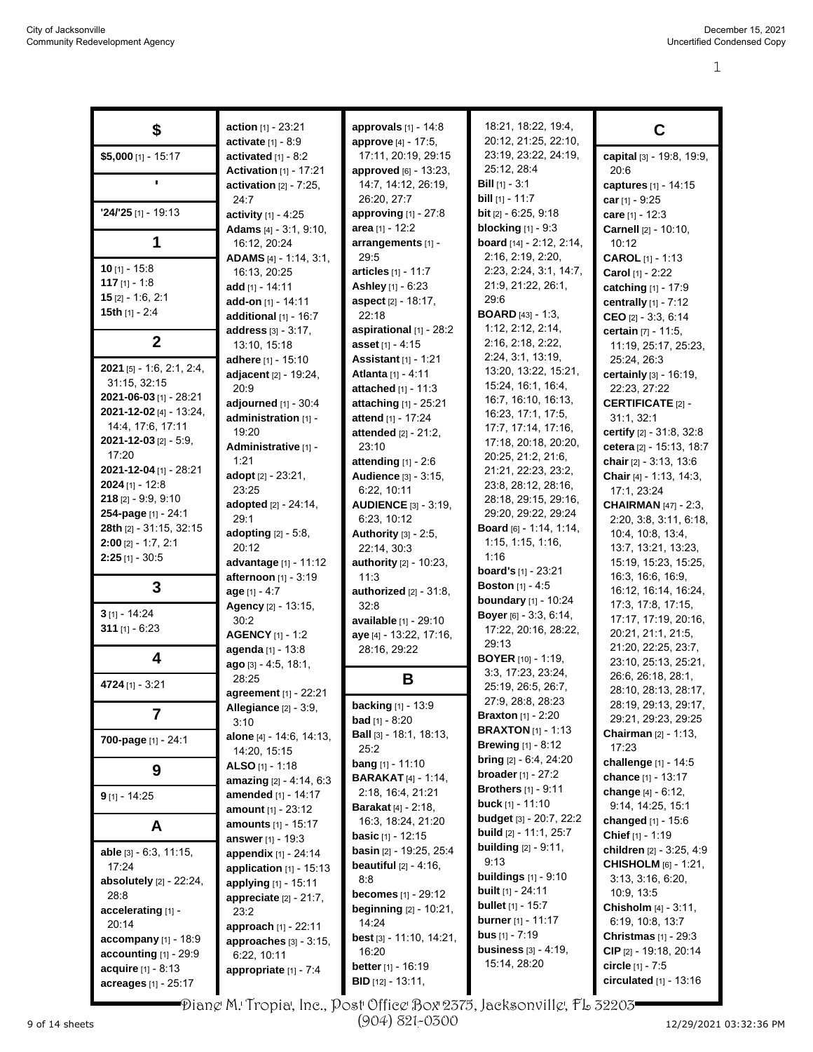## $

**$5,000** [1] - 15:17

## '

**'24/'25** [1] - 19:13

## 1

**10** [1] - 15:8
**117** [1] - 1:8
**15** [2] - 1:6, 2:1
**15th** [1] - 2:4

## 2

**2021** [5] - 1:6, 2:1, 2:4, 31:15, 32:15
**2021-06-03** [1] - 28:21
**2021-12-02** [4] - 13:24, 14:4, 17:6, 17:11
**2021-12-03** [2] - 5:9, 17:20
**2021-12-04** [1] - 28:21
**2024** [1] - 12:8
**218** [2] - 9:9, 9:10
**254-page** [1] - 24:1
**28th** [2] - 31:15, 32:15
**2:00** [2] - 1:7, 2:1
**2:25** [1] - 30:5

## 3

**3** [1] - 14:24
**311** [1] - 6:23

## 4

**4724** [1] - 3:21

## 7

**700-page** [1] - 24:1

## 9

**9** [1] - 14:25

## A

**able** [3] - 6:3, 11:15, 17:24
**absolutely** [2] - 22:24, 28:8
**accelerating** [1] - 20:14
**accompany** [1] - 18:9
**accounting** [1] - 29:9
**acquire** [1] - 8:13
**acreages** [1] - 25:17
**action** [1] - 23:21
**activate** [1] - 8:9
**activated** [1] - 8:2
**Activation** [1] - 17:21
**activation** [2] - 7:25, 24:7
**activity** [1] - 4:25
**Adams** [4] - 3:1, 9:10, 16:12, 20:24
**ADAMS** [4] - 1:14, 3:1, 16:13, 20:25
**add** [1] - 14:11
**add-on** [1] - 14:11
**additional** [1] - 16:7
**address** [3] - 3:17, 13:10, 15:18
**adhere** [1] - 15:10
**adjacent** [2] - 19:24, 20:9
**adjourned** [1] - 30:4
**administration** [1] - 19:20
**Administrative** [1] - 1:21
**adopt** [2] - 23:21, 23:25
**adopted** [2] - 24:14, 29:1
**adopting** [2] - 5:8, 20:12
**advantage** [1] - 11:12
**afternoon** [1] - 3:19
**age** [1] - 4:7
**Agency** [2] - 13:15, 30:2
**AGENCY** [1] - 1:2
**agenda** [1] - 13:8
**ago** [3] - 4:5, 18:1, 28:25
**agreement** [1] - 22:21
**Allegiance** [2] - 3:9, 3:10
**alone** [4] - 14:6, 14:13, 14:20, 15:15
**ALSO** [1] - 1:18
**amazing** [2] - 4:14, 6:3
**amended** [1] - 14:17
**amount** [1] - 23:12
**amounts** [1] - 15:17
**answer** [1] - 19:3
**appendix** [1] - 24:14
**application** [1] - 15:13
**applying** [1] - 15:11
**appreciate** [2] - 21:7, 23:2
**approach** [1] - 22:11
**approaches** [3] - 3:15, 6:22, 10:11
**appropriate** [1] - 7:4
**approvals** [1] - 14:8
**approve** [4] - 17:5, 17:11, 20:19, 29:15
**approved** [6] - 13:23, 14:7, 14:12, 26:19, 26:20, 27:7
**approving** [1] - 27:8
**area** [1] - 12:2
**arrangements** [1] - 29:5
**articles** [1] - 11:7
**Ashley** [1] - 6:23
**aspect** [2] - 18:17, 22:18
**aspirational** [1] - 28:2
**asset** [1] - 4:15
**Assistant** [1] - 1:21
**Atlanta** [1] - 4:11
**attached** [1] - 11:3
**attaching** [1] - 25:21
**attend** [1] - 17:24
**attended** [2] - 21:2, 23:10
**attending** [1] - 2:6
**Audience** [3] - 3:15, 6:22, 10:11
**AUDIENCE** [3] - 3:19, 6:23, 10:12
**Authority** [3] - 2:5, 22:14, 30:3
**authority** [2] - 10:23, 11:3
**authorized** [2] - 31:8, 32:8
**available** [1] - 29:10
**aye** [4] - 13:22, 17:16, 28:16, 29:22

## B

**backing** [1] - 13:9
**bad** [1] - 8:20
**Ball** [3] - 18:1, 18:13, 25:2
**bang** [1] - 11:10
**BARAKAT** [4] - 1:14, 2:18, 16:4, 21:21
**Barakat** [4] - 2:18, 16:3, 18:24, 21:20
**basic** [1] - 12:15
**basin** [2] - 19:25, 25:4
**beautiful** [2] - 4:16, 8:8
**becomes** [1] - 29:12
**beginning** [2] - 10:21, 14:24
**best** [3] - 11:10, 14:21, 16:20
**better** [1] - 16:19
**BID** [12] - 13:11, 18:21, 18:22, 19:4, 20:12, 21:25, 22:10, 23:19, 23:22, 24:19, 25:12, 28:4
**Bill** [1] - 3:1
**bill** [1] - 11:7
**bit** [2] - 6:25, 9:18
**blocking** [1] - 9:3
**board** [14] - 2:12, 2:14, 2:16, 2:19, 2:20, 2:23, 2:24, 3:1, 14:7, 21:9, 21:22, 26:1, 29:6
**BOARD** [43] - 1:3, 1:12, 2:12, 2:14, 2:16, 2:18, 2:22, 2:24, 3:1, 13:19, 13:20, 13:22, 15:21, 15:24, 16:1, 16:4, 16:7, 16:10, 16:13, 16:23, 17:1, 17:5, 17:7, 17:14, 17:16, 17:18, 20:18, 20:20, 20:25, 21:2, 21:6, 21:21, 22:23, 23:2, 23:8, 28:12, 28:16, 28:18, 29:15, 29:16, 29:20, 29:22, 29:24
**Board** [6] - 1:14, 1:14, 1:15, 1:15, 1:16, 1:16
**board's** [1] - 23:21
**Boston** [1] - 4:5
**boundary** [1] - 10:24
**Boyer** [6] - 3:3, 6:14, 17:22, 20:16, 28:22, 29:13
**BOYER** [10] - 1:19, 3:3, 17:23, 23:24, 25:19, 26:5, 26:7, 27:9, 28:8, 28:23
**Braxton** [1] - 2:20
**BRAXTON** [1] - 1:13
**Brewing** [1] - 8:12
**bring** [2] - 6:4, 24:20
**broader** [1] - 27:2
**Brothers** [1] - 9:11
**buck** [1] - 11:10
**budget** [3] - 20:7, 22:2
**build** [2] - 11:1, 25:7
**building** [2] - 9:11, 9:13
**buildings** [1] - 9:10
**built** [1] - 24:11
**bullet** [1] - 15:7
**burner** [1] - 11:17
**bus** [1] - 7:19
**business** [3] - 4:19, 15:14, 28:20

## C

**capital** [3] - 19:8, 19:9, 20:6
**captures** [1] - 14:15
**car** [1] - 9:25
**care** [1] - 12:3
**Carnell** [2] - 10:10, 10:12
**CAROL** [1] - 1:13
**Carol** [1] - 2:22
**catching** [1] - 17:9
**centrally** [1] - 7:12
**CEO** [2] - 3:3, 6:14
**certain** [7] - 11:5, 11:19, 25:17, 25:23, 25:24, 26:3
**certainly** [3] - 16:19, 22:23, 27:22
**CERTIFICATE** [2] - 31:1, 32:1
**certify** [2] - 31:8, 32:8
**cetera** [2] - 15:13, 18:7
**chair** [2] - 3:13, 13:6
**Chair** [4] - 1:13, 14:3, 17:1, 23:24
**CHAIRMAN** [47] - 2:3, 2:20, 3:8, 3:11, 6:18, 10:4, 10:8, 13:4, 13:7, 13:21, 13:23, 15:19, 15:23, 15:25, 16:3, 16:6, 16:9, 16:12, 16:14, 16:24, 17:3, 17:8, 17:15, 17:17, 17:19, 20:16, 20:21, 21:1, 21:5, 21:20, 22:25, 23:7, 23:10, 25:13, 25:21, 26:6, 26:18, 28:1, 28:10, 28:13, 28:17, 28:19, 29:13, 29:17, 29:21, 29:23, 29:25
**Chairman** [2] - 1:13, 17:23
**challenge** [1] - 14:5
**chance** [1] - 13:17
**change** [4] - 6:12, 9:14, 14:25, 15:1
**changed** [1] - 15:6
**Chief** [1] - 1:19
**children** [2] - 3:25, 4:9
**CHISHOLM** [6] - 1:21, 3:13, 3:16, 6:20, 10:9, 13:5
**Chisholm** [4] - 3:11, 6:19, 10:8, 13:7
**Christmas** [1] - 29:3
**CIP** [2] - 19:18, 20:14
**circle** [1] - 7:5
**circulated** [1] - 13:16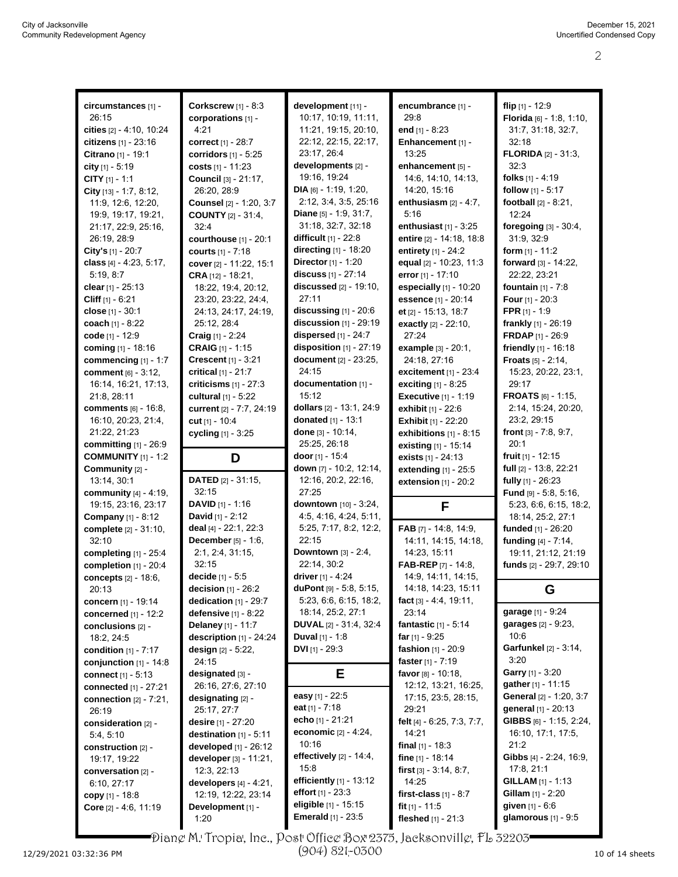**circumstances** [1] - 26:15
**cities** [2] - 4:10, 10:24
**citizens** [1] - 23:16
**Citrano** [1] - 19:1
**city** [1] - 5:19
**CITY** [1] - 1:1
**City** [13] - 1:7, 8:12, 11:9, 12:6, 12:20, 19:9, 19:17, 19:21, 21:17, 22:9, 25:16, 26:19, 28:9
**City's** [1] - 20:7
**class** [4] - 4:23, 5:17, 5:19, 8:7
**clear** [1] - 25:13
**Cliff** [1] - 6:21
**close** [1] - 30:1
**coach** [1] - 8:22
**code** [1] - 12:9
**coming** [1] - 18:16
**commencing** [1] - 1:7
**comment** [6] - 3:12, 16:14, 16:21, 17:13, 21:8, 28:11
**comments** [6] - 16:8, 16:10, 20:23, 21:4, 21:22, 21:23
**committing** [1] - 26:9
**COMMUNITY** [1] - 1:2
**Community** [2] - 13:14, 30:1
**community** [4] - 4:19, 19:15, 23:16, 23:17
**Company** [1] - 8:12
**complete** [2] - 31:10, 32:10
**completing** [1] - 25:4
**completion** [1] - 20:4
**concepts** [2] - 18:6, 20:13
**concern** [1] - 19:14
**concerned** [1] - 12:2
**conclusions** [2] - 18:2, 24:5
**condition** [1] - 7:17
**conjunction** [1] - 14:8
**connect** [1] - 5:13
**connected** [1] - 27:21
**connection** [2] - 7:21, 26:19
**consideration** [2] - 5:4, 5:10
**construction** [2] - 19:17, 19:22
**conversation** [2] - 6:10, 27:17
**copy** [1] - 18:8
**Core** [2] - 4:6, 11:19
**Corkscrew** [1] - 8:3
**corporations** [1] - 4:21
**correct** [1] - 28:7
**corridors** [1] - 5:25
**costs** [1] - 11:23
**Council** [3] - 21:17, 26:20, 28:9
**Counsel** [2] - 1:20, 3:7
**COUNTY** [2] - 31:4, 32:4
**courthouse** [1] - 20:1
**courts** [1] - 7:18
**cover** [2] - 11:22, 15:1
**CRA** [12] - 18:21, 18:22, 19:4, 20:12, 23:20, 23:22, 24:4, 24:13, 24:17, 24:19, 25:12, 28:4
**Craig** [1] - 2:24
**CRAIG** [1] - 1:15
**Crescent** [1] - 3:21
**critical** [1] - 21:7
**criticisms** [1] - 27:3
**cultural** [1] - 5:22
**current** [2] - 7:7, 24:19
**cut** [1] - 10:4
**cycling** [1] - 3:25

## D

**DATED** [2] - 31:15, 32:15
**DAVID** [1] - 1:16
**David** [1] - 2:12
**deal** [4] - 22:1, 22:3
**December** [5] - 1:6, 2:1, 2:4, 31:15, 32:15
**decide** [1] - 5:5
**decision** [1] - 26:2
**dedication** [1] - 29:7
**defensive** [1] - 8:22
**Delaney** [1] - 11:7
**description** [1] - 24:24
**design** [2] - 5:22, 24:15
**designated** [3] - 26:16, 27:6, 27:10
**designating** [2] - 25:17, 27:7
**desire** [1] - 27:20
**destination** [1] - 5:11
**developed** [1] - 26:12
**developer** [3] - 11:21, 12:3, 22:13
**developers** [4] - 4:21, 12:19, 12:22, 23:14
**Development** [1] - 1:20
**development** [11] - 10:17, 10:19, 11:11, 11:21, 19:15, 20:10, 22:12, 22:15, 22:17, 23:17, 26:4
**developments** [2] - 19:16, 19:24
**DIA** [6] - 1:19, 1:20, 2:12, 3:4, 3:5, 25:16
**Diane** [5] - 1:9, 31:7, 31:18, 32:7, 32:18
**difficult** [1] - 22:8
**directing** [1] - 18:20
**Director** [1] - 1:20
**discuss** [1] - 27:14
**discussed** [2] - 19:10, 27:11
**discussing** [1] - 20:6
**discussion** [1] - 29:19
**dispersed** [1] - 24:7
**disposition** [1] - 27:19
**document** [2] - 23:25, 24:15
**documentation** [1] - 15:12
**dollars** [2] - 13:1, 24:9
**donated** [1] - 13:1
**done** [3] - 10:14, 25:25, 26:18
**door** [1] - 15:4
**down** [7] - 10:2, 12:14, 12:16, 20:2, 22:16, 27:25
**downtown** [10] - 3:24, 4:5, 4:16, 4:24, 5:11, 5:25, 7:17, 8:2, 12:2, 22:15
**Downtown** [3] - 2:4, 22:14, 30:2
**driver** [1] - 4:24
**duPont** [9] - 5:8, 5:15, 5:23, 6:6, 6:15, 18:2, 18:14, 25:2, 27:1
**DUVAL** [2] - 31:4, 32:4
**Duval** [1] - 1:8
**DVI** [1] - 29:3

## E

**easy** [1] - 22:5
**eat** [1] - 7:18
**echo** [1] - 21:21
**economic** [2] - 4:24, 10:16
**effectively** [2] - 14:4, 15:8
**efficiently** [1] - 13:12
**effort** [1] - 23:3
**eligible** [1] - 15:15
**Emerald** [1] - 23:5
**encumbrance** [1] - 29:8
**end** [1] - 8:23
**Enhancement** [1] - 13:25
**enhancement** [5] - 14:6, 14:10, 14:13, 14:20, 15:16
**enthusiasm** [2] - 4:7, 5:16
**enthusiast** [1] - 3:25
**entire** [2] - 14:18, 18:8
**entirety** [1] - 24:2
**equal** [2] - 10:23, 11:3
**error** [1] - 17:10
**especially** [1] - 10:20
**essence** [1] - 20:14
**et** [2] - 15:13, 18:7
**exactly** [2] - 22:10, 27:24
**example** [3] - 20:1, 24:18, 27:16
**excitement** [1] - 23:4
**exciting** [1] - 8:25
**Executive** [1] - 1:19
**exhibit** [1] - 22:6
**Exhibit** [1] - 22:20
**exhibitions** [1] - 8:15
**existing** [1] - 15:14
**exists** [1] - 24:13
**extending** [1] - 25:5
**extension** [1] - 20:2

## F

**FAB** [7] - 14:8, 14:9, 14:11, 14:15, 14:18, 14:23, 15:11
**FAB-REP** [7] - 14:8, 14:9, 14:11, 14:15, 14:18, 14:23, 15:11
**fact** [3] - 4:4, 19:11, 23:14
**fantastic** [1] - 5:14
**far** [1] - 9:25
**fashion** [1] - 20:9
**faster** [1] - 7:19
**favor** [8] - 10:18, 12:12, 13:21, 16:25, 17:15, 23:5, 28:15, 29:21
**felt** [4] - 6:25, 7:3, 7:7, 14:21
**final** [1] - 18:3
**fine** [1] - 18:14
**first** [3] - 3:14, 8:7, 14:25
**first-class** [1] - 8:7
**fit** [1] - 11:5
**fleshed** [1] - 21:3
**flip** [1] - 12:9
**Florida** [6] - 1:8, 1:10, 31:7, 31:18, 32:7, 32:18
**FLORIDA** [2] - 31:3, 32:3
**folks** [1] - 4:19
**follow** [1] - 5:17
**football** [2] - 8:21, 12:24
**foregoing** [3] - 30:4, 31:9, 32:9
**form** [1] - 11:2
**forward** [3] - 14:22, 22:22, 23:21
**fountain** [1] - 7:8
**Four** [1] - 20:3
**FPR** [1] - 1:9
**frankly** [1] - 26:19
**FRDAP** [1] - 26:9
**friendly** [1] - 16:18
**Froats** [5] - 2:14, 15:23, 20:22, 23:1, 29:17
**FROATS** [6] - 1:15, 2:14, 15:24, 20:20, 23:2, 29:15
**front** [3] - 7:8, 9:7, 20:1
**fruit** [1] - 12:15
**full** [2] - 13:8, 22:21
**fully** [1] - 26:23
**Fund** [9] - 5:8, 5:16, 5:23, 6:6, 6:15, 18:2, 18:14, 25:2, 27:1
**funded** [1] - 26:20
**funding** [4] - 7:14, 19:11, 21:12, 21:19
**funds** [2] - 29:7, 29:10

## G

**garage** [1] - 9:24
**garages** [2] - 9:23, 10:6
**Garfunkel** [2] - 3:14, 3:20
**Garry** [1] - 3:20
**gather** [1] - 11:15
**General** [2] - 1:20, 3:7
**general** [1] - 20:13
**GIBBS** [6] - 1:15, 2:24, 16:10, 17:1, 17:5, 21:2
**Gibbs** [4] - 2:24, 16:9, 17:8, 21:1
**GILLAM** [1] - 1:13
**Gillam** [1] - 2:20
**given** [1] - 6:6
**glamorous** [1] - 9:5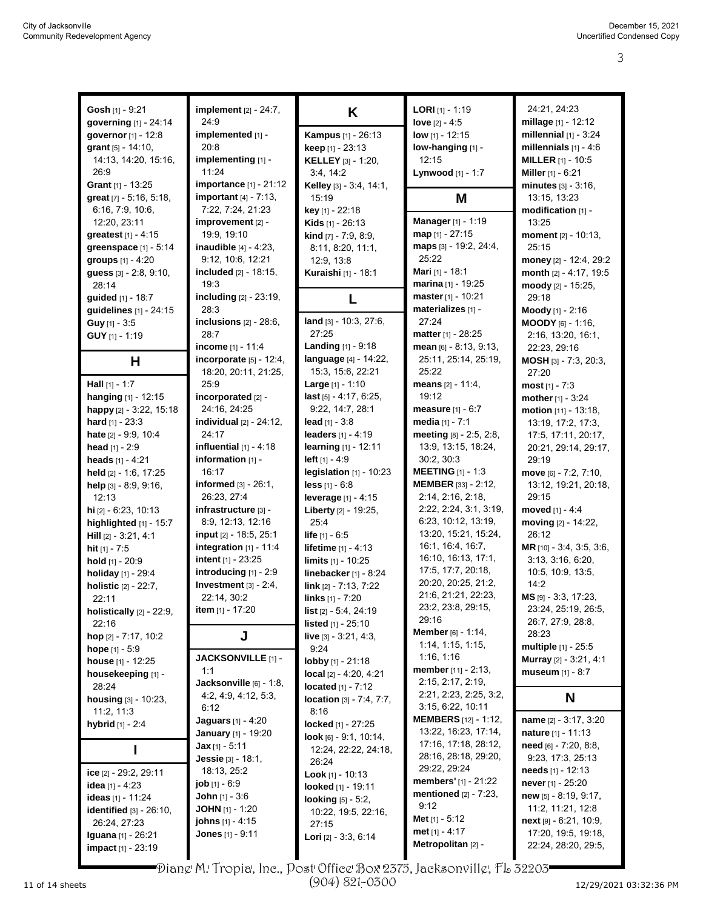**Gosh** [1] - 9:21
**governing** [1] - 24:14
**governor** [1] - 12:8
**grant** [5] - 14:10, 14:13, 14:20, 15:16, 26:9
**Grant** [1] - 13:25
**great** [7] - 5:16, 5:18, 6:16, 7:9, 10:6, 12:20, 23:11
**greatest** [1] - 4:15
**greenspace** [1] - 5:14
**groups** [1] - 4:20
**guess** [3] - 2:8, 9:10, 28:14
**guided** [1] - 18:7
**guidelines** [1] - 24:15
**Guy** [1] - 3:5
**GUY** [1] - 1:19

## H

**Hall** [1] - 1:7
**hanging** [1] - 12:15
**happy** [2] - 3:22, 15:18
**hard** [1] - 23:3
**hate** [2] - 9:9, 10:4
**head** [1] - 2:9
**heads** [1] - 4:21
**held** [2] - 1:6, 17:25
**help** [3] - 8:9, 9:16, 12:13
**hi** [2] - 6:23, 10:13
**highlighted** [1] - 15:7
**Hill** [2] - 3:21, 4:1
**hit** [1] - 7:5
**hold** [1] - 20:9
**holiday** [1] - 29:4
**holistic** [2] - 22:7, 22:11
**holistically** [2] - 22:9, 22:16
**hop** [2] - 7:17, 10:2
**hope** [1] - 5:9
**house** [1] - 12:25
**housekeeping** [1] - 28:24
**housing** [3] - 10:23, 11:2, 11:3
**hybrid** [1] - 2:4

## I

**ice** [2] - 29:2, 29:11
**idea** [1] - 4:23
**ideas** [1] - 11:24
**identified** [3] - 26:10, 26:24, 27:23
**Iguana** [1] - 26:21
**impact** [1] - 23:19
**implement** [2] - 24:7, 24:9
**implemented** [1] - 20:8
**implementing** [1] - 11:24
**importance** [1] - 21:12
**important** [4] - 7:13, 7:22, 7:24, 21:23
**improvement** [2] - 19:9, 19:10
**inaudible** [4] - 4:23, 9:12, 10:6, 12:21
**included** [2] - 18:15, 19:3
**including** [2] - 23:19, 28:3
**inclusions** [2] - 28:6, 28:7
**income** [1] - 11:4
**incorporate** [5] - 12:4, 18:20, 20:11, 21:25, 25:9
**incorporated** [2] - 24:16, 24:25
**individual** [2] - 24:12, 24:17
**influential** [1] - 4:18
**information** [1] - 16:17
**informed** [3] - 26:1, 26:23, 27:4
**infrastructure** [3] - 8:9, 12:13, 12:16
**input** [2] - 18:5, 25:1
**integration** [1] - 11:4
**intent** [1] - 23:25
**introducing** [1] - 2:9
**Investment** [3] - 2:4, 22:14, 30:2
**item** [1] - 17:20

## J

**JACKSONVILLE** [1] - 1:1
**Jacksonville** [6] - 1:8, 4:2, 4:9, 4:12, 5:3, 6:12
**Jaguars** [1] - 4:20
**January** [1] - 19:20
**Jax** [1] - 5:11
**Jessie** [3] - 18:1, 18:13, 25:2
**job** [1] - 6:9
**John** [1] - 3:6
**JOHN** [1] - 1:20
**johns** [1] - 4:15
**Jones** [1] - 9:11

## K

**Kampus** [1] - 26:13
**keep** [1] - 23:13
**KELLEY** [3] - 1:20, 3:4, 14:2
**Kelley** [3] - 3:4, 14:1, 15:19
**key** [1] - 22:18
**Kids** [1] - 26:13
**kind** [7] - 7:9, 8:9, 8:11, 8:20, 11:1, 12:9, 13:8
**Kuraishi** [1] - 18:1

## L

**land** [3] - 10:3, 27:6, 27:25
**Landing** [1] - 9:18
**language** [4] - 14:22, 15:3, 15:6, 22:21
**Large** [1] - 1:10
**last** [5] - 4:17, 6:25, 9:22, 14:7, 28:1
**lead** [1] - 3:8
**leaders** [1] - 4:19
**learning** [1] - 12:11
**left** [1] - 4:9
**legislation** [1] - 10:23
**less** [1] - 6:8
**leverage** [1] - 4:15
**Liberty** [2] - 19:25, 25:4
**life** [1] - 6:5
**lifetime** [1] - 4:13
**limits** [1] - 10:25
**linebacker** [1] - 8:24
**link** [2] - 7:13, 7:22
**links** [1] - 7:20
**list** [2] - 5:4, 24:19
**listed** [1] - 25:10
**live** [3] - 3:21, 4:3, 9:24
**lobby** [1] - 21:18
**local** [2] - 4:20, 4:21
**located** [1] - 7:12
**location** [3] - 7:4, 7:7, 8:16
**locked** [1] - 27:25
**look** [6] - 9:1, 10:14, 12:24, 22:22, 24:18, 26:24
**Look** [1] - 10:13
**looked** [1] - 19:11
**looking** [5] - 5:2, 10:22, 19:5, 22:16, 27:15
**Lori** [2] - 3:3, 6:14
**LORI** [1] - 1:19
**love** [2] - 4:5
**low** [1] - 12:15
**low-hanging** [1] - 12:15
**Lynwood** [1] - 1:7

## M

**Manager** [1] - 1:19
**map** [1] - 27:15
**maps** [3] - 19:2, 24:4, 25:22
**Mari** [1] - 18:1
**marina** [1] - 19:25
**master** [1] - 10:21
**materializes** [1] - 27:24
**matter** [1] - 28:25
**mean** [6] - 8:13, 9:13, 25:11, 25:14, 25:19, 25:22
**means** [2] - 11:4, 19:12
**measure** [1] - 6:7
**media** [1] - 7:1
**meeting** [8] - 2:5, 2:8, 13:9, 13:15, 18:24, 30:2, 30:3
**MEETING** [1] - 1:3
**MEMBER** [33] - 2:12, 2:14, 2:16, 2:18, 2:22, 2:24, 3:1, 3:19, 6:23, 10:12, 13:19, 13:20, 15:21, 15:24, 16:1, 16:4, 16:7, 16:10, 16:13, 17:1, 17:5, 17:7, 20:18, 20:20, 20:25, 21:2, 21:6, 21:21, 22:23, 23:2, 23:8, 29:15, 29:16
**Member** [6] - 1:14, 1:14, 1:15, 1:15, 1:16, 1:16
**member** [11] - 2:13, 2:15, 2:17, 2:19, 2:21, 2:23, 2:25, 3:2, 3:15, 6:22, 10:11
**MEMBERS** [12] - 1:12, 13:22, 16:23, 17:14, 17:16, 17:18, 28:12, 28:16, 28:18, 29:20, 29:22, 29:24
**members'** [1] - 21:22
**mentioned** [2] - 7:23, 9:12
**Met** [1] - 5:12
**met** [1] - 4:17
**Metropolitan** [2] - 24:21, 24:23
**millage** [1] - 12:12
**millennial** [1] - 3:24
**millennials** [1] - 4:6
**MILLER** [1] - 10:5
**Miller** [1] - 6:21
**minutes** [3] - 3:16, 13:15, 13:23
**modification** [1] - 13:25
**moment** [2] - 10:13, 25:15
**money** [2] - 12:4, 29:2
**month** [2] - 4:17, 19:5
**moody** [2] - 15:25, 29:18
**Moody** [1] - 2:16
**MOODY** [6] - 1:16, 2:16, 13:20, 16:1, 22:23, 29:16
**MOSH** [3] - 7:3, 20:3, 27:20
**most** [1] - 7:3
**mother** [1] - 3:24
**motion** [11] - 13:18, 13:19, 17:2, 17:3, 17:5, 17:11, 20:17, 20:21, 29:14, 29:17, 29:19
**move** [6] - 7:2, 7:10, 13:12, 19:21, 20:18, 29:15
**moved** [1] - 4:4
**moving** [2] - 14:22, 26:12
**MR** [10] - 3:4, 3:5, 3:6, 3:13, 3:16, 6:20, 10:5, 10:9, 13:5, 14:2
**MS** [9] - 3:3, 17:23, 23:24, 25:19, 26:5, 26:7, 27:9, 28:8, 28:23
**multiple** [1] - 25:5
**Murray** [2] - 3:21, 4:1
**museum** [1] - 8:7

## N

**name** [2] - 3:17, 3:20
**nature** [1] - 11:13
**need** [6] - 7:20, 8:8, 9:23, 17:3, 25:13
**needs** [1] - 12:13
**never** [1] - 25:20
**new** [5] - 8:19, 9:17, 11:2, 11:21, 12:8
**next** [9] - 6:21, 10:9, 17:20, 19:5, 19:18, 22:24, 28:20, 29:5,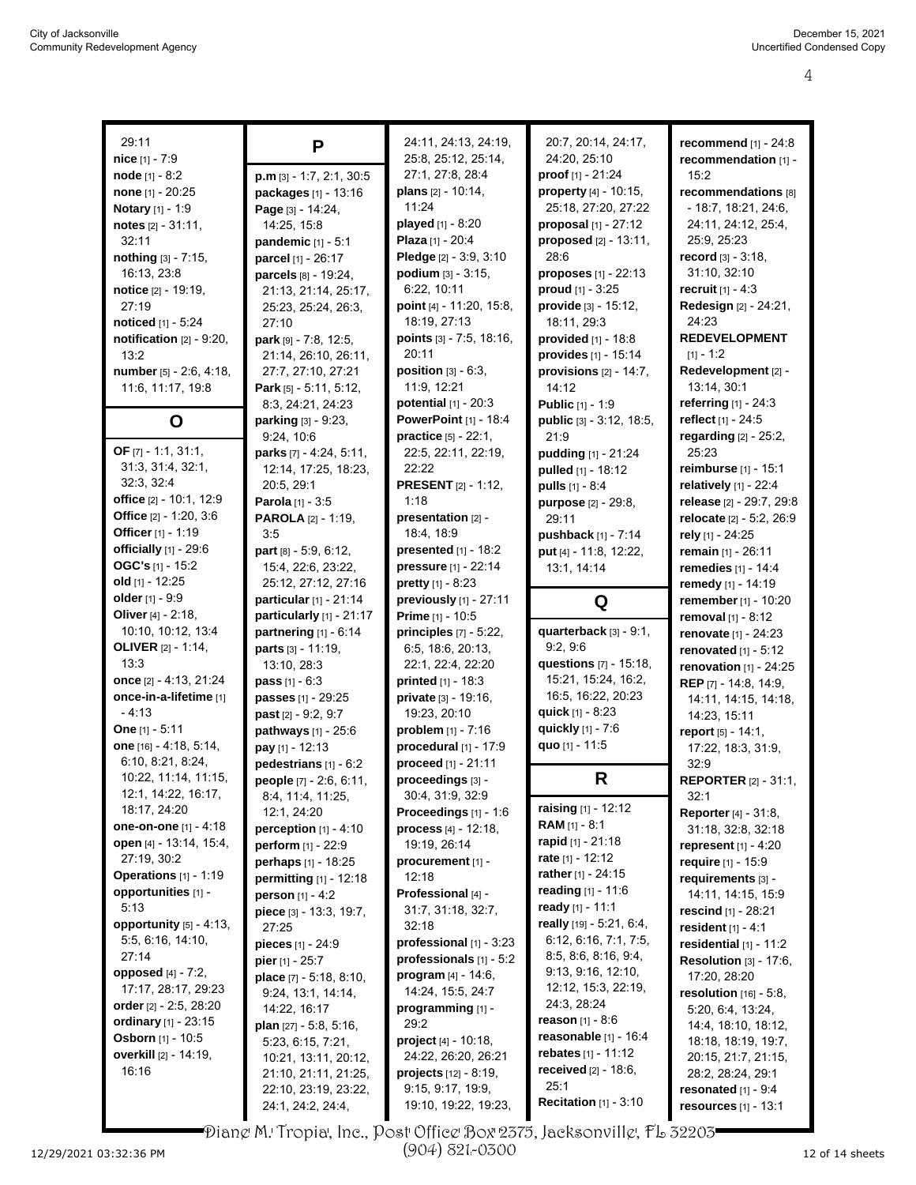29:11
**nice** [1] - 7:9
**node** [1] - 8:2
**none** [1] - 20:25
**Notary** [1] - 1:9
**notes** [2] - 31:11, 32:11
**nothing** [3] - 7:15, 16:13, 23:8
**notice** [2] - 19:19, 27:19
**noticed** [1] - 5:24
**notification** [2] - 9:20, 13:2
**number** [5] - 2:6, 4:18, 11:6, 11:17, 19:8

## O

**OF** [7] - 1:1, 31:1, 31:3, 31:4, 32:1, 32:3, 32:4
**office** [2] - 10:1, 12:9
**Office** [2] - 1:20, 3:6
**Officer** [1] - 1:19
**officially** [1] - 29:6
**OGC's** [1] - 15:2
**old** [1] - 12:25
**older** [1] - 9:9
**Oliver** [4] - 2:18, 10:10, 10:12, 13:4
**OLIVER** [2] - 1:14, 13:3
**once** [2] - 4:13, 21:24
**once-in-a-lifetime** [1] - 4:13
**One** [1] - 5:11
**one** [16] - 4:18, 5:14, 6:10, 8:21, 8:24, 10:22, 11:14, 11:15, 12:1, 14:22, 16:17, 18:17, 24:20
**one-on-one** [1] - 4:18
**open** [4] - 13:14, 15:4, 27:19, 30:2
**Operations** [1] - 1:19
**opportunities** [1] - 5:13
**opportunity** [5] - 4:13, 5:5, 6:16, 14:10, 27:14
**opposed** [4] - 7:2, 17:17, 28:17, 29:23
**order** [2] - 2:5, 28:20
**ordinary** [1] - 23:15
**Osborn** [1] - 10:5
**overkill** [2] - 14:19, 16:16

## P

**p.m** [3] - 1:7, 2:1, 30:5
**packages** [1] - 13:16
**Page** [3] - 14:24, 14:25, 15:8
**pandemic** [1] - 5:1
**parcel** [1] - 26:17
**parcels** [8] - 19:24, 21:13, 21:14, 25:17, 25:23, 25:24, 26:3, 27:10
**park** [9] - 7:8, 12:5, 21:14, 26:10, 26:11, 27:7, 27:10, 27:21
**Park** [5] - 5:11, 5:12, 8:3, 24:21, 24:23
**parking** [3] - 9:23, 9:24, 10:6
**parks** [7] - 4:24, 5:11, 12:14, 17:25, 18:23, 20:5, 29:1
**Parola** [1] - 3:5
**PAROLA** [2] - 1:19, 3:5
**part** [8] - 5:9, 6:12, 15:4, 22:6, 23:22, 25:12, 27:12, 27:16
**particular** [1] - 21:14
**particularly** [1] - 21:17
**partnering** [1] - 6:14
**parts** [3] - 11:19, 13:10, 28:3
**pass** [1] - 6:3
**passes** [1] - 29:25
**past** [2] - 9:2, 9:7
**pathways** [1] - 25:6
**pay** [1] - 12:13
**pedestrians** [1] - 6:2
**people** [7] - 2:6, 6:11, 8:4, 11:4, 11:25, 12:1, 24:20
**perception** [1] - 4:10
**perform** [1] - 22:9
**perhaps** [1] - 18:25
**permitting** [1] - 12:18
**person** [1] - 4:2
**piece** [3] - 13:3, 19:7, 27:25
**pieces** [1] - 24:9
**pier** [1] - 25:7
**place** [7] - 5:18, 8:10, 9:24, 13:1, 14:14, 14:22, 16:17
**plan** [27] - 5:8, 5:16, 5:23, 6:15, 7:21, 10:21, 13:11, 20:12, 21:10, 21:11, 21:25, 22:10, 23:19, 23:22, 24:1, 24:2, 24:4, 24:11, 24:13, 24:19, 25:8, 25:12, 25:14, 27:1, 27:8, 28:4
**plans** [2] - 10:14, 11:24
**played** [1] - 8:20
**Plaza** [1] - 20:4
**Pledge** [2] - 3:9, 3:10
**podium** [3] - 3:15, 6:22, 10:11
**point** [4] - 11:20, 15:8, 18:19, 27:13
**points** [3] - 7:5, 18:16, 20:11
**position** [3] - 6:3, 11:9, 12:21
**potential** [1] - 20:3
**PowerPoint** [1] - 18:4
**practice** [5] - 22:1, 22:5, 22:11, 22:19, 22:22
**PRESENT** [2] - 1:12, 1:18
**presentation** [2] - 18:4, 18:9
**presented** [1] - 18:2
**pressure** [1] - 22:14
**pretty** [1] - 8:23
**previously** [1] - 27:11
**Prime** [1] - 10:5
**principles** [7] - 5:22, 6:5, 18:6, 20:13, 22:1, 22:4, 22:20
**printed** [1] - 18:3
**private** [3] - 19:16, 19:23, 20:10
**problem** [1] - 7:16
**procedural** [1] - 17:9
**proceed** [1] - 21:11
**proceedings** [3] - 30:4, 31:9, 32:9
**Proceedings** [1] - 1:6
**process** [4] - 12:18, 19:19, 26:14
**procurement** [1] - 12:18
**Professional** [4] - 31:7, 31:18, 32:7, 32:18
**professional** [1] - 3:23
**professionals** [1] - 5:2
**program** [4] - 14:6, 14:24, 15:5, 24:7
**programming** [1] - 29:2
**project** [4] - 10:18, 24:22, 26:20, 26:21
**projects** [12] - 8:19, 9:15, 9:17, 19:9, 19:10, 19:22, 19:23, 20:7, 20:14, 24:17, 24:20, 25:10
**proof** [1] - 21:24
**property** [4] - 10:15, 25:18, 27:20, 27:22
**proposal** [1] - 27:12
**proposed** [2] - 13:11, 28:6
**proposes** [1] - 22:13
**proud** [1] - 3:25
**provide** [3] - 15:12, 18:11, 29:3
**provided** [1] - 18:8
**provides** [1] - 15:14
**provisions** [2] - 14:7, 14:12
**Public** [1] - 1:9
**public** [3] - 3:12, 18:5, 21:9
**pudding** [1] - 21:24
**pulled** [1] - 18:12
**pulls** [1] - 8:4
**purpose** [2] - 29:8, 29:11
**pushback** [1] - 7:14
**put** [4] - 11:8, 12:22, 13:1, 14:14

## Q

**quarterback** [3] - 9:1, 9:2, 9:6
**questions** [7] - 15:18, 15:21, 15:24, 16:2, 16:5, 16:22, 20:23
**quick** [1] - 8:23
**quickly** [1] - 7:6
**quo** [1] - 11:5

## R

**raising** [1] - 12:12
**RAM** [1] - 8:1
**rapid** [1] - 21:18
**rate** [1] - 12:12
**rather** [1] - 24:15
**reading** [1] - 11:6
**ready** [1] - 11:1
**really** [19] - 5:21, 6:4, 6:12, 6:16, 7:1, 7:5, 8:5, 8:6, 8:16, 9:4, 9:13, 9:16, 12:10, 12:12, 15:3, 22:19, 24:3, 28:24
**reason** [1] - 8:6
**reasonable** [1] - 16:4
**rebates** [1] - 11:12
**received** [2] - 18:6, 25:1
**Recitation** [1] - 3:10
**recommend** [1] - 24:8
**recommendation** [1] - 15:2
**recommendations** [8] - 18:7, 18:21, 24:6, 24:11, 24:12, 25:4, 25:9, 25:23
**record** [3] - 3:18, 31:10, 32:10
**recruit** [1] - 4:3
**Redesign** [2] - 24:21, 24:23
**REDEVELOPMENT** [1] - 1:2
**Redevelopment** [2] - 13:14, 30:1
**referring** [1] - 24:3
**reflect** [1] - 24:5
**regarding** [2] - 25:2, 25:23
**reimburse** [1] - 15:1
**relatively** [1] - 22:4
**release** [2] - 29:7, 29:8
**relocate** [2] - 5:2, 26:9
**rely** [1] - 24:25
**remain** [1] - 26:11
**remedies** [1] - 14:4
**remedy** [1] - 14:19
**remember** [1] - 10:20
**removal** [1] - 8:12
**renovate** [1] - 24:23
**renovated** [1] - 5:12
**renovation** [1] - 24:25
**REP** [7] - 14:8, 14:9, 14:11, 14:15, 14:18, 14:23, 15:11
**report** [5] - 14:1, 17:22, 18:3, 31:9, 32:9
**REPORTER** [2] - 31:1, 32:1
**Reporter** [4] - 31:8, 31:18, 32:8, 32:18
**represent** [1] - 4:20
**require** [1] - 15:9
**requirements** [3] - 14:11, 14:15, 15:9
**rescind** [1] - 28:21
**resident** [1] - 4:1
**residential** [1] - 11:2
**Resolution** [3] - 17:6, 17:20, 28:20
**resolution** [16] - 5:8, 5:20, 6:4, 13:24, 14:4, 18:10, 18:12, 18:18, 18:19, 19:7, 20:15, 21:7, 21:15, 28:2, 28:24, 29:1
**resonated** [1] - 9:4
**resources** [1] - 13:1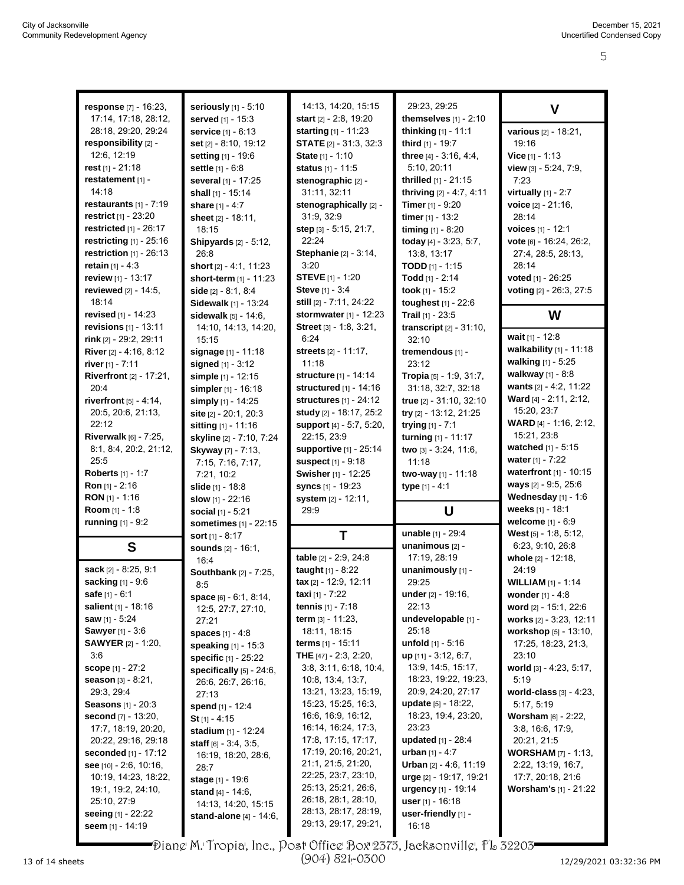**response** [7] - 16:23, 17:14, 17:18, 28:12, 28:18, 29:20, 29:24
**responsibility** [2] - 12:6, 12:19
**rest** [1] - 21:18
**restatement** [1] - 14:18
**restaurants** [1] - 7:19
**restrict** [1] - 23:20
**restricted** [1] - 26:17
**restricting** [1] - 25:16
**restriction** [1] - 26:13
**retain** [1] - 4:3
**review** [1] - 13:17
**reviewed** [2] - 14:5, 18:14
**revised** [1] - 14:23
**revisions** [1] - 13:11
**rink** [2] - 29:2, 29:11
**River** [2] - 4:16, 8:12
**river** [1] - 7:11
**Riverfront** [2] - 17:21, 20:4
**riverfront** [5] - 4:14, 20:5, 20:6, 21:13, 22:12
**Riverwalk** [6] - 7:25, 8:1, 8:4, 20:2, 21:12, 25:5
**Roberts** [1] - 1:7
**Ron** [1] - 2:16
**RON** [1] - 1:16
**Room** [1] - 1:8
**running** [1] - 9:2

## S

**sack** [2] - 8:25, 9:1
**sacking** [1] - 9:6
**safe** [1] - 6:1
**salient** [1] - 18:16
**saw** [1] - 5:24
**Sawyer** [1] - 3:6
**SAWYER** [2] - 1:20, 3:6
**scope** [1] - 27:2
**season** [3] - 8:21, 29:3, 29:4
**Seasons** [1] - 20:3
**second** [7] - 13:20, 17:7, 18:19, 20:20, 20:22, 29:16, 29:18
**seconded** [1] - 17:12
**see** [10] - 2:6, 10:16, 10:19, 14:23, 18:22, 19:1, 19:2, 24:10, 25:10, 27:9
**seeing** [1] - 22:22
**seem** [1] - 14:19
**seriously** [1] - 5:10
**served** [1] - 15:3
**service** [1] - 6:13
**set** [2] - 8:10, 19:12
**setting** [1] - 19:6
**settle** [1] - 6:8
**several** [1] - 17:25
**shall** [1] - 15:14
**share** [1] - 4:7
**sheet** [2] - 18:11, 18:15
**Shipyards** [2] - 5:12, 26:8
**short** [2] - 4:1, 11:23
**short-term** [1] - 11:23
**side** [2] - 8:1, 8:4
**Sidewalk** [1] - 13:24
**sidewalk** [5] - 14:6, 14:10, 14:13, 14:20, 15:15
**signage** [1] - 11:18
**signed** [1] - 3:12
**simple** [1] - 12:15
**simpler** [1] - 16:18
**simply** [1] - 14:25
**site** [2] - 20:1, 20:3
**sitting** [1] - 11:16
**skyline** [2] - 7:10, 7:24
**Skyway** [7] - 7:13, 7:15, 7:16, 7:17, 7:21, 10:2
**slide** [1] - 18:8
**slow** [1] - 22:16
**social** [1] - 5:21
**sometimes** [1] - 22:15
**sort** [1] - 8:17
**sounds** [2] - 16:1, 16:4
**Southbank** [2] - 7:25, 8:5
**space** [6] - 6:1, 8:14, 12:5, 27:7, 27:10, 27:21
**spaces** [1] - 4:8
**speaking** [1] - 15:3
**specific** [1] - 25:22
**specifically** [5] - 24:6, 26:6, 26:7, 26:16, 27:13
**spend** [1] - 12:4
**St** [1] - 4:15
**stadium** [1] - 12:24
**staff** [6] - 3:4, 3:5, 16:19, 18:20, 28:6, 28:7
**stage** [1] - 19:6
**stand** [4] - 14:6, 14:13, 14:20, 15:15
**stand-alone** [4] - 14:6, 14:13, 14:20, 15:15
**start** [2] - 2:8, 19:20
**starting** [1] - 11:23
**STATE** [2] - 31:3, 32:3
**State** [1] - 1:10
**status** [1] - 11:5
**stenographic** [2] - 31:11, 32:11
**stenographically** [2] - 31:9, 32:9
**step** [3] - 5:15, 21:7, 22:24
**Stephanie** [2] - 3:14, 3:20
**STEVE** [1] - 1:20
**Steve** [1] - 3:4
**still** [2] - 7:11, 24:22
**stormwater** [1] - 12:23
**Street** [3] - 1:8, 3:21, 6:24
**streets** [2] - 11:17, 11:18
**structure** [1] - 14:14
**structured** [1] - 14:16
**structures** [1] - 24:12
**study** [2] - 18:17, 25:2
**support** [4] - 5:7, 5:20, 22:15, 23:9
**supportive** [1] - 25:14
**suspect** [1] - 9:18
**Swisher** [1] - 12:25
**syncs** [1] - 19:23
**system** [2] - 12:11, 29:9

## T

**table** [2] - 2:9, 24:8
**taught** [1] - 8:22
**tax** [2] - 12:9, 12:11
**taxi** [1] - 7:22
**tennis** [1] - 7:18
**term** [3] - 11:23, 18:11, 18:15
**terms** [1] - 15:11
**THE** [47] - 2:3, 2:20, 3:8, 3:11, 6:18, 10:4, 10:8, 13:4, 13:7, 13:21, 13:23, 15:19, 15:23, 15:25, 16:3, 16:6, 16:9, 16:12, 16:14, 16:24, 17:3, 17:8, 17:15, 17:17, 17:19, 20:16, 20:21, 21:1, 21:5, 21:20, 22:25, 23:7, 23:10, 25:13, 25:21, 26:6, 26:18, 28:1, 28:10, 28:13, 28:17, 28:19, 29:13, 29:17, 29:21, 29:23, 29:25
**themselves** [1] - 2:10
**thinking** [1] - 11:1
**third** [1] - 19:7
**three** [4] - 3:16, 4:4, 5:10, 20:11
**thrilled** [1] - 21:15
**thriving** [2] - 4:7, 4:11
**Timer** [1] - 9:20
**timer** [1] - 13:2
**timing** [1] - 8:20
**today** [4] - 3:23, 5:7, 13:8, 13:17
**TODD** [1] - 1:15
**Todd** [1] - 2:14
**took** [1] - 15:2
**toughest** [1] - 22:6
**Trail** [1] - 23:5
**transcript** [2] - 31:10, 32:10
**tremendous** [1] - 23:12
**Tropia** [5] - 1:9, 31:7, 31:18, 32:7, 32:18
**true** [2] - 31:10, 32:10
**try** [2] - 13:12, 21:25
**trying** [1] - 7:1
**turning** [1] - 11:17
**two** [3] - 3:24, 11:6, 11:18
**two-way** [1] - 11:18
**type** [1] - 4:1

## U

**unable** [1] - 29:4
**unanimous** [2] - 17:19, 28:19
**unanimously** [1] - 29:25
**under** [2] - 19:16, 22:13
**undevelopable** [1] - 25:18
**unfold** [1] - 5:16
**up** [11] - 3:12, 6:7, 13:9, 14:5, 15:17, 18:23, 19:22, 19:23, 20:9, 24:20, 27:17
**update** [5] - 18:22, 18:23, 19:4, 23:20, 23:23
**updated** [1] - 28:4
**urban** [1] - 4:7
**Urban** [2] - 4:6, 11:19
**urge** [2] - 19:17, 19:21
**urgency** [1] - 19:14
**user** [1] - 16:18
**user-friendly** [1] - 16:18

## V

**various** [2] - 18:21, 19:16
**Vice** [1] - 1:13
**view** [3] - 5:24, 7:9, 7:23
**virtually** [1] - 2:7
**voice** [2] - 21:16, 28:14
**voices** [1] - 12:1
**vote** [6] - 16:24, 26:2, 27:4, 28:5, 28:13, 28:14
**voted** [1] - 26:25
**voting** [2] - 26:3, 27:5

## W

**wait** [1] - 12:8
**walkability** [1] - 11:18
**walking** [1] - 5:25
**walkway** [1] - 8:8
**wants** [2] - 4:2, 11:22
**Ward** [4] - 2:11, 2:12, 15:20, 23:7
**WARD** [4] - 1:16, 2:12, 15:21, 23:8
**watched** [1] - 5:15
**water** [1] - 7:22
**waterfront** [1] - 10:15
**ways** [2] - 9:5, 25:6
**Wednesday** [1] - 1:6
**weeks** [1] - 18:1
**welcome** [1] - 6:9
**West** [5] - 1:8, 5:12, 6:23, 9:10, 26:8
**whole** [2] - 12:18, 24:19
**WILLIAM** [1] - 1:14
**wonder** [1] - 4:8
**word** [2] - 15:1, 22:6
**works** [2] - 3:23, 12:11
**workshop** [5] - 13:10, 17:25, 18:23, 21:3, 23:10
**world** [3] - 4:23, 5:17, 5:19
**world-class** [3] - 4:23, 5:17, 5:19
**Worsham** [6] - 2:22, 3:8, 16:6, 17:9, 20:21, 21:5
**WORSHAM** [7] - 1:13, 2:22, 13:19, 16:7, 17:7, 20:18, 21:6
**Worsham's** [1] - 21:22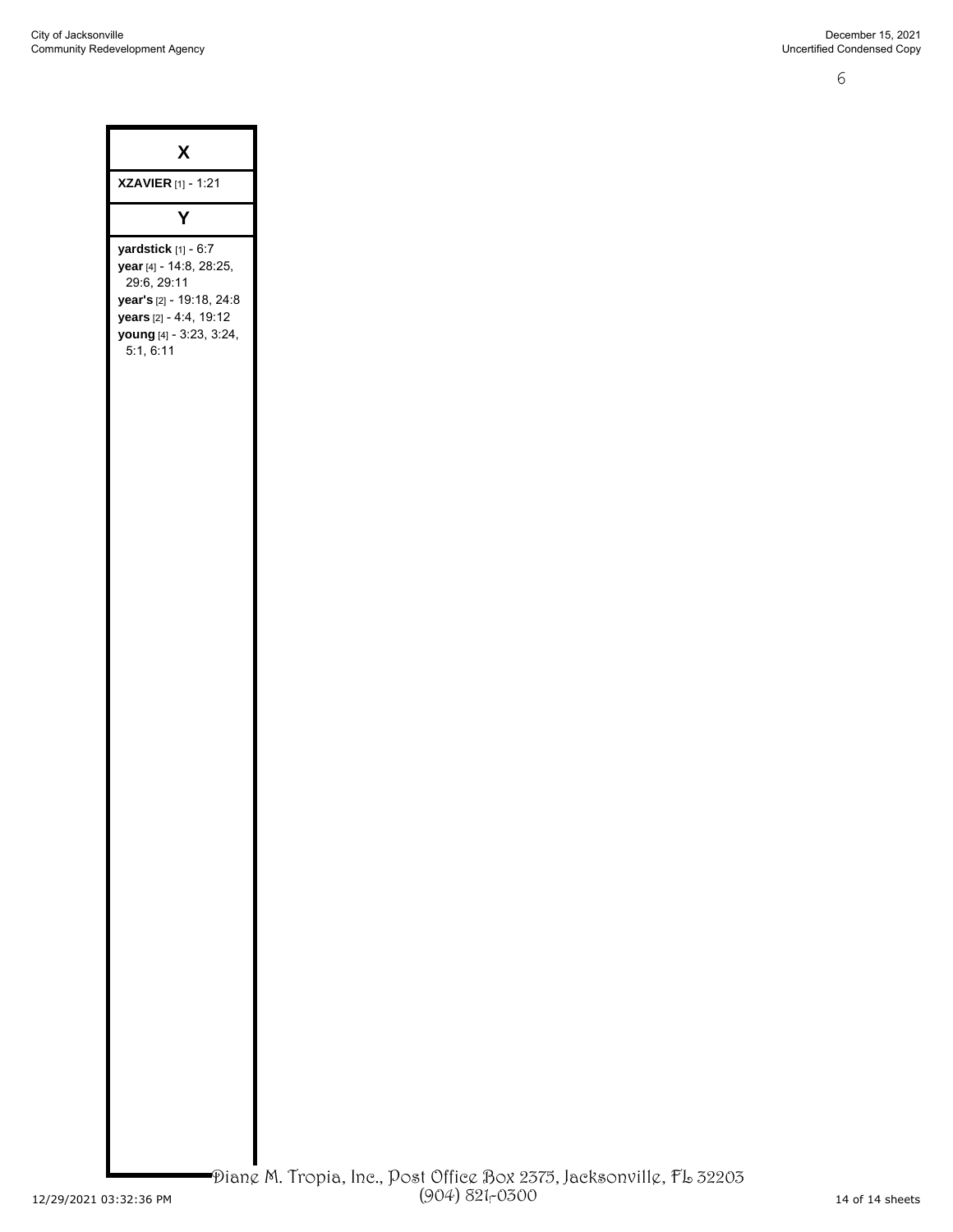## X

**XZAVIER** [1] - 1:21

## Y

**yardstick** [1] - 6:7
**year** [4] - 14:8, 28:25, 29:6, 29:11
**year's** [2] - 19:18, 24:8
**years** [2] - 4:4, 19:12
**young** [4] - 3:23, 3:24, 5:1, 6:11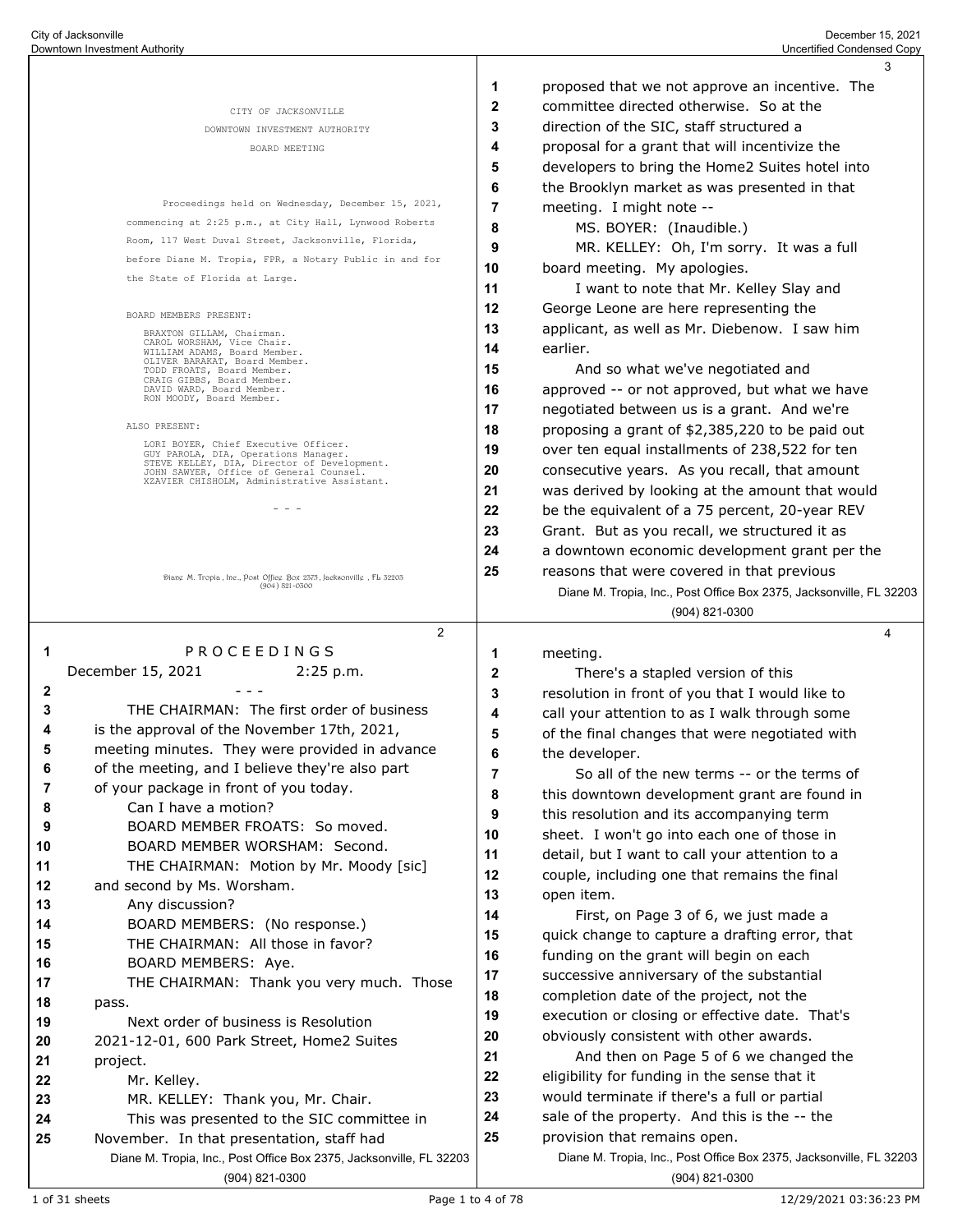CITY OF JACKSONVILLE

DOWNTOWN INVESTMENT AUTHORITY

BOARD MEETING

Proceedings held on Wednesday, December 15, 2021, commencing at 2:25 p.m., at City Hall, Lynwood Roberts Room, 117 West Duval Street, Jacksonville, Florida, before Diane M. Tropia, FPR, a Notary Public in and for the State of Florida at Large.

BOARD MEMBERS PRESENT:

BRAXTON GILLAM, Chairman.
CAROL WORSHAM, Vice Chair.
WILLIAM ADAMS, Board Member.
OLIVER BARAKAT, Board Member.
TODD FROATS, Board Member.
CRAIG GIBBS, Board Member.
DAVID WARD, Board Member.
RON MOODY, Board Member.

ALSO PRESENT:

LORI BOYER, Chief Executive Officer.
GUY PAROLA, DIA, Operations Manager.
STEVE KELLEY, DIA, Director of Development.
JOHN SAWYER, Office of General Counsel.
XZAVIER CHISHOLM, Administrative Assistant.

- - -

P R O C E E D I N G S

December 15, 2021 2:25 p.m.

- - -

THE CHAIRMAN: The first order of business is the approval of the November 17th, 2021, meeting minutes. They were provided in advance of the meeting, and I believe they're also part of your package in front of you today.

Can I have a motion?

BOARD MEMBER FROATS: So moved.

BOARD MEMBER WORSHAM: Second.

THE CHAIRMAN: Motion by Mr. Moody [sic] and second by Ms. Worsham.

Any discussion?

BOARD MEMBERS: (No response.)

THE CHAIRMAN: All those in favor?

BOARD MEMBERS: Aye.

THE CHAIRMAN: Thank you very much. Those pass.

Next order of business is Resolution 2021-12-01, 600 Park Street, Home2 Suites project.

Mr. Kelley.

MR. KELLEY: Thank you, Mr. Chair.

This was presented to the SIC committee in November. In that presentation, staff had proposed that we not approve an incentive. The committee directed otherwise. So at the direction of the SIC, staff structured a proposal for a grant that will incentivize the developers to bring the Home2 Suites hotel into the Brooklyn market as was presented in that meeting. I might note --

MS. BOYER: (Inaudible.)

MR. KELLEY: Oh, I'm sorry. It was a full board meeting. My apologies.

I want to note that Mr. Kelley Slay and George Leone are here representing the applicant, as well as Mr. Diebenow. I saw him earlier.

And so what we've negotiated and approved -- or not approved, but what we have negotiated between us is a grant. And we're proposing a grant of $2,385,220 to be paid out over ten equal installments of 238,522 for ten consecutive years. As you recall, that amount was derived by looking at the amount that would be the equivalent of a 75 percent, 20-year REV Grant. But as you recall, we structured it as a downtown economic development grant per the reasons that were covered in that previous meeting.

There's a stapled version of this resolution in front of you that I would like to call your attention to as I walk through some of the final changes that were negotiated with the developer.

So all of the new terms -- or the terms of this downtown development grant are found in this resolution and its accompanying term sheet. I won't go into each one of those in detail, but I want to call your attention to a couple, including one that remains the final open item.

First, on Page 3 of 6, we just made a quick change to capture a drafting error, that funding on the grant will begin on each successive anniversary of the substantial completion date of the project, not the execution or closing or effective date. That's obviously consistent with other awards.

And then on Page 5 of 6 we changed the eligibility for funding in the sense that it would terminate if there's a full or partial sale of the property. And this is the -- the provision that remains open.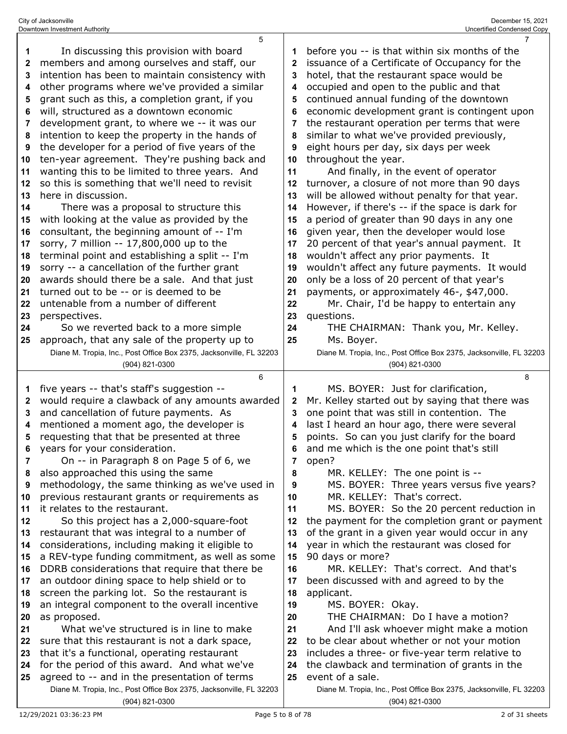In discussing this provision with board members and among ourselves and staff, our intention has been to maintain consistency with other programs where we've provided a similar grant such as this, a completion grant, if you will, structured as a downtown economic development grant, to where we -- it was our intention to keep the property in the hands of the developer for a period of five years of the ten-year agreement. They're pushing back and wanting this to be limited to three years. And so this is something that we'll need to revisit here in discussion.

There was a proposal to structure this with looking at the value as provided by the consultant, the beginning amount of -- I'm sorry, 7 million -- 17,800,000 up to the terminal point and establishing a split -- I'm sorry -- a cancellation of the further grant awards should there be a sale. And that just turned out to be -- or is deemed to be untenable from a number of different perspectives.

So we reverted back to a more simple approach, that any sale of the property up to five years -- that's staff's suggestion -- would require a clawback of any amounts awarded and cancellation of future payments. As mentioned a moment ago, the developer is requesting that that be presented at three years for your consideration.

On -- in Paragraph 8 on Page 5 of 6, we also approached this using the same methodology, the same thinking as we've used in previous restaurant grants or requirements as it relates to the restaurant.

So this project has a 2,000-square-foot restaurant that was integral to a number of considerations, including making it eligible to a REV-type funding commitment, as well as some DDRB considerations that require that there be an outdoor dining space to help shield or to screen the parking lot. So the restaurant is an integral component to the overall incentive as proposed.

What we've structured is in line to make sure that this restaurant is not a dark space, that it's a functional, operating restaurant for the period of this award. And what we've agreed to -- and in the presentation of terms before you -- is that within six months of the issuance of a Certificate of Occupancy for the hotel, that the restaurant space would be occupied and open to the public and that continued annual funding of the downtown economic development grant is contingent upon the restaurant operation per terms that were similar to what we've provided previously, eight hours per day, six days per week throughout the year.

And finally, in the event of operator turnover, a closure of not more than 90 days will be allowed without penalty for that year. However, if there's -- if the space is dark for a period of greater than 90 days in any one given year, then the developer would lose 20 percent of that year's annual payment. It wouldn't affect any prior payments. It wouldn't affect any future payments. It would only be a loss of 20 percent of that year's payments, or approximately 46-, $47,000.

Mr. Chair, I'd be happy to entertain any questions.

THE CHAIRMAN: Thank you, Mr. Kelley.

Ms. Boyer.

MS. BOYER: Just for clarification, Mr. Kelley started out by saying that there was one point that was still in contention. The last I heard an hour ago, there were several points. So can you just clarify for the board and me which is the one point that's still open?

MR. KELLEY: The one point is --

MS. BOYER: Three years versus five years?

MR. KELLEY: That's correct.

MS. BOYER: So the 20 percent reduction in the payment for the completion grant or payment of the grant in a given year would occur in any year in which the restaurant was closed for 90 days or more?

MR. KELLEY: That's correct. And that's been discussed with and agreed to by the applicant.

MS. BOYER: Okay.

THE CHAIRMAN: Do I have a motion?

And I'll ask whoever might make a motion to be clear about whether or not your motion includes a three- or five-year term relative to the clawback and termination of grants in the event of a sale.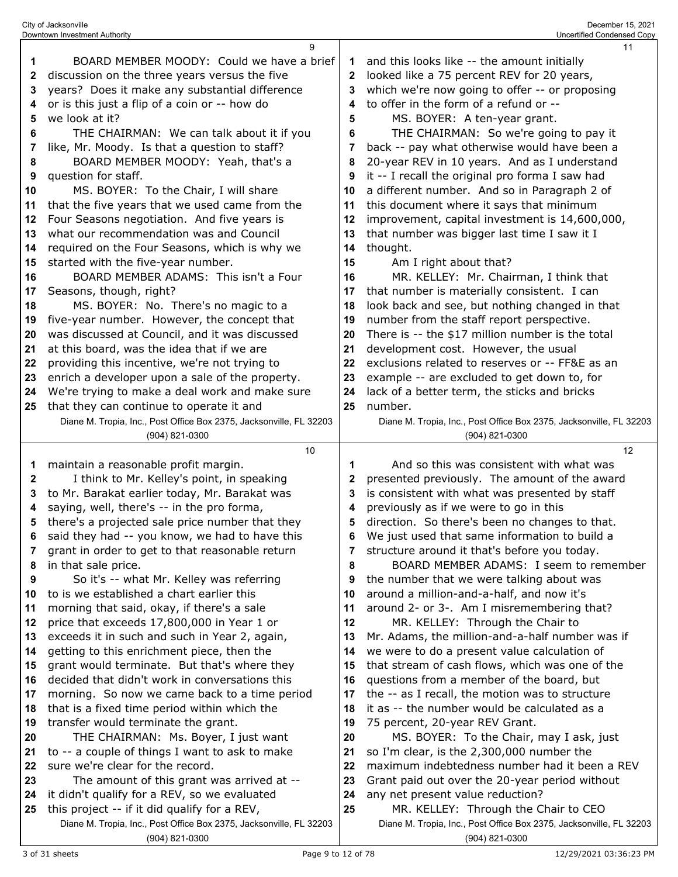BOARD MEMBER MOODY: Could we have a brief discussion on the three years versus the five years? Does it make any substantial difference or is this just a flip of a coin or -- how do we look at it?

THE CHAIRMAN: We can talk about it if you like, Mr. Moody. Is that a question to staff?

BOARD MEMBER MOODY: Yeah, that's a question for staff.

MS. BOYER: To the Chair, I will share that the five years that we used came from the Four Seasons negotiation. And five years is what our recommendation was and Council required on the Four Seasons, which is why we started with the five-year number.

BOARD MEMBER ADAMS: This isn't a Four Seasons, though, right?

MS. BOYER: No. There's no magic to a five-year number. However, the concept that was discussed at Council, and it was discussed at this board, was the idea that if we are providing this incentive, we're not trying to enrich a developer upon a sale of the property. We're trying to make a deal work and make sure that they can continue to operate it and maintain a reasonable profit margin.

I think to Mr. Kelley's point, in speaking to Mr. Barakat earlier today, Mr. Barakat was saying, well, there's -- in the pro forma, there's a projected sale price number that they said they had -- you know, we had to have this grant in order to get to that reasonable return in that sale price.

So it's -- what Mr. Kelley was referring to is we established a chart earlier this morning that said, okay, if there's a sale price that exceeds 17,800,000 in Year 1 or exceeds it in such and such in Year 2, again, getting to this enrichment piece, then the grant would terminate. But that's where they decided that didn't work in conversations this morning. So now we came back to a time period that is a fixed time period within which the transfer would terminate the grant.

THE CHAIRMAN: Ms. Boyer, I just want to -- a couple of things I want to ask to make sure we're clear for the record.

The amount of this grant was arrived at -- it didn't qualify for a REV, so we evaluated this project -- if it did qualify for a REV, and this looks like -- the amount initially looked like a 75 percent REV for 20 years, which we're now going to offer -- or proposing to offer in the form of a refund or --

MS. BOYER: A ten-year grant.

THE CHAIRMAN: So we're going to pay it back -- pay what otherwise would have been a 20-year REV in 10 years. And as I understand it -- I recall the original pro forma I saw had a different number. And so in Paragraph 2 of this document where it says that minimum improvement, capital investment is 14,600,000, that number was bigger last time I saw it I thought.

Am I right about that?

MR. KELLEY: Mr. Chairman, I think that that number is materially consistent. I can look back and see, but nothing changed in that number from the staff report perspective. There is -- the $17 million number is the total development cost. However, the usual exclusions related to reserves or -- FF&E as an example -- are excluded to get down to, for lack of a better term, the sticks and bricks number.

And so this was consistent with what was presented previously. The amount of the award is consistent with what was presented by staff previously as if we were to go in this direction. So there's been no changes to that. We just used that same information to build a structure around it that's before you today.

BOARD MEMBER ADAMS: I seem to remember the number that we were talking about was around a million-and-a-half, and now it's around 2- or 3-. Am I misremembering that?

MR. KELLEY: Through the Chair to Mr. Adams, the million-and-a-half number was if we were to do a present value calculation of that stream of cash flows, which was one of the questions from a member of the board, but the -- as I recall, the motion was to structure it as -- the number would be calculated as a 75 percent, 20-year REV Grant.

MS. BOYER: To the Chair, may I ask, just so I'm clear, is the 2,300,000 number the maximum indebtedness number had it been a REV Grant paid out over the 20-year period without any net present value reduction?

MR. KELLEY: Through the Chair to CEO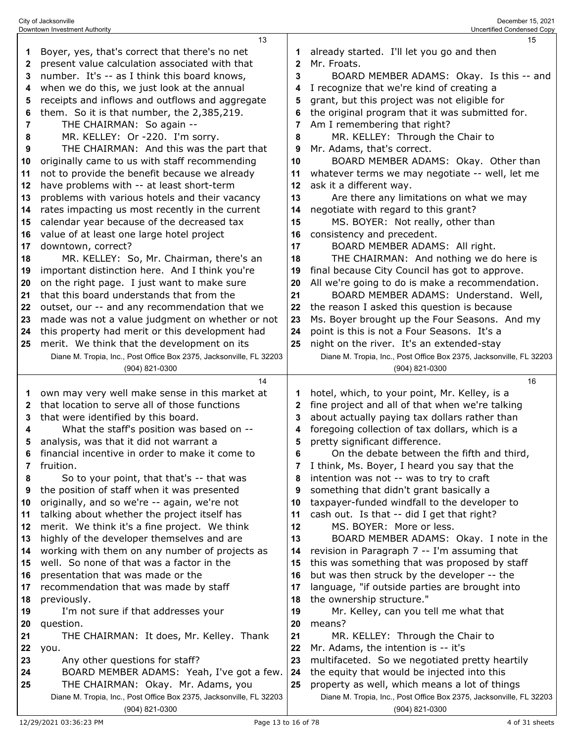Boyer, yes, that's correct that there's no net present value calculation associated with that number. It's -- as I think this board knows, when we do this, we just look at the annual receipts and inflows and outflows and aggregate them. So it is that number, the 2,385,219.

THE CHAIRMAN: So again --

MR. KELLEY: Or -220. I'm sorry.

THE CHAIRMAN: And this was the part that originally came to us with staff recommending not to provide the benefit because we already have problems with -- at least short-term problems with various hotels and their vacancy rates impacting us most recently in the current calendar year because of the decreased tax value of at least one large hotel project downtown, correct?

MR. KELLEY: So, Mr. Chairman, there's an important distinction here. And I think you're on the right page. I just want to make sure that this board understands that from the outset, our -- and any recommendation that we made was not a value judgment on whether or not this property had merit or this development had merit. We think that the development on its own may very well make sense in this market at that location to serve all of those functions that were identified by this board.

What the staff's position was based on -- analysis, was that it did not warrant a financial incentive in order to make it come to fruition.

So to your point, that that's -- that was the position of staff when it was presented originally, and so we're -- again, we're not talking about whether the project itself has merit. We think it's a fine project. We think highly of the developer themselves and are working with them on any number of projects as well. So none of that was a factor in the presentation that was made or the recommendation that was made by staff previously.

I'm not sure if that addresses your question.

THE CHAIRMAN: It does, Mr. Kelley. Thank you.

Any other questions for staff?

BOARD MEMBER ADAMS: Yeah, I've got a few.

THE CHAIRMAN: Okay. Mr. Adams, you already started. I'll let you go and then Mr. Froats.

BOARD MEMBER ADAMS: Okay. Is this -- and I recognize that we're kind of creating a grant, but this project was not eligible for the original program that it was submitted for. Am I remembering that right?

MR. KELLEY: Through the Chair to Mr. Adams, that's correct.

BOARD MEMBER ADAMS: Okay. Other than whatever terms we may negotiate -- well, let me ask it a different way.

Are there any limitations on what we may negotiate with regard to this grant?

MS. BOYER: Not really, other than consistency and precedent.

BOARD MEMBER ADAMS: All right.

THE CHAIRMAN: And nothing we do here is final because City Council has got to approve. All we're going to do is make a recommendation.

BOARD MEMBER ADAMS: Understand. Well, the reason I asked this question is because Ms. Boyer brought up the Four Seasons. And my point is this is not a Four Seasons. It's a night on the river. It's an extended-stay hotel, which, to your point, Mr. Kelley, is a fine project and all of that when we're talking about actually paying tax dollars rather than foregoing collection of tax dollars, which is a pretty significant difference.

On the debate between the fifth and third, I think, Ms. Boyer, I heard you say that the intention was not -- was to try to craft something that didn't grant basically a taxpayer-funded windfall to the developer to cash out. Is that -- did I get that right?

MS. BOYER: More or less.

BOARD MEMBER ADAMS: Okay. I note in the revision in Paragraph 7 -- I'm assuming that this was something that was proposed by staff but was then struck by the developer -- the language, "if outside parties are brought into the ownership structure."

Mr. Kelley, can you tell me what that means?

MR. KELLEY: Through the Chair to Mr. Adams, the intention is -- it's multifaceted. So we negotiated pretty heartily the equity that would be injected into this property as well, which means a lot of things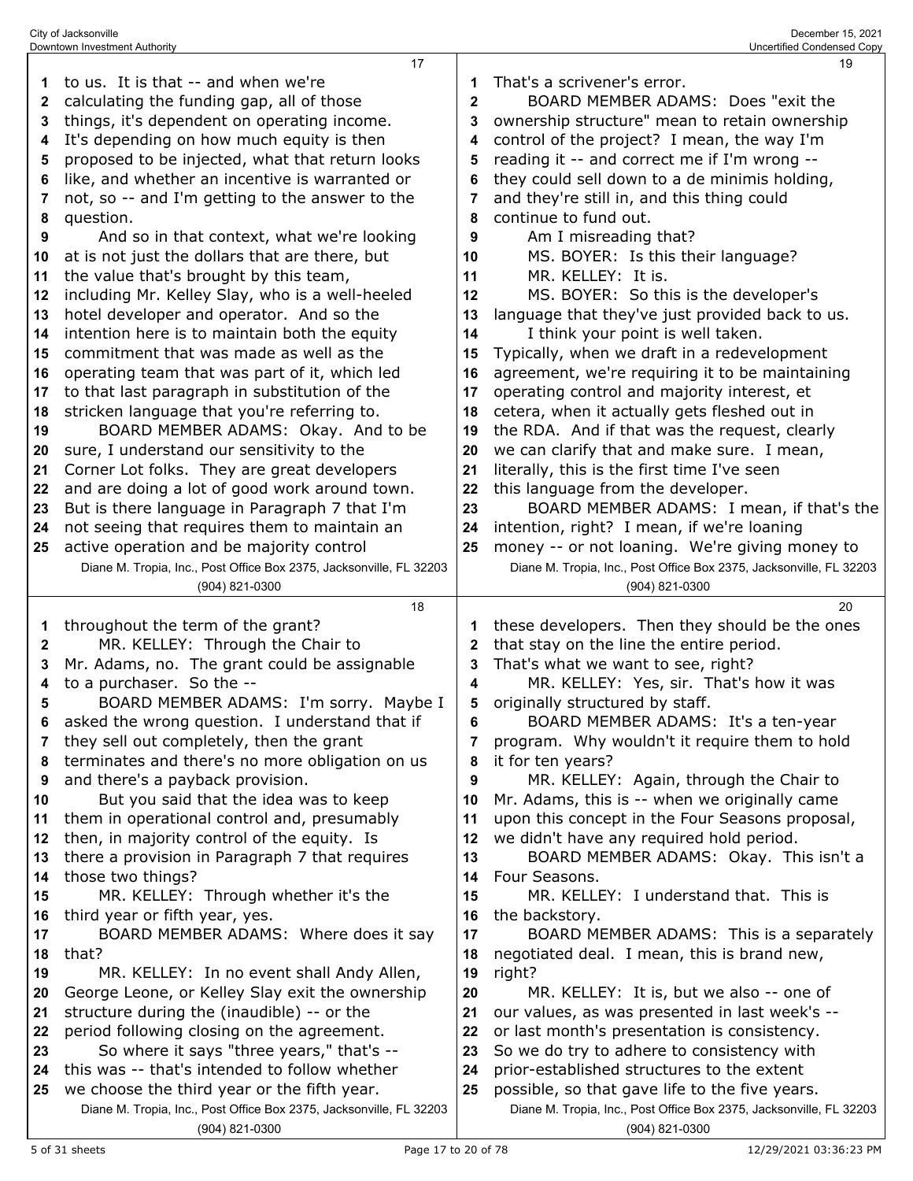to us. It is that -- and when we're calculating the funding gap, all of those things, it's dependent on operating income. It's depending on how much equity is then proposed to be injected, what that return looks like, and whether an incentive is warranted or not, so -- and I'm getting to the answer to the question.

And so in that context, what we're looking at is not just the dollars that are there, but the value that's brought by this team, including Mr. Kelley Slay, who is a well-heeled hotel developer and operator. And so the intention here is to maintain both the equity commitment that was made as well as the operating team that was part of it, which led to that last paragraph in substitution of the stricken language that you're referring to.

BOARD MEMBER ADAMS: Okay. And to be sure, I understand our sensitivity to the Corner Lot folks. They are great developers and are doing a lot of good work around town. But is there language in Paragraph 7 that I'm not seeing that requires them to maintain an active operation and be majority control throughout the term of the grant?

MR. KELLEY: Through the Chair to Mr. Adams, no. The grant could be assignable to a purchaser. So the --

BOARD MEMBER ADAMS: I'm sorry. Maybe I asked the wrong question. I understand that if they sell out completely, then the grant terminates and there's no more obligation on us and there's a payback provision.

But you said that the idea was to keep them in operational control and, presumably then, in majority control of the equity. Is there a provision in Paragraph 7 that requires those two things?

MR. KELLEY: Through whether it's the third year or fifth year, yes.

BOARD MEMBER ADAMS: Where does it say that?

MR. KELLEY: In no event shall Andy Allen, George Leone, or Kelley Slay exit the ownership structure during the (inaudible) -- or the period following closing on the agreement.

So where it says "three years," that's -- this was -- that's intended to follow whether we choose the third year or the fifth year. That's a scrivener's error.

BOARD MEMBER ADAMS: Does "exit the ownership structure" mean to retain ownership control of the project? I mean, the way I'm reading it -- and correct me if I'm wrong -- they could sell down to a de minimis holding, and they're still in, and this thing could continue to fund out.

Am I misreading that?

MS. BOYER: Is this their language?

MR. KELLEY: It is.

MS. BOYER: So this is the developer's language that they've just provided back to us.

I think your point is well taken. Typically, when we draft in a redevelopment agreement, we're requiring it to be maintaining operating control and majority interest, et cetera, when it actually gets fleshed out in the RDA. And if that was the request, clearly we can clarify that and make sure. I mean, literally, this is the first time I've seen this language from the developer.

BOARD MEMBER ADAMS: I mean, if that's the intention, right? I mean, if we're loaning money -- or not loaning. We're giving money to these developers. Then they should be the ones that stay on the line the entire period. That's what we want to see, right?

MR. KELLEY: Yes, sir. That's how it was originally structured by staff.

BOARD MEMBER ADAMS: It's a ten-year program. Why wouldn't it require them to hold it for ten years?

MR. KELLEY: Again, through the Chair to Mr. Adams, this is -- when we originally came upon this concept in the Four Seasons proposal, we didn't have any required hold period.

BOARD MEMBER ADAMS: Okay. This isn't a Four Seasons.

MR. KELLEY: I understand that. This is the backstory.

BOARD MEMBER ADAMS: This is a separately negotiated deal. I mean, this is brand new, right?

MR. KELLEY: It is, but we also -- one of our values, as was presented in last week's -- or last month's presentation is consistency. So we do try to adhere to consistency with prior-established structures to the extent possible, so that gave life to the five years.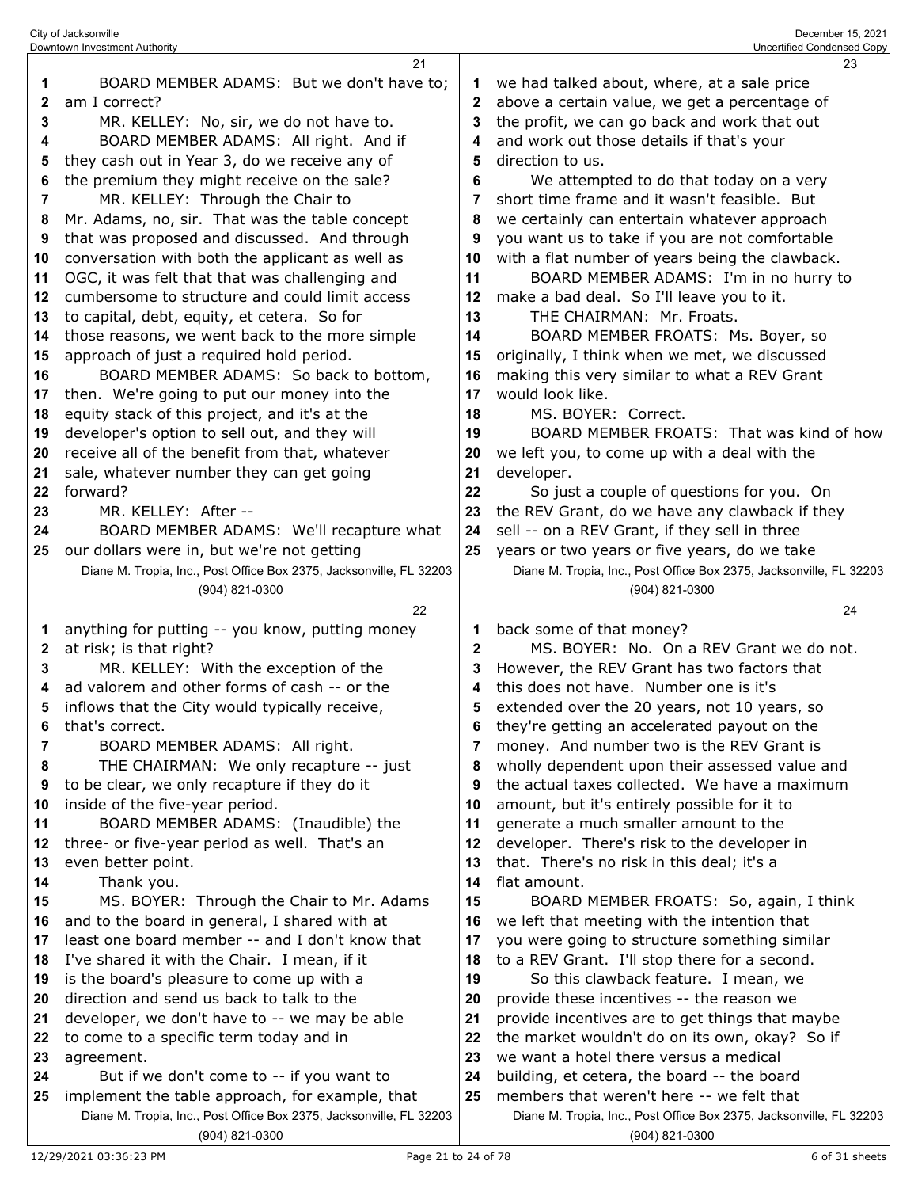BOARD MEMBER ADAMS: But we don't have to; am I correct?

MR. KELLEY: No, sir, we do not have to.

BOARD MEMBER ADAMS: All right. And if they cash out in Year 3, do we receive any of the premium they might receive on the sale?

MR. KELLEY: Through the Chair to Mr. Adams, no, sir. That was the table concept that was proposed and discussed. And through conversation with both the applicant as well as OGC, it was felt that that was challenging and cumbersome to structure and could limit access to capital, debt, equity, et cetera. So for those reasons, we went back to the more simple approach of just a required hold period.

BOARD MEMBER ADAMS: So back to bottom, then. We're going to put our money into the equity stack of this project, and it's at the developer's option to sell out, and they will receive all of the benefit from that, whatever sale, whatever number they can get going forward?

MR. KELLEY: After --

BOARD MEMBER ADAMS: We'll recapture what our dollars were in, but we're not getting anything for putting -- you know, putting money at risk; is that right?

MR. KELLEY: With the exception of the ad valorem and other forms of cash -- or the inflows that the City would typically receive, that's correct.

BOARD MEMBER ADAMS: All right.

THE CHAIRMAN: We only recapture -- just to be clear, we only recapture if they do it inside of the five-year period.

BOARD MEMBER ADAMS: (Inaudible) the three- or five-year period as well. That's an even better point.

Thank you.

MS. BOYER: Through the Chair to Mr. Adams and to the board in general, I shared with at least one board member -- and I don't know that I've shared it with the Chair. I mean, if it is the board's pleasure to come up with a direction and send us back to talk to the developer, we don't have to -- we may be able to come to a specific term today and in agreement.

But if we don't come to -- if you want to implement the table approach, for example, that we had talked about, where, at a sale price above a certain value, we get a percentage of the profit, we can go back and work that out and work out those details if that's your direction to us.

We attempted to do that today on a very short time frame and it wasn't feasible. But we certainly can entertain whatever approach you want us to take if you are not comfortable with a flat number of years being the clawback.

BOARD MEMBER ADAMS: I'm in no hurry to make a bad deal. So I'll leave you to it.

THE CHAIRMAN: Mr. Froats.

BOARD MEMBER FROATS: Ms. Boyer, so originally, I think when we met, we discussed making this very similar to what a REV Grant would look like.

MS. BOYER: Correct.

BOARD MEMBER FROATS: That was kind of how we left you, to come up with a deal with the developer.

So just a couple of questions for you. On the REV Grant, do we have any clawback if they sell -- on a REV Grant, if they sell in three years or two years or five years, do we take back some of that money?

MS. BOYER: No. On a REV Grant we do not. However, the REV Grant has two factors that this does not have. Number one is it's extended over the 20 years, not 10 years, so they're getting an accelerated payout on the money. And number two is the REV Grant is wholly dependent upon their assessed value and the actual taxes collected. We have a maximum amount, but it's entirely possible for it to generate a much smaller amount to the developer. There's risk to the developer in that. There's no risk in this deal; it's a flat amount.

BOARD MEMBER FROATS: So, again, I think we left that meeting with the intention that you were going to structure something similar to a REV Grant. I'll stop there for a second.

So this clawback feature. I mean, we provide these incentives -- the reason we provide incentives are to get things that maybe the market wouldn't do on its own, okay? So if we want a hotel there versus a medical building, et cetera, the board -- the board members that weren't here -- we felt that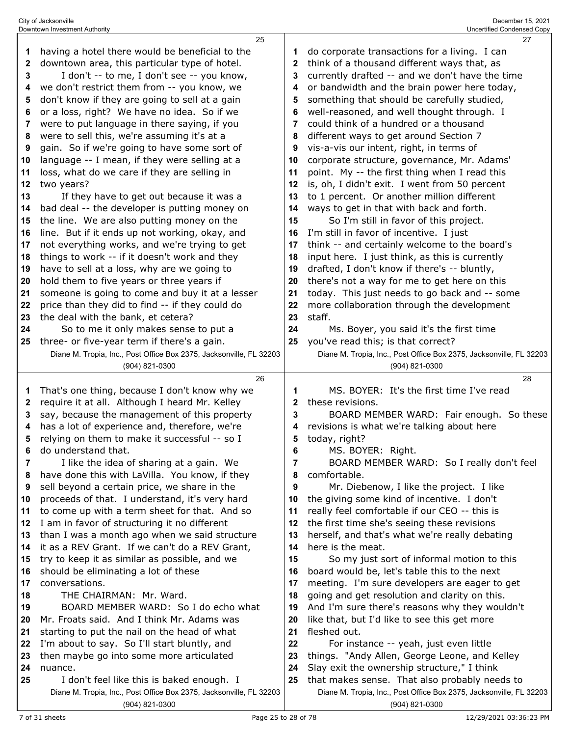having a hotel there would be beneficial to the downtown area, this particular type of hotel.

I don't -- to me, I don't see -- you know, we don't restrict them from -- you know, we don't know if they are going to sell at a gain or a loss, right? We have no idea. So if we were to put language in there saying, if you were to sell this, we're assuming it's at a gain. So if we're going to have some sort of language -- I mean, if they were selling at a loss, what do we care if they are selling in two years?

If they have to get out because it was a bad deal -- the developer is putting money on the line. We are also putting money on the line. But if it ends up not working, okay, and not everything works, and we're trying to get things to work -- if it doesn't work and they have to sell at a loss, why are we going to hold them to five years or three years if someone is going to come and buy it at a lesser price than they did to find -- if they could do the deal with the bank, et cetera?

So to me it only makes sense to put a three- or five-year term if there's a gain. That's one thing, because I don't know why we require it at all. Although I heard Mr. Kelley say, because the management of this property has a lot of experience and, therefore, we're relying on them to make it successful -- so I do understand that.

I like the idea of sharing at a gain. We have done this with LaVilla. You know, if they sell beyond a certain price, we share in the proceeds of that. I understand, it's very hard to come up with a term sheet for that. And so I am in favor of structuring it no different than I was a month ago when we said structure it as a REV Grant. If we can't do a REV Grant, try to keep it as similar as possible, and we should be eliminating a lot of these conversations.

THE CHAIRMAN: Mr. Ward.

BOARD MEMBER WARD: So I do echo what Mr. Froats said. And I think Mr. Adams was starting to put the nail on the head of what I'm about to say. So I'll start bluntly, and then maybe go into some more articulated nuance.

I don't feel like this is baked enough. I do corporate transactions for a living. I can think of a thousand different ways that, as currently drafted -- and we don't have the time or bandwidth and the brain power here today, something that should be carefully studied, well-reasoned, and well thought through. I could think of a hundred or a thousand different ways to get around Section 7 vis-a-vis our intent, right, in terms of corporate structure, governance, Mr. Adams' point. My -- the first thing when I read this is, oh, I didn't exit. I went from 50 percent to 1 percent. Or another million different ways to get in that with back and forth.

So I'm still in favor of this project. I'm still in favor of incentive. I just think -- and certainly welcome to the board's input here. I just think, as this is currently drafted, I don't know if there's -- bluntly, there's not a way for me to get here on this today. This just needs to go back and -- some more collaboration through the development staff.

Ms. Boyer, you said it's the first time you've read this; is that correct?

MS. BOYER: It's the first time I've read these revisions.

BOARD MEMBER WARD: Fair enough. So these revisions is what we're talking about here today, right?

MS. BOYER: Right.

BOARD MEMBER WARD: So I really don't feel comfortable.

Mr. Diebenow, I like the project. I like the giving some kind of incentive. I don't really feel comfortable if our CEO -- this is the first time she's seeing these revisions herself, and that's what we're really debating here is the meat.

So my just sort of informal motion to this board would be, let's table this to the next meeting. I'm sure developers are eager to get going and get resolution and clarity on this. And I'm sure there's reasons why they wouldn't like that, but I'd like to see this get more fleshed out.

For instance -- yeah, just even little things. "Andy Allen, George Leone, and Kelley Slay exit the ownership structure," I think that makes sense. That also probably needs to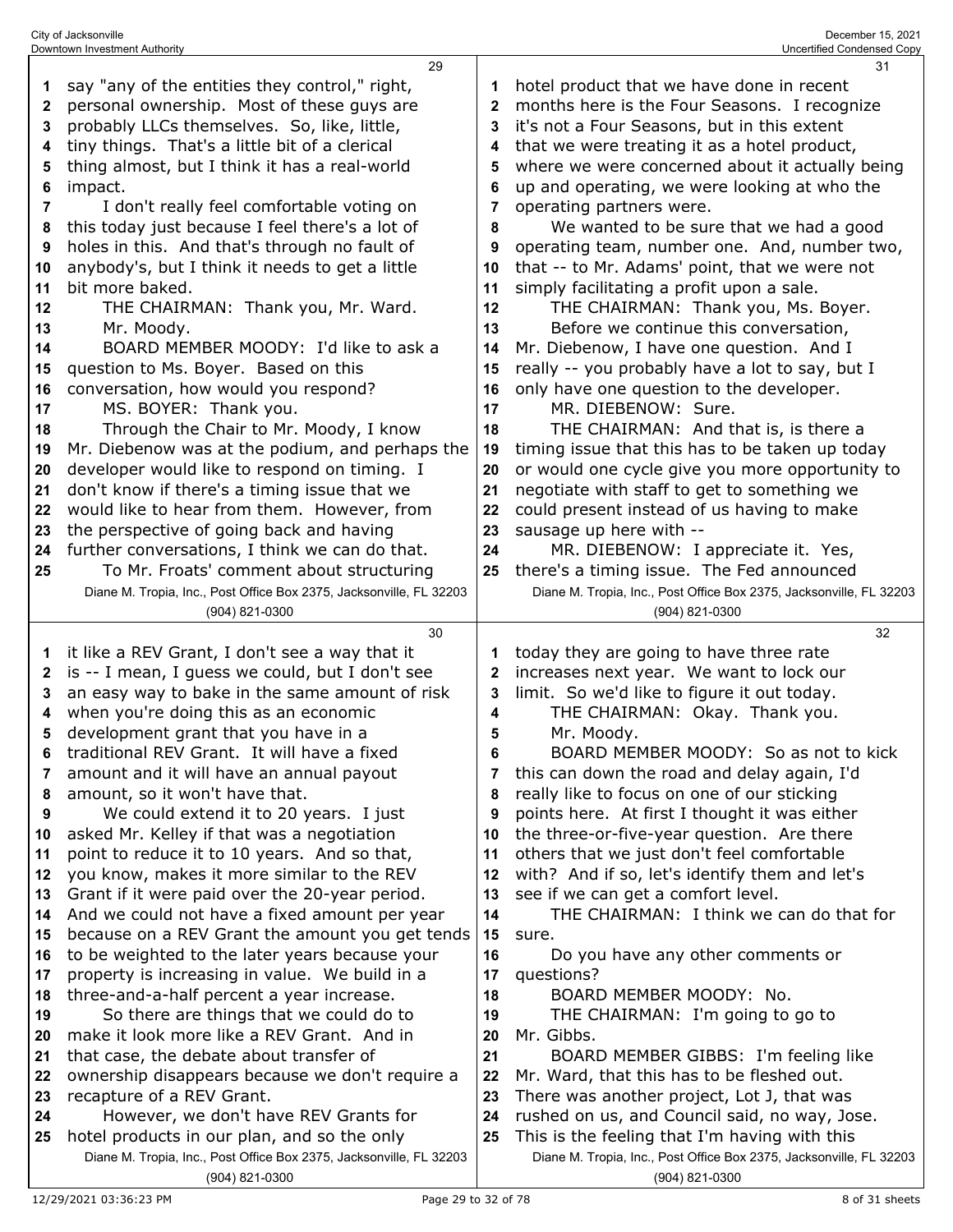say "any of the entities they control," right, personal ownership. Most of these guys are probably LLCs themselves. So, like, little, tiny things. That's a little bit of a clerical thing almost, but I think it has a real-world impact.

I don't really feel comfortable voting on this today just because I feel there's a lot of holes in this. And that's through no fault of anybody's, but I think it needs to get a little bit more baked.

THE CHAIRMAN: Thank you, Mr. Ward.

Mr. Moody.

BOARD MEMBER MOODY: I'd like to ask a question to Ms. Boyer. Based on this conversation, how would you respond?

MS. BOYER: Thank you.

Through the Chair to Mr. Moody, I know Mr. Diebenow was at the podium, and perhaps the developer would like to respond on timing. I don't know if there's a timing issue that we would like to hear from them. However, from the perspective of going back and having further conversations, I think we can do that.

To Mr. Froats' comment about structuring it like a REV Grant, I don't see a way that it is -- I mean, I guess we could, but I don't see an easy way to bake in the same amount of risk when you're doing this as an economic development grant that you have in a traditional REV Grant. It will have a fixed amount and it will have an annual payout amount, so it won't have that.

We could extend it to 20 years. I just asked Mr. Kelley if that was a negotiation point to reduce it to 10 years. And so that, you know, makes it more similar to the REV Grant if it were paid over the 20-year period. And we could not have a fixed amount per year because on a REV Grant the amount you get tends to be weighted to the later years because your property is increasing in value. We build in a three-and-a-half percent a year increase.

So there are things that we could do to make it look more like a REV Grant. And in that case, the debate about transfer of ownership disappears because we don't require a recapture of a REV Grant.

However, we don't have REV Grants for hotel products in our plan, and so the only hotel product that we have done in recent months here is the Four Seasons. I recognize it's not a Four Seasons, but in this extent that we were treating it as a hotel product, where we were concerned about it actually being up and operating, we were looking at who the operating partners were.

We wanted to be sure that we had a good operating team, number one. And, number two, that -- to Mr. Adams' point, that we were not simply facilitating a profit upon a sale.

THE CHAIRMAN: Thank you, Ms. Boyer.

Before we continue this conversation, Mr. Diebenow, I have one question. And I really -- you probably have a lot to say, but I only have one question to the developer.

MR. DIEBENOW: Sure.

THE CHAIRMAN: And that is, is there a timing issue that this has to be taken up today or would one cycle give you more opportunity to negotiate with staff to get to something we could present instead of us having to make sausage up here with --

MR. DIEBENOW: I appreciate it. Yes, there's a timing issue. The Fed announced today they are going to have three rate increases next year. We want to lock our limit. So we'd like to figure it out today.

THE CHAIRMAN: Okay. Thank you.

Mr. Moody.

BOARD MEMBER MOODY: So as not to kick this can down the road and delay again, I'd really like to focus on one of our sticking points here. At first I thought it was either the three-or-five-year question. Are there others that we just don't feel comfortable with? And if so, let's identify them and let's see if we can get a comfort level.

THE CHAIRMAN: I think we can do that for sure.

Do you have any other comments or questions?

BOARD MEMBER MOODY: No.

THE CHAIRMAN: I'm going to go to Mr. Gibbs.

BOARD MEMBER GIBBS: I'm feeling like Mr. Ward, that this has to be fleshed out. There was another project, Lot J, that was rushed on us, and Council said, no way, Jose. This is the feeling that I'm having with this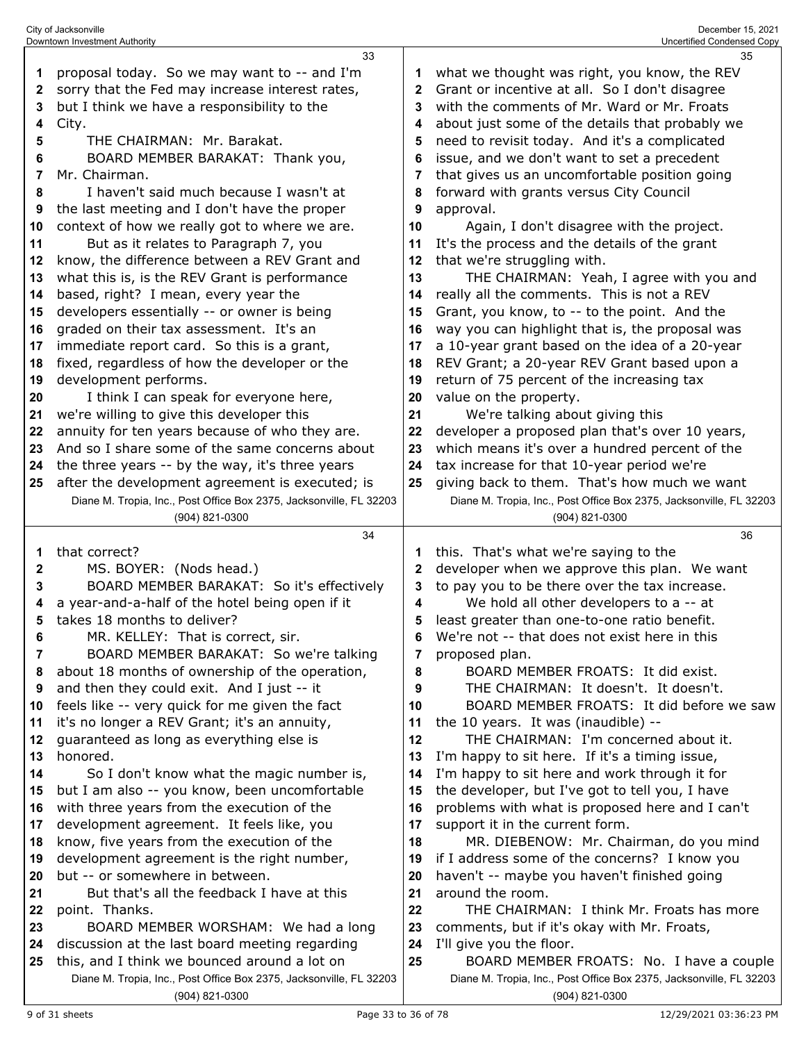proposal today. So we may want to -- and I'm sorry that the Fed may increase interest rates, but I think we have a responsibility to the City.

THE CHAIRMAN: Mr. Barakat.

BOARD MEMBER BARAKAT: Thank you, Mr. Chairman.

I haven't said much because I wasn't at the last meeting and I don't have the proper context of how we really got to where we are.

But as it relates to Paragraph 7, you know, the difference between a REV Grant and what this is, is the REV Grant is performance based, right? I mean, every year the developers essentially -- or owner is being graded on their tax assessment. It's an immediate report card. So this is a grant, fixed, regardless of how the developer or the development performs.

I think I can speak for everyone here, we're willing to give this developer this annuity for ten years because of who they are. And so I share some of the same concerns about the three years -- by the way, it's three years after the development agreement is executed; is that correct?

MS. BOYER: (Nods head.)

BOARD MEMBER BARAKAT: So it's effectively a year-and-a-half of the hotel being open if it takes 18 months to deliver?

MR. KELLEY: That is correct, sir.

BOARD MEMBER BARAKAT: So we're talking about 18 months of ownership of the operation, and then they could exit. And I just -- it feels like -- very quick for me given the fact it's no longer a REV Grant; it's an annuity, guaranteed as long as everything else is honored.

So I don't know what the magic number is, but I am also -- you know, been uncomfortable with three years from the execution of the development agreement. It feels like, you know, five years from the execution of the development agreement is the right number, but -- or somewhere in between.

But that's all the feedback I have at this point. Thanks.

BOARD MEMBER WORSHAM: We had a long discussion at the last board meeting regarding this, and I think we bounced around a lot on what we thought was right, you know, the REV Grant or incentive at all. So I don't disagree with the comments of Mr. Ward or Mr. Froats about just some of the details that probably we need to revisit today. And it's a complicated issue, and we don't want to set a precedent that gives us an uncomfortable position going forward with grants versus City Council approval.

Again, I don't disagree with the project. It's the process and the details of the grant that we're struggling with.

THE CHAIRMAN: Yeah, I agree with you and really all the comments. This is not a REV Grant, you know, to -- to the point. And the way you can highlight that is, the proposal was a 10-year grant based on the idea of a 20-year REV Grant; a 20-year REV Grant based upon a return of 75 percent of the increasing tax value on the property.

We're talking about giving this developer a proposed plan that's over 10 years, which means it's over a hundred percent of the tax increase for that 10-year period we're giving back to them. That's how much we want this. That's what we're saying to the developer when we approve this plan. We want to pay you to be there over the tax increase.

We hold all other developers to a -- at least greater than one-to-one ratio benefit. We're not -- that does not exist here in this proposed plan.

BOARD MEMBER FROATS: It did exist.

THE CHAIRMAN: It doesn't. It doesn't.

BOARD MEMBER FROATS: It did before we saw the 10 years. It was (inaudible) --

THE CHAIRMAN: I'm concerned about it. I'm happy to sit here. If it's a timing issue, I'm happy to sit here and work through it for the developer, but I've got to tell you, I have problems with what is proposed here and I can't support it in the current form.

MR. DIEBENOW: Mr. Chairman, do you mind if I address some of the concerns? I know you haven't -- maybe you haven't finished going around the room.

THE CHAIRMAN: I think Mr. Froats has more comments, but if it's okay with Mr. Froats, I'll give you the floor.

BOARD MEMBER FROATS: No. I have a couple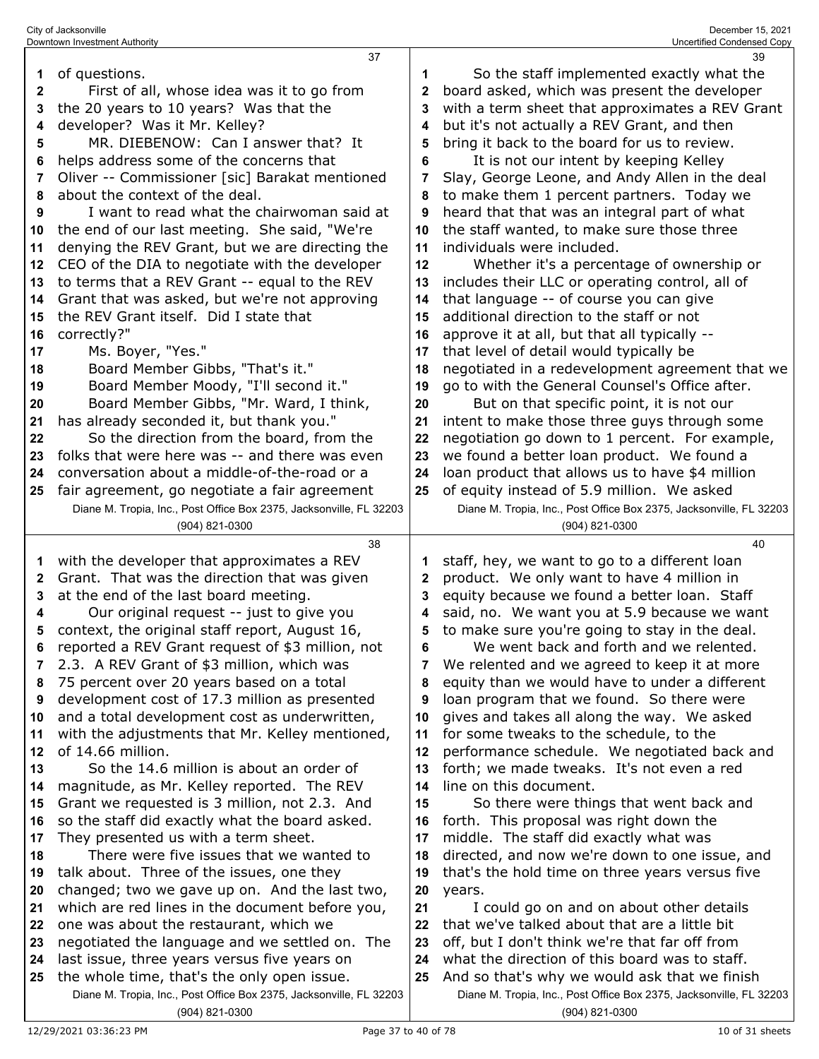of questions.

First of all, whose idea was it to go from the 20 years to 10 years? Was that the developer? Was it Mr. Kelley?

MR. DIEBENOW: Can I answer that? It helps address some of the concerns that Oliver -- Commissioner [sic] Barakat mentioned about the context of the deal.

I want to read what the chairwoman said at the end of our last meeting. She said, "We're denying the REV Grant, but we are directing the CEO of the DIA to negotiate with the developer to terms that a REV Grant -- equal to the REV Grant that was asked, but we're not approving the REV Grant itself. Did I state that correctly?"

Ms. Boyer, "Yes."

Board Member Gibbs, "That's it."

Board Member Moody, "I'll second it."

Board Member Gibbs, "Mr. Ward, I think, has already seconded it, but thank you."

So the direction from the board, from the folks that were here was -- and there was even conversation about a middle-of-the-road or a fair agreement, go negotiate a fair agreement with the developer that approximates a REV Grant. That was the direction that was given at the end of the last board meeting.

Our original request -- just to give you context, the original staff report, August 16, reported a REV Grant request of $3 million, not 2.3. A REV Grant of $3 million, which was 75 percent over 20 years based on a total development cost of 17.3 million as presented and a total development cost as underwritten, with the adjustments that Mr. Kelley mentioned, of 14.66 million.

So the 14.6 million is about an order of magnitude, as Mr. Kelley reported. The REV Grant we requested is 3 million, not 2.3. And so the staff did exactly what the board asked. They presented us with a term sheet.

There were five issues that we wanted to talk about. Three of the issues, one they changed; two we gave up on. And the last two, which are red lines in the document before you, one was about the restaurant, which we negotiated the language and we settled on. The last issue, three years versus five years on the whole time, that's the only open issue.

So the staff implemented exactly what the board asked, which was present the developer with a term sheet that approximates a REV Grant but it's not actually a REV Grant, and then bring it back to the board for us to review.

It is not our intent by keeping Kelley Slay, George Leone, and Andy Allen in the deal to make them 1 percent partners. Today we heard that that was an integral part of what the staff wanted, to make sure those three individuals were included.

Whether it's a percentage of ownership or includes their LLC or operating control, all of that language -- of course you can give additional direction to the staff or not approve it at all, but that all typically -- that level of detail would typically be negotiated in a redevelopment agreement that we go to with the General Counsel's Office after.

But on that specific point, it is not our intent to make those three guys through some negotiation go down to 1 percent. For example, we found a better loan product. We found a loan product that allows us to have $4 million of equity instead of 5.9 million. We asked staff, hey, we want to go to a different loan product. We only want to have 4 million in equity because we found a better loan. Staff said, no. We want you at 5.9 because we want to make sure you're going to stay in the deal.

We went back and forth and we relented. We relented and we agreed to keep it at more equity than we would have to under a different loan program that we found. So there were gives and takes all along the way. We asked for some tweaks to the schedule, to the performance schedule. We negotiated back and forth; we made tweaks. It's not even a red line on this document.

So there were things that went back and forth. This proposal was right down the middle. The staff did exactly what was directed, and now we're down to one issue, and that's the hold time on three years versus five years.

I could go on and on about other details that we've talked about that are a little bit off, but I don't think we're that far off from what the direction of this board was to staff. And so that's why we would ask that we finish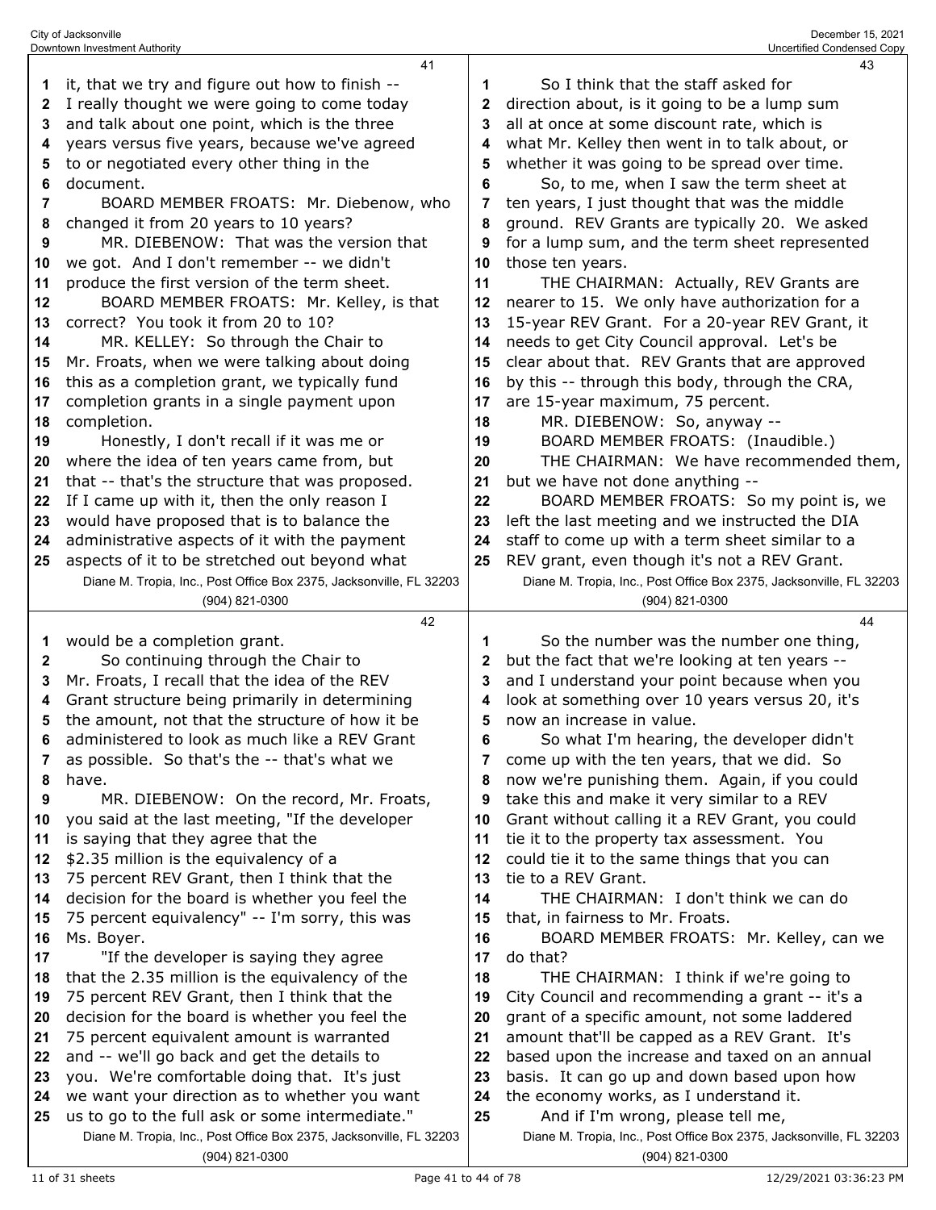it, that we try and figure out how to finish -- I really thought we were going to come today and talk about one point, which is the three years versus five years, because we've agreed to or negotiated every other thing in the document.

BOARD MEMBER FROATS: Mr. Diebenow, who changed it from 20 years to 10 years?

MR. DIEBENOW: That was the version that we got. And I don't remember -- we didn't produce the first version of the term sheet.

BOARD MEMBER FROATS: Mr. Kelley, is that correct? You took it from 20 to 10?

MR. KELLEY: So through the Chair to Mr. Froats, when we were talking about doing this as a completion grant, we typically fund completion grants in a single payment upon completion.

Honestly, I don't recall if it was me or where the idea of ten years came from, but that -- that's the structure that was proposed. If I came up with it, then the only reason I would have proposed that is to balance the administrative aspects of it with the payment aspects of it to be stretched out beyond what would be a completion grant.

So continuing through the Chair to Mr. Froats, I recall that the idea of the REV Grant structure being primarily in determining the amount, not that the structure of how it be administered to look as much like a REV Grant as possible. So that's the -- that's what we have.

MR. DIEBENOW: On the record, Mr. Froats, you said at the last meeting, "If the developer is saying that they agree that the $2.35 million is the equivalency of a 75 percent REV Grant, then I think that the decision for the board is whether you feel the 75 percent equivalency" -- I'm sorry, this was Ms. Boyer.

"If the developer is saying they agree that the 2.35 million is the equivalency of the 75 percent REV Grant, then I think that the decision for the board is whether you feel the 75 percent equivalent amount is warranted and -- we'll go back and get the details to you. We're comfortable doing that. It's just we want your direction as to whether you want us to go to the full ask or some intermediate."

So I think that the staff asked for direction about, is it going to be a lump sum all at once at some discount rate, which is what Mr. Kelley then went in to talk about, or whether it was going to be spread over time.

So, to me, when I saw the term sheet at ten years, I just thought that was the middle ground. REV Grants are typically 20. We asked for a lump sum, and the term sheet represented those ten years.

THE CHAIRMAN: Actually, REV Grants are nearer to 15. We only have authorization for a 15-year REV Grant. For a 20-year REV Grant, it needs to get City Council approval. Let's be clear about that. REV Grants that are approved by this -- through this body, through the CRA, are 15-year maximum, 75 percent.

MR. DIEBENOW: So, anyway --

BOARD MEMBER FROATS: (Inaudible.)

THE CHAIRMAN: We have recommended them, but we have not done anything --

BOARD MEMBER FROATS: So my point is, we left the last meeting and we instructed the DIA staff to come up with a term sheet similar to a REV grant, even though it's not a REV Grant.

So the number was the number one thing, but the fact that we're looking at ten years -- and I understand your point because when you look at something over 10 years versus 20, it's now an increase in value.

So what I'm hearing, the developer didn't come up with the ten years, that we did. So now we're punishing them. Again, if you could take this and make it very similar to a REV Grant without calling it a REV Grant, you could tie it to the property tax assessment. You could tie it to the same things that you can tie to a REV Grant.

THE CHAIRMAN: I don't think we can do that, in fairness to Mr. Froats.

BOARD MEMBER FROATS: Mr. Kelley, can we do that?

THE CHAIRMAN: I think if we're going to City Council and recommending a grant -- it's a grant of a specific amount, not some laddered amount that'll be capped as a REV Grant. It's based upon the increase and taxed on an annual basis. It can go up and down based upon how the economy works, as I understand it.

And if I'm wrong, please tell me,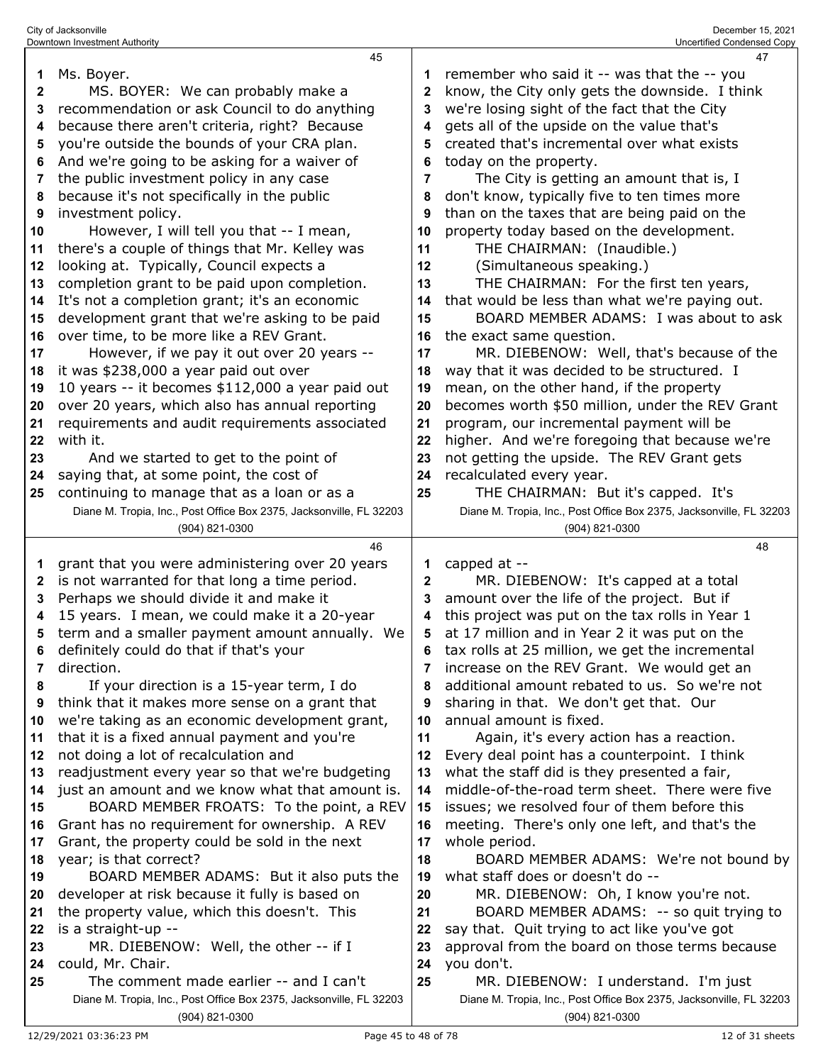Ms. Boyer.

MS. BOYER: We can probably make a recommendation or ask Council to do anything because there aren't criteria, right? Because you're outside the bounds of your CRA plan. And we're going to be asking for a waiver of the public investment policy in any case because it's not specifically in the public investment policy.

However, I will tell you that -- I mean, there's a couple of things that Mr. Kelley was looking at. Typically, Council expects a completion grant to be paid upon completion. It's not a completion grant; it's an economic development grant that we're asking to be paid over time, to be more like a REV Grant.

However, if we pay it out over 20 years -- it was $238,000 a year paid out over 10 years -- it becomes $112,000 a year paid out over 20 years, which also has annual reporting requirements and audit requirements associated with it.

And we started to get to the point of saying that, at some point, the cost of continuing to manage that as a loan or as a grant that you were administering over 20 years is not warranted for that long a time period. Perhaps we should divide it and make it 15 years. I mean, we could make it a 20-year term and a smaller payment amount annually. We definitely could do that if that's your direction.

If your direction is a 15-year term, I do think that it makes more sense on a grant that we're taking as an economic development grant, that it is a fixed annual payment and you're not doing a lot of recalculation and readjustment every year so that we're budgeting just an amount and we know what that amount is.

BOARD MEMBER FROATS: To the point, a REV Grant has no requirement for ownership. A REV Grant, the property could be sold in the next year; is that correct?

BOARD MEMBER ADAMS: But it also puts the developer at risk because it fully is based on the property value, which this doesn't. This is a straight-up --

MR. DIEBENOW: Well, the other -- if I could, Mr. Chair.

The comment made earlier -- and I can't remember who said it -- was that the -- you know, the City only gets the downside. I think we're losing sight of the fact that the City gets all of the upside on the value that's created that's incremental over what exists today on the property.

The City is getting an amount that is, I don't know, typically five to ten times more than on the taxes that are being paid on the property today based on the development.

THE CHAIRMAN: (Inaudible.)

(Simultaneous speaking.)

THE CHAIRMAN: For the first ten years, that would be less than what we're paying out.

BOARD MEMBER ADAMS: I was about to ask the exact same question.

MR. DIEBENOW: Well, that's because of the way that it was decided to be structured. I mean, on the other hand, if the property becomes worth $50 million, under the REV Grant program, our incremental payment will be higher. And we're foregoing that because we're not getting the upside. The REV Grant gets recalculated every year.

THE CHAIRMAN: But it's capped. It's capped at --

MR. DIEBENOW: It's capped at a total amount over the life of the project. But if this project was put on the tax rolls in Year 1 at 17 million and in Year 2 it was put on the tax rolls at 25 million, we get the incremental increase on the REV Grant. We would get an additional amount rebated to us. So we're not sharing in that. We don't get that. Our annual amount is fixed.

Again, it's every action has a reaction. Every deal point has a counterpoint. I think what the staff did is they presented a fair, middle-of-the-road term sheet. There were five issues; we resolved four of them before this meeting. There's only one left, and that's the whole period.

BOARD MEMBER ADAMS: We're not bound by what staff does or doesn't do --

MR. DIEBENOW: Oh, I know you're not.

BOARD MEMBER ADAMS: -- so quit trying to say that. Quit trying to act like you've got approval from the board on those terms because you don't.

MR. DIEBENOW: I understand. I'm just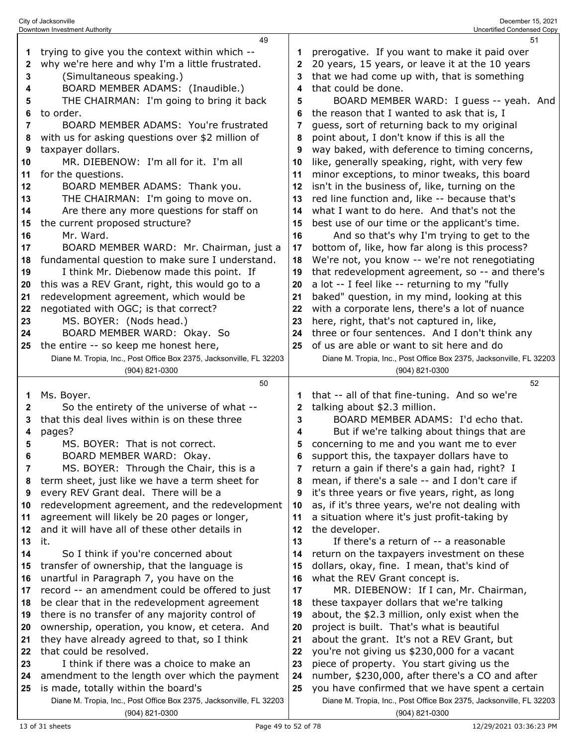trying to give you the context within which -- why we're here and why I'm a little frustrated.

(Simultaneous speaking.)

BOARD MEMBER ADAMS: (Inaudible.)

THE CHAIRMAN: I'm going to bring it back to order.

BOARD MEMBER ADAMS: You're frustrated with us for asking questions over $2 million of taxpayer dollars.

MR. DIEBENOW: I'm all for it. I'm all for the questions.

BOARD MEMBER ADAMS: Thank you.

THE CHAIRMAN: I'm going to move on.

Are there any more questions for staff on the current proposed structure?

Mr. Ward.

BOARD MEMBER WARD: Mr. Chairman, just a fundamental question to make sure I understand.

I think Mr. Diebenow made this point. If this was a REV Grant, right, this would go to a redevelopment agreement, which would be negotiated with OGC; is that correct?

MS. BOYER: (Nods head.)

BOARD MEMBER WARD: Okay. So the entire -- so keep me honest here, Ms. Boyer.

So the entirety of the universe of what -- that this deal lives within is on these three pages?

MS. BOYER: That is not correct.

BOARD MEMBER WARD: Okay.

MS. BOYER: Through the Chair, this is a term sheet, just like we have a term sheet for every REV Grant deal. There will be a redevelopment agreement, and the redevelopment agreement will likely be 20 pages or longer, and it will have all of these other details in it.

So I think if you're concerned about transfer of ownership, that the language is unartful in Paragraph 7, you have on the record -- an amendment could be offered to just be clear that in the redevelopment agreement there is no transfer of any majority control of ownership, operation, you know, et cetera. And they have already agreed to that, so I think that could be resolved.

I think if there was a choice to make an amendment to the length over which the payment is made, totally within the board's prerogative. If you want to make it paid over 20 years, 15 years, or leave it at the 10 years that we had come up with, that is something that could be done.

BOARD MEMBER WARD: I guess -- yeah. And the reason that I wanted to ask that is, I guess, sort of returning back to my original point about, I don't know if this is all the way baked, with deference to timing concerns, like, generally speaking, right, with very few minor exceptions, to minor tweaks, this board isn't in the business of, like, turning on the red line function and, like -- because that's what I want to do here. And that's not the best use of our time or the applicant's time.

And so that's why I'm trying to get to the bottom of, like, how far along is this process? We're not, you know -- we're not renegotiating that redevelopment agreement, so -- and there's a lot -- I feel like -- returning to my "fully baked" question, in my mind, looking at this with a corporate lens, there's a lot of nuance here, right, that's not captured in, like, three or four sentences. And I don't think any of us are able or want to sit here and do that -- all of that fine-tuning. And so we're talking about $2.3 million.

BOARD MEMBER ADAMS: I'd echo that.

But if we're talking about things that are concerning to me and you want me to ever support this, the taxpayer dollars have to return a gain if there's a gain had, right? I mean, if there's a sale -- and I don't care if it's three years or five years, right, as long as, if it's three years, we're not dealing with a situation where it's just profit-taking by the developer.

If there's a return of -- a reasonable return on the taxpayers investment on these dollars, okay, fine. I mean, that's kind of what the REV Grant concept is.

MR. DIEBENOW: If I can, Mr. Chairman, these taxpayer dollars that we're talking about, the $2.3 million, only exist when the project is built. That's what is beautiful about the grant. It's not a REV Grant, but you're not giving us $230,000 for a vacant piece of property. You start giving us the number, $230,000, after there's a CO and after you have confirmed that we have spent a certain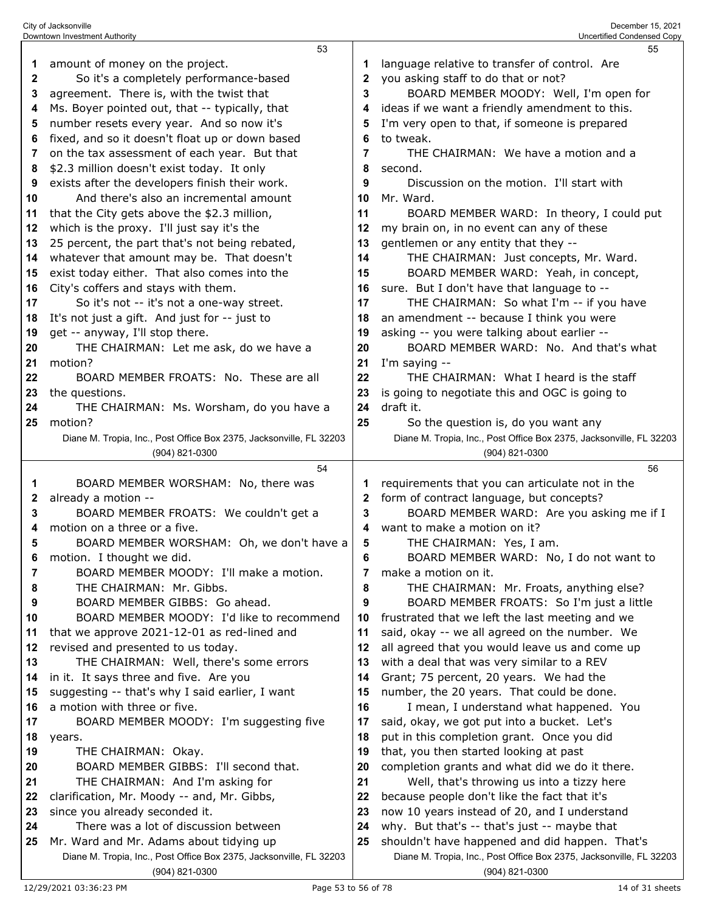53

amount of money on the project.

So it's a completely performance-based agreement. There is, with the twist that Ms. Boyer pointed out, that -- typically, that number resets every year. And so now it's fixed, and so it doesn't float up or down based on the tax assessment of each year. But that $2.3 million doesn't exist today. It only exists after the developers finish their work.

And there's also an incremental amount that the City gets above the $2.3 million, which is the proxy. I'll just say it's the 25 percent, the part that's not being rebated, whatever that amount may be. That doesn't exist today either. That also comes into the City's coffers and stays with them.

So it's not -- it's not a one-way street. It's not just a gift. And just for -- just to get -- anyway, I'll stop there.

THE CHAIRMAN: Let me ask, do we have a motion?

BOARD MEMBER FROATS: No. These are all the questions.

THE CHAIRMAN: Ms. Worsham, do you have a motion?

54

BOARD MEMBER WORSHAM: No, there was already a motion --

BOARD MEMBER FROATS: We couldn't get a motion on a three or a five.

BOARD MEMBER WORSHAM: Oh, we don't have a motion. I thought we did.

BOARD MEMBER MOODY: I'll make a motion.

THE CHAIRMAN: Mr. Gibbs.

BOARD MEMBER GIBBS: Go ahead.

BOARD MEMBER MOODY: I'd like to recommend that we approve 2021-12-01 as red-lined and revised and presented to us today.

THE CHAIRMAN: Well, there's some errors in it. It says three and five. Are you suggesting -- that's why I said earlier, I want a motion with three or five.

BOARD MEMBER MOODY: I'm suggesting five years.

THE CHAIRMAN: Okay.

BOARD MEMBER GIBBS: I'll second that.

THE CHAIRMAN: And I'm asking for clarification, Mr. Moody -- and, Mr. Gibbs, since you already seconded it.

There was a lot of discussion between Mr. Ward and Mr. Adams about tidying up

55

language relative to transfer of control. Are you asking staff to do that or not?

BOARD MEMBER MOODY: Well, I'm open for ideas if we want a friendly amendment to this. I'm very open to that, if someone is prepared to tweak.

THE CHAIRMAN: We have a motion and a second.

Discussion on the motion. I'll start with Mr. Ward.

BOARD MEMBER WARD: In theory, I could put my brain on, in no event can any of these gentlemen or any entity that they --

THE CHAIRMAN: Just concepts, Mr. Ward.

BOARD MEMBER WARD: Yeah, in concept, sure. But I don't have that language to --

THE CHAIRMAN: So what I'm -- if you have an amendment -- because I think you were asking -- you were talking about earlier --

BOARD MEMBER WARD: No. And that's what I'm saying --

THE CHAIRMAN: What I heard is the staff is going to negotiate this and OGC is going to draft it.

So the question is, do you want any

56

requirements that you can articulate not in the form of contract language, but concepts?

BOARD MEMBER WARD: Are you asking me if I want to make a motion on it?

THE CHAIRMAN: Yes, I am.

BOARD MEMBER WARD: No, I do not want to make a motion on it.

THE CHAIRMAN: Mr. Froats, anything else?

BOARD MEMBER FROATS: So I'm just a little frustrated that we left the last meeting and we said, okay -- we all agreed on the number. We all agreed that you would leave us and come up with a deal that was very similar to a REV Grant; 75 percent, 20 years. We had the number, the 20 years. That could be done.

I mean, I understand what happened. You said, okay, we got put into a bucket. Let's put in this completion grant. Once you did that, you then started looking at past completion grants and what did we do it there.

Well, that's throwing us into a tizzy here because people don't like the fact that it's now 10 years instead of 20, and I understand why. But that's -- that's just -- maybe that shouldn't have happened and did happen. That's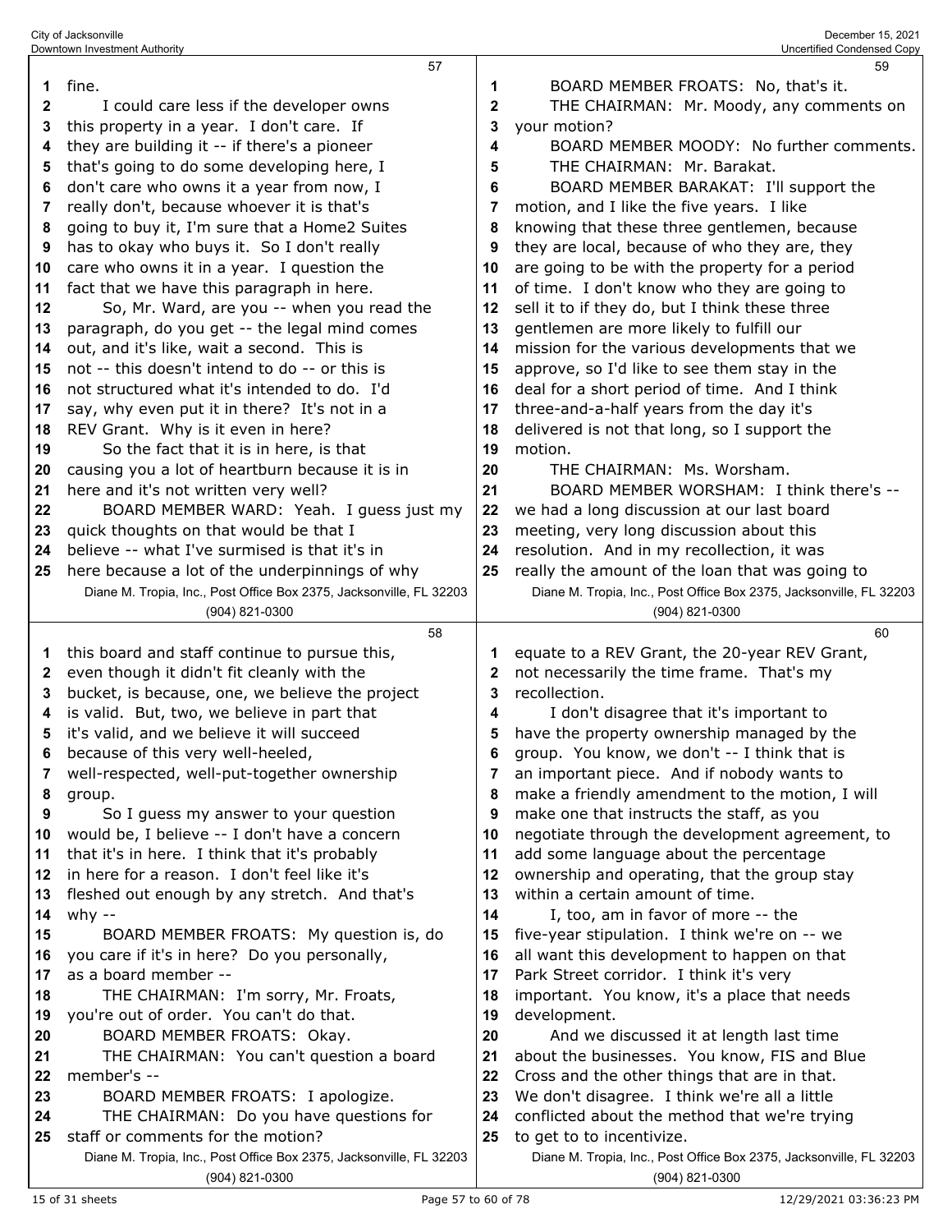fine.

I could care less if the developer owns this property in a year. I don't care. If they are building it -- if there's a pioneer that's going to do some developing here, I don't care who owns it a year from now, I really don't, because whoever it is that's going to buy it, I'm sure that a Home2 Suites has to okay who buys it. So I don't really care who owns it in a year. I question the fact that we have this paragraph in here.

So, Mr. Ward, are you -- when you read the paragraph, do you get -- the legal mind comes out, and it's like, wait a second. This is not -- this doesn't intend to do -- or this is not structured what it's intended to do. I'd say, why even put it in there? It's not in a REV Grant. Why is it even in here?

So the fact that it is in here, is that causing you a lot of heartburn because it is in here and it's not written very well?

BOARD MEMBER WARD: Yeah. I guess just my quick thoughts on that would be that I believe -- what I've surmised is that it's in here because a lot of the underpinnings of why this board and staff continue to pursue this, even though it didn't fit cleanly with the bucket, is because, one, we believe the project is valid. But, two, we believe in part that it's valid, and we believe it will succeed because of this very well-heeled, well-respected, well-put-together ownership group.

So I guess my answer to your question would be, I believe -- I don't have a concern that it's in here. I think that it's probably in here for a reason. I don't feel like it's fleshed out enough by any stretch. And that's why --

BOARD MEMBER FROATS: My question is, do you care if it's in here? Do you personally, as a board member --

THE CHAIRMAN: I'm sorry, Mr. Froats, you're out of order. You can't do that.

BOARD MEMBER FROATS: Okay.

THE CHAIRMAN: You can't question a board member's --

BOARD MEMBER FROATS: I apologize.

THE CHAIRMAN: Do you have questions for staff or comments for the motion?

BOARD MEMBER FROATS: No, that's it.

THE CHAIRMAN: Mr. Moody, any comments on your motion?

BOARD MEMBER MOODY: No further comments.

THE CHAIRMAN: Mr. Barakat.

BOARD MEMBER BARAKAT: I'll support the motion, and I like the five years. I like knowing that these three gentlemen, because they are local, because of who they are, they are going to be with the property for a period of time. I don't know who they are going to sell it to if they do, but I think these three gentlemen are more likely to fulfill our mission for the various developments that we approve, so I'd like to see them stay in the deal for a short period of time. And I think three-and-a-half years from the day it's delivered is not that long, so I support the motion.

THE CHAIRMAN: Ms. Worsham.

BOARD MEMBER WORSHAM: I think there's -- we had a long discussion at our last board meeting, very long discussion about this resolution. And in my recollection, it was really the amount of the loan that was going to equate to a REV Grant, the 20-year REV Grant, not necessarily the time frame. That's my recollection.

I don't disagree that it's important to have the property ownership managed by the group. You know, we don't -- I think that is an important piece. And if nobody wants to make a friendly amendment to the motion, I will make one that instructs the staff, as you negotiate through the development agreement, to add some language about the percentage ownership and operating, that the group stay within a certain amount of time.

I, too, am in favor of more -- the five-year stipulation. I think we're on -- we all want this development to happen on that Park Street corridor. I think it's very important. You know, it's a place that needs development.

And we discussed it at length last time about the businesses. You know, FIS and Blue Cross and the other things that are in that. We don't disagree. I think we're all a little conflicted about the method that we're trying to get to to incentivize.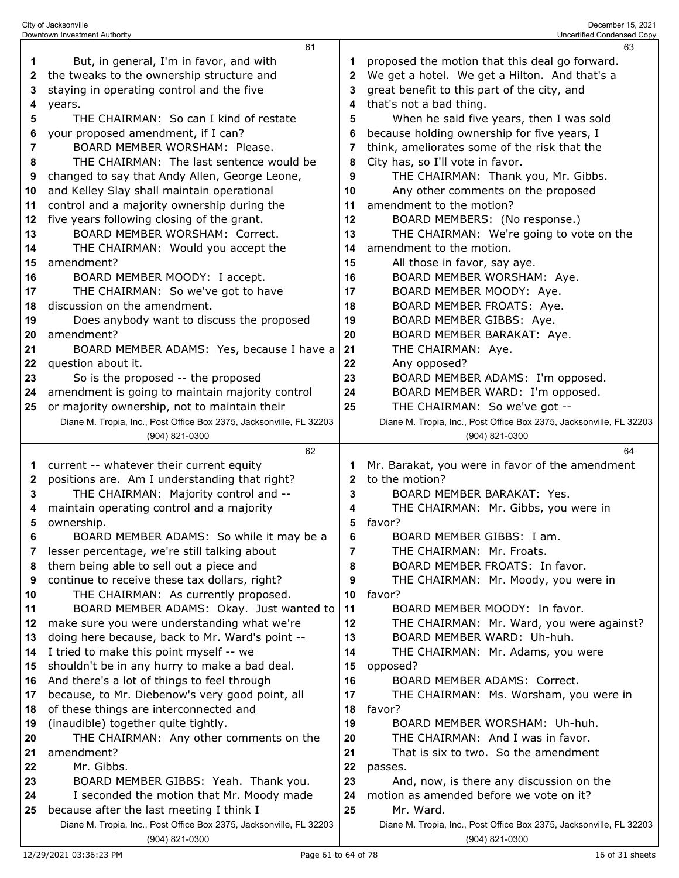But, in general, I'm in favor, and with the tweaks to the ownership structure and staying in operating control and the five years.

THE CHAIRMAN: So can I kind of restate your proposed amendment, if I can?

BOARD MEMBER WORSHAM: Please.

THE CHAIRMAN: The last sentence would be changed to say that Andy Allen, George Leone, and Kelley Slay shall maintain operational control and a majority ownership during the five years following closing of the grant.

BOARD MEMBER WORSHAM: Correct.

THE CHAIRMAN: Would you accept the amendment?

BOARD MEMBER MOODY: I accept.

THE CHAIRMAN: So we've got to have discussion on the amendment.

Does anybody want to discuss the proposed amendment?

BOARD MEMBER ADAMS: Yes, because I have a question about it.

So is the proposed -- the proposed amendment is going to maintain majority control or majority ownership, not to maintain their current -- whatever their current equity positions are. Am I understanding that right?

THE CHAIRMAN: Majority control and -- maintain operating control and a majority ownership.

BOARD MEMBER ADAMS: So while it may be a lesser percentage, we're still talking about them being able to sell out a piece and continue to receive these tax dollars, right?

THE CHAIRMAN: As currently proposed.

BOARD MEMBER ADAMS: Okay. Just wanted to make sure you were understanding what we're doing here because, back to Mr. Ward's point -- I tried to make this point myself -- we shouldn't be in any hurry to make a bad deal. And there's a lot of things to feel through because, to Mr. Diebenow's very good point, all of these things are interconnected and (inaudible) together quite tightly.

THE CHAIRMAN: Any other comments on the amendment?

Mr. Gibbs.

BOARD MEMBER GIBBS: Yeah. Thank you.

I seconded the motion that Mr. Moody made because after the last meeting I think I proposed the motion that this deal go forward. We get a hotel. We get a Hilton. And that's a great benefit to this part of the city, and that's not a bad thing.

When he said five years, then I was sold because holding ownership for five years, I think, ameliorates some of the risk that the City has, so I'll vote in favor.

THE CHAIRMAN: Thank you, Mr. Gibbs.

Any other comments on the proposed amendment to the motion?

BOARD MEMBERS: (No response.)

THE CHAIRMAN: We're going to vote on the amendment to the motion.

All those in favor, say aye.

BOARD MEMBER WORSHAM: Aye.

BOARD MEMBER MOODY: Aye.

BOARD MEMBER FROATS: Aye.

BOARD MEMBER GIBBS: Aye.

BOARD MEMBER BARAKAT: Aye.

THE CHAIRMAN: Aye.

Any opposed?

BOARD MEMBER ADAMS: I'm opposed.

BOARD MEMBER WARD: I'm opposed.

THE CHAIRMAN: So we've got -- Mr. Barakat, you were in favor of the amendment to the motion?

BOARD MEMBER BARAKAT: Yes.

THE CHAIRMAN: Mr. Gibbs, you were in favor?

BOARD MEMBER GIBBS: I am.

THE CHAIRMAN: Mr. Froats.

BOARD MEMBER FROATS: In favor.

THE CHAIRMAN: Mr. Moody, you were in favor?

BOARD MEMBER MOODY: In favor.

THE CHAIRMAN: Mr. Ward, you were against?

BOARD MEMBER WARD: Uh-huh.

THE CHAIRMAN: Mr. Adams, you were opposed?

BOARD MEMBER ADAMS: Correct.

THE CHAIRMAN: Ms. Worsham, you were in favor?

BOARD MEMBER WORSHAM: Uh-huh.

THE CHAIRMAN: And I was in favor.

That is six to two. So the amendment passes.

And, now, is there any discussion on the motion as amended before we vote on it?

Mr. Ward.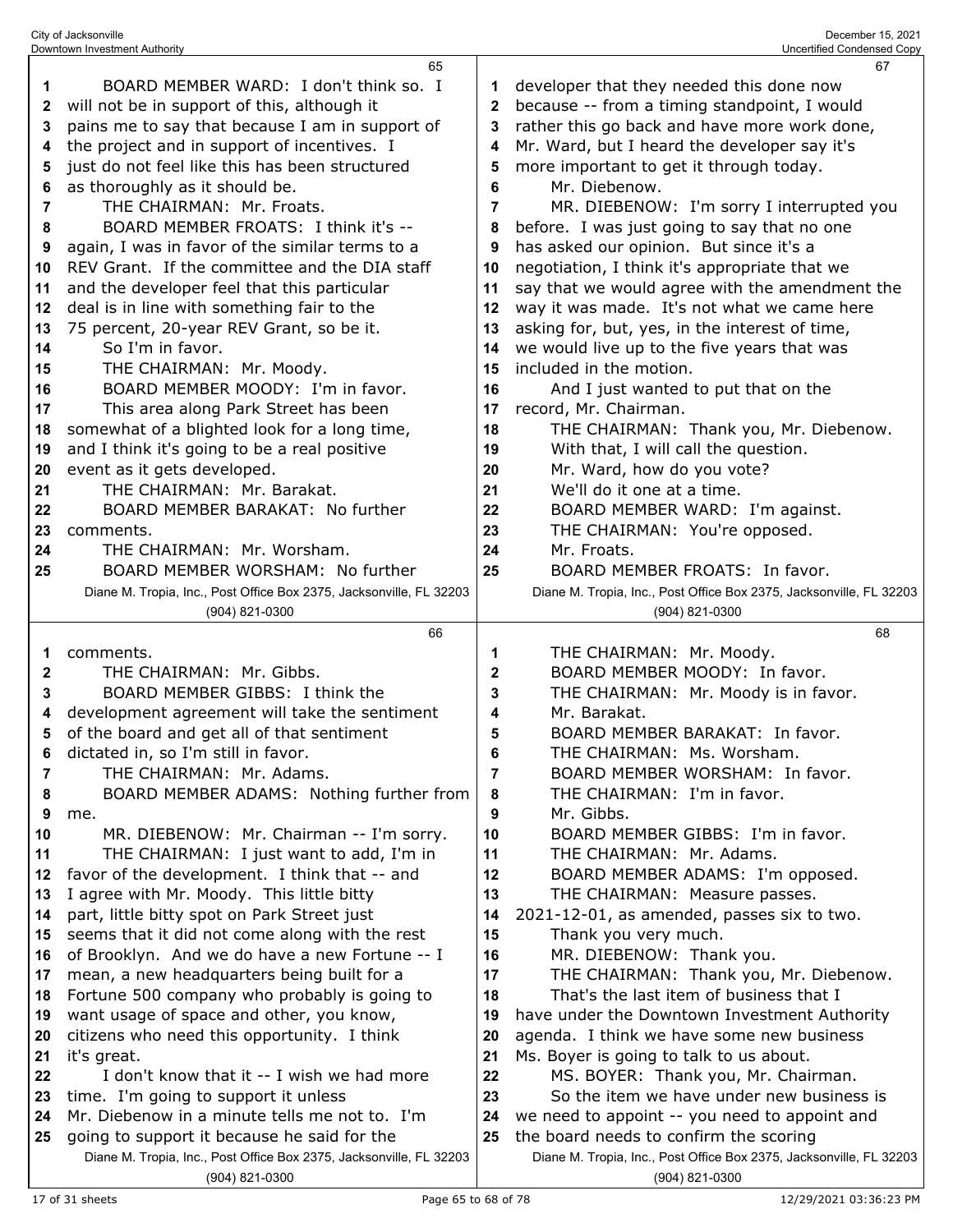BOARD MEMBER WARD: I don't think so. I will not be in support of this, although it pains me to say that because I am in support of the project and in support of incentives. I just do not feel like this has been structured as thoroughly as it should be.

THE CHAIRMAN: Mr. Froats.

BOARD MEMBER FROATS: I think it's -- again, I was in favor of the similar terms to a REV Grant. If the committee and the DIA staff and the developer feel that this particular deal is in line with something fair to the 75 percent, 20-year REV Grant, so be it.

So I'm in favor.

THE CHAIRMAN: Mr. Moody.

BOARD MEMBER MOODY: I'm in favor.

This area along Park Street has been somewhat of a blighted look for a long time, and I think it's going to be a real positive event as it gets developed.

THE CHAIRMAN: Mr. Barakat.

BOARD MEMBER BARAKAT: No further comments.

THE CHAIRMAN: Mr. Worsham.

BOARD MEMBER WORSHAM: No further comments.

THE CHAIRMAN: Mr. Gibbs.

BOARD MEMBER GIBBS: I think the development agreement will take the sentiment of the board and get all of that sentiment dictated in, so I'm still in favor.

THE CHAIRMAN: Mr. Adams.

BOARD MEMBER ADAMS: Nothing further from me.

MR. DIEBENOW: Mr. Chairman -- I'm sorry.

THE CHAIRMAN: I just want to add, I'm in favor of the development. I think that -- and I agree with Mr. Moody. This little bitty part, little bitty spot on Park Street just seems that it did not come along with the rest of Brooklyn. And we do have a new Fortune -- I mean, a new headquarters being built for a Fortune 500 company who probably is going to want usage of space and other, you know, citizens who need this opportunity. I think it's great.

I don't know that it -- I wish we had more time. I'm going to support it unless Mr. Diebenow in a minute tells me not to. I'm going to support it because he said for the developer that they needed this done now because -- from a timing standpoint, I would rather this go back and have more work done, Mr. Ward, but I heard the developer say it's more important to get it through today.

Mr. Diebenow.

MR. DIEBENOW: I'm sorry I interrupted you before. I was just going to say that no one has asked our opinion. But since it's a negotiation, I think it's appropriate that we say that we would agree with the amendment the way it was made. It's not what we came here asking for, but, yes, in the interest of time, we would live up to the five years that was included in the motion.

And I just wanted to put that on the record, Mr. Chairman.

THE CHAIRMAN: Thank you, Mr. Diebenow.

With that, I will call the question.

Mr. Ward, how do you vote?

We'll do it one at a time.

BOARD MEMBER WARD: I'm against.

THE CHAIRMAN: You're opposed.

Mr. Froats.

BOARD MEMBER FROATS: In favor.

THE CHAIRMAN: Mr. Moody.

BOARD MEMBER MOODY: In favor.

THE CHAIRMAN: Mr. Moody is in favor.

Mr. Barakat.

BOARD MEMBER BARAKAT: In favor.

THE CHAIRMAN: Ms. Worsham.

BOARD MEMBER WORSHAM: In favor.

THE CHAIRMAN: I'm in favor.

Mr. Gibbs.

BOARD MEMBER GIBBS: I'm in favor.

THE CHAIRMAN: Mr. Adams.

BOARD MEMBER ADAMS: I'm opposed.

THE CHAIRMAN: Measure passes. 2021-12-01, as amended, passes six to two.

Thank you very much.

MR. DIEBENOW: Thank you.

THE CHAIRMAN: Thank you, Mr. Diebenow.

That's the last item of business that I have under the Downtown Investment Authority agenda. I think we have some new business Ms. Boyer is going to talk to us about.

MS. BOYER: Thank you, Mr. Chairman.

So the item we have under new business is we need to appoint -- you need to appoint and the board needs to confirm the scoring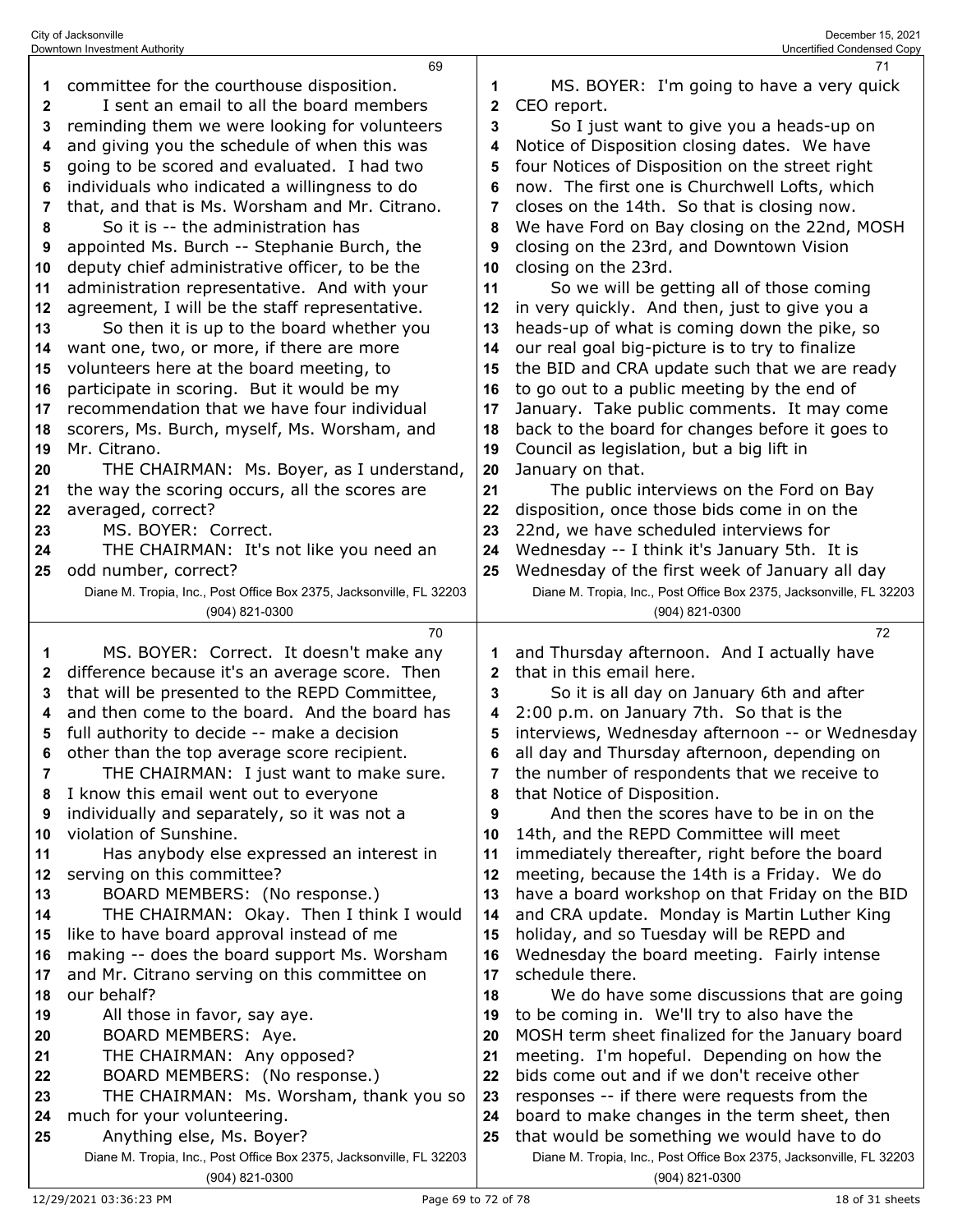69

1 committee for the courthouse disposition.
2 I sent an email to all the board members
3 reminding them we were looking for volunteers
4 and giving you the schedule of when this was
5 going to be scored and evaluated. I had two
6 individuals who indicated a willingness to do
7 that, and that is Ms. Worsham and Mr. Citrano.
8 So it is -- the administration has
9 appointed Ms. Burch -- Stephanie Burch, the
10 deputy chief administrative officer, to be the
11 administration representative. And with your
12 agreement, I will be the staff representative.
13 So then it is up to the board whether you
14 want one, two, or more, if there are more
15 volunteers here at the board meeting, to
16 participate in scoring. But it would be my
17 recommendation that we have four individual
18 scorers, Ms. Burch, myself, Ms. Worsham, and
19 Mr. Citrano.
20 THE CHAIRMAN: Ms. Boyer, as I understand,
21 the way the scoring occurs, all the scores are
22 averaged, correct?
23 MS. BOYER: Correct.
24 THE CHAIRMAN: It's not like you need an
25 odd number, correct?

70

1 MS. BOYER: Correct. It doesn't make any
2 difference because it's an average score. Then
3 that will be presented to the REPD Committee,
4 and then come to the board. And the board has
5 full authority to decide -- make a decision
6 other than the top average score recipient.
7 THE CHAIRMAN: I just want to make sure.
8 I know this email went out to everyone
9 individually and separately, so it was not a
10 violation of Sunshine.
11 Has anybody else expressed an interest in
12 serving on this committee?
13 BOARD MEMBERS: (No response.)
14 THE CHAIRMAN: Okay. Then I think I would
15 like to have board approval instead of me
16 making -- does the board support Ms. Worsham
17 and Mr. Citrano serving on this committee on
18 our behalf?
19 All those in favor, say aye.
20 BOARD MEMBERS: Aye.
21 THE CHAIRMAN: Any opposed?
22 BOARD MEMBERS: (No response.)
23 THE CHAIRMAN: Ms. Worsham, thank you so
24 much for your volunteering.
25 Anything else, Ms. Boyer?

71

1 MS. BOYER: I'm going to have a very quick
2 CEO report.
3 So I just want to give you a heads-up on
4 Notice of Disposition closing dates. We have
5 four Notices of Disposition on the street right
6 now. The first one is Churchwell Lofts, which
7 closes on the 14th. So that is closing now.
8 We have Ford on Bay closing on the 22nd, MOSH
9 closing on the 23rd, and Downtown Vision
10 closing on the 23rd.
11 So we will be getting all of those coming
12 in very quickly. And then, just to give you a
13 heads-up of what is coming down the pike, so
14 our real goal big-picture is to try to finalize
15 the BID and CRA update such that we are ready
16 to go out to a public meeting by the end of
17 January. Take public comments. It may come
18 back to the board for changes before it goes to
19 Council as legislation, but a big lift in
20 January on that.
21 The public interviews on the Ford on Bay
22 disposition, once those bids come in on the
23 22nd, we have scheduled interviews for
24 Wednesday -- I think it's January 5th. It is
25 Wednesday of the first week of January all day

72

1 and Thursday afternoon. And I actually have
2 that in this email here.
3 So it is all day on January 6th and after
4 2:00 p.m. on January 7th. So that is the
5 interviews, Wednesday afternoon -- or Wednesday
6 all day and Thursday afternoon, depending on
7 the number of respondents that we receive to
8 that Notice of Disposition.
9 And then the scores have to be in on the
10 14th, and the REPD Committee will meet
11 immediately thereafter, right before the board
12 meeting, because the 14th is a Friday. We do
13 have a board workshop on that Friday on the BID
14 and CRA update. Monday is Martin Luther King
15 holiday, and so Tuesday will be REPD and
16 Wednesday the board meeting. Fairly intense
17 schedule there.
18 We do have some discussions that are going
19 to be coming in. We'll try to also have the
20 MOSH term sheet finalized for the January board
21 meeting. I'm hopeful. Depending on how the
22 bids come out and if we don't receive other
23 responses -- if there were requests from the
24 board to make changes in the term sheet, then
25 that would be something we would have to do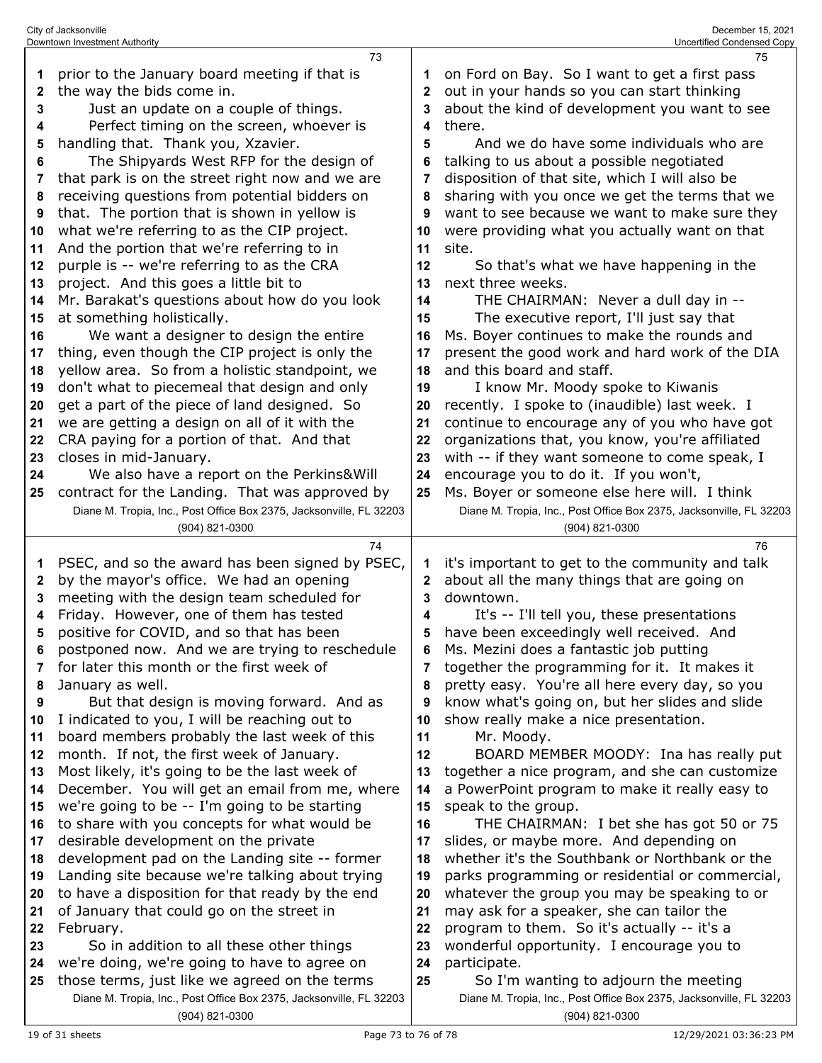prior to the January board meeting if that is the way the bids come in.

Just an update on a couple of things.

Perfect timing on the screen, whoever is handling that. Thank you, Xzavier.

The Shipyards West RFP for the design of that park is on the street right now and we are receiving questions from potential bidders on that. The portion that is shown in yellow is what we're referring to as the CIP project. And the portion that we're referring to in purple is -- we're referring to as the CRA project. And this goes a little bit to Mr. Barakat's questions about how do you look at something holistically.

We want a designer to design the entire thing, even though the CIP project is only the yellow area. So from a holistic standpoint, we don't what to piecemeal that design and only get a part of the piece of land designed. So we are getting a design on all of it with the CRA paying for a portion of that. And that closes in mid-January.

We also have a report on the Perkins&Will contract for the Landing. That was approved by PSEC, and so the award has been signed by PSEC, by the mayor's office. We had an opening meeting with the design team scheduled for Friday. However, one of them has tested positive for COVID, and so that has been postponed now. And we are trying to reschedule for later this month or the first week of January as well.

But that design is moving forward. And as I indicated to you, I will be reaching out to board members probably the last week of this month. If not, the first week of January. Most likely, it's going to be the last week of December. You will get an email from me, where we're going to be -- I'm going to be starting to share with you concepts for what would be desirable development on the private development pad on the Landing site -- former Landing site because we're talking about trying to have a disposition for that ready by the end of January that could go on the street in February.

So in addition to all these other things we're doing, we're going to have to agree on those terms, just like we agreed on the terms on Ford on Bay. So I want to get a first pass out in your hands so you can start thinking about the kind of development you want to see there.

And we do have some individuals who are talking to us about a possible negotiated disposition of that site, which I will also be sharing with you once we get the terms that we want to see because we want to make sure they were providing what you actually want on that site.

So that's what we have happening in the next three weeks.

THE CHAIRMAN: Never a dull day in --

The executive report, I'll just say that Ms. Boyer continues to make the rounds and present the good work and hard work of the DIA and this board and staff.

I know Mr. Moody spoke to Kiwanis recently. I spoke to (inaudible) last week. I continue to encourage any of you who have got organizations that, you know, you're affiliated with -- if they want someone to come speak, I encourage you to do it. If you won't, Ms. Boyer or someone else here will. I think it's important to get to the community and talk about all the many things that are going on downtown.

It's -- I'll tell you, these presentations have been exceedingly well received. And Ms. Mezini does a fantastic job putting together the programming for it. It makes it pretty easy. You're all here every day, so you know what's going on, but her slides and slide show really make a nice presentation.

Mr. Moody.

BOARD MEMBER MOODY: Ina has really put together a nice program, and she can customize a PowerPoint program to make it really easy to speak to the group.

THE CHAIRMAN: I bet she has got 50 or 75 slides, or maybe more. And depending on whether it's the Southbank or Northbank or the parks programming or residential or commercial, whatever the group you may be speaking to or may ask for a speaker, she can tailor the program to them. So it's actually -- it's a wonderful opportunity. I encourage you to participate.

So I'm wanting to adjourn the meeting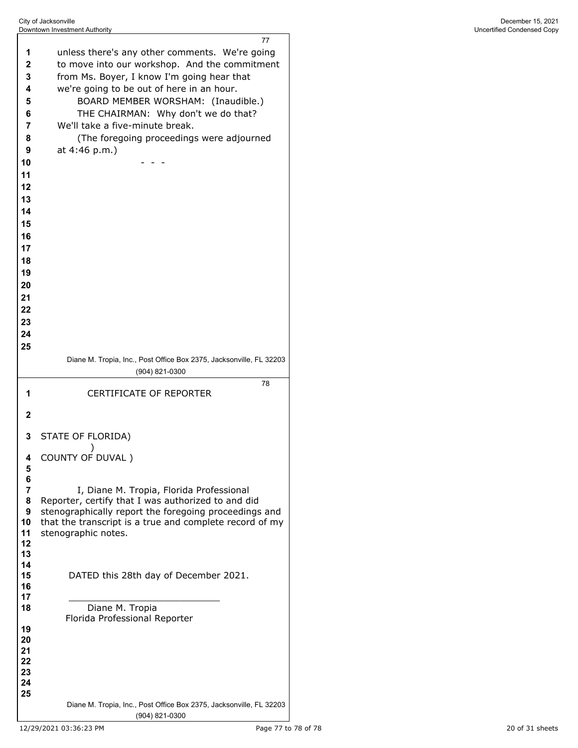unless there's any other comments. We're going to move into our workshop. And the commitment from Ms. Boyer, I know I'm going hear that we're going to be out of here in an hour.

BOARD MEMBER WORSHAM: (Inaudible.)

THE CHAIRMAN: Why don't we do that? We'll take a five-minute break.

(The foregoing proceedings were adjourned at 4:46 p.m.)

- - -

CERTIFICATE OF REPORTER

STATE OF FLORIDA)
)
COUNTY OF DUVAL )

I, Diane M. Tropia, Florida Professional Reporter, certify that I was authorized to and did stenographically report the foregoing proceedings and that the transcript is a true and complete record of my stenographic notes.

DATED this 28th day of December 2021.

\_\_\_\_\_\_\_\_\_\_\_\_\_\_\_\_\_\_\_\_\_\_\_\_\_\_\_\_

Diane M. Tropia
Florida Professional Reporter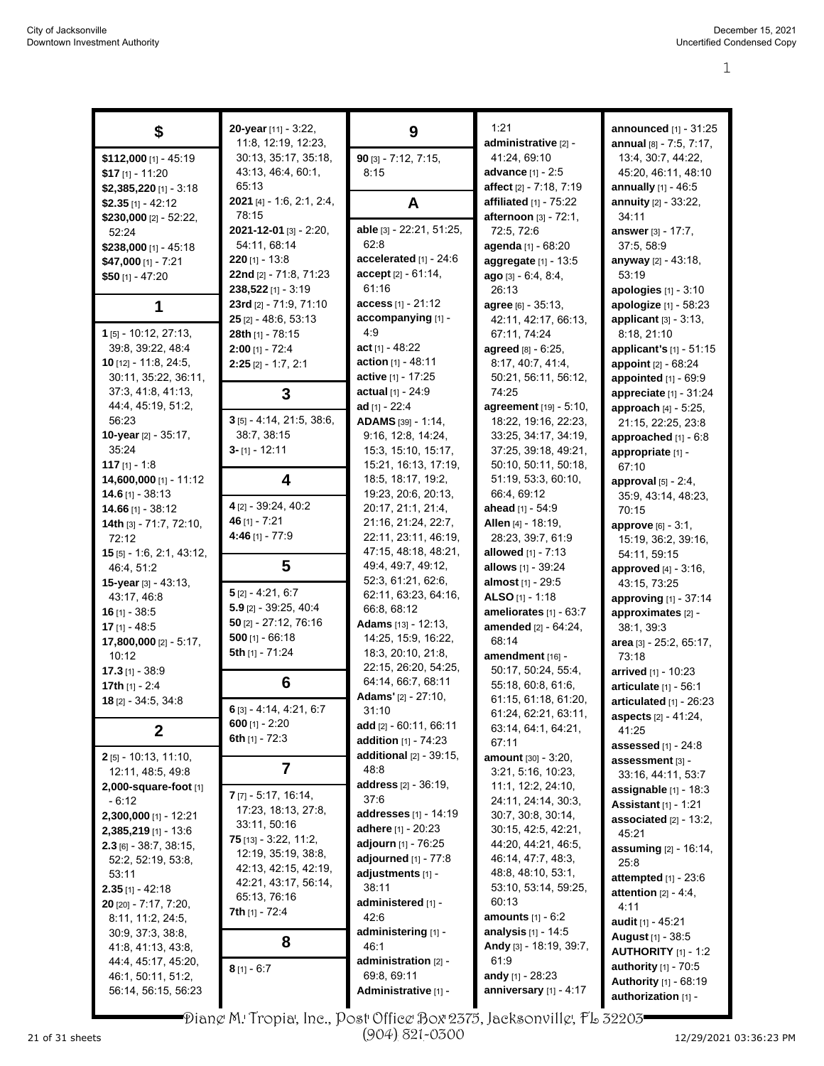## $

**$112,000** [1] - 45:19
**$17** [1] - 11:20
**$2,385,220** [1] - 3:18
**$2.35** [1] - 42:12
**$230,000** [2] - 52:22, 52:24
**$238,000** [1] - 45:18
**$47,000** [1] - 7:21
**$50** [1] - 47:20

## 1

**1** [5] - 10:12, 27:13, 39:8, 39:22, 48:4
**10** [12] - 11:8, 24:5, 30:11, 35:22, 36:11, 37:3, 41:8, 41:13, 44:4, 45:19, 51:2, 56:23
**10-year** [2] - 35:17, 35:24
**117** [1] - 1:8
**14,600,000** [1] - 11:12
**14.6** [1] - 38:13
**14.66** [1] - 38:12
**14th** [3] - 71:7, 72:10, 72:12
**15** [5] - 1:6, 2:1, 43:12, 46:4, 51:2
**15-year** [3] - 43:13, 43:17, 46:8
**16** [1] - 38:5
**17** [1] - 48:5
**17,800,000** [2] - 5:17, 10:12
**17.3** [1] - 38:9
**17th** [1] - 2:4
**18** [2] - 34:5, 34:8

## 2

**2** [5] - 10:13, 11:10, 12:11, 48:5, 49:8
**2,000-square-foot** [1] - 6:12
**2,300,000** [1] - 12:21
**2,385,219** [1] - 13:6
**2.3** [6] - 38:7, 38:15, 52:2, 52:19, 53:8, 53:11
**2.35** [1] - 42:18
**20** [20] - 7:17, 7:20, 8:11, 11:2, 24:5, 30:9, 37:3, 38:8, 41:8, 41:13, 43:8, 44:4, 45:17, 45:20, 46:1, 50:11, 51:2, 56:14, 56:15, 56:23
**20-year** [11] - 3:22, 11:8, 12:19, 12:23, 30:13, 35:17, 35:18, 43:13, 46:4, 60:1, 65:13
**2021** [4] - 1:6, 2:1, 2:4, 78:15
**2021-12-01** [3] - 2:20, 54:11, 68:14
**220** [1] - 13:8
**22nd** [2] - 71:8, 71:23
**238,522** [1] - 3:19
**23rd** [2] - 71:9, 71:10
**25** [2] - 48:6, 53:13
**28th** [1] - 78:15
**2:00** [1] - 72:4
**2:25** [2] - 1:7, 2:1

## 3

**3** [5] - 4:14, 21:5, 38:6, 38:7, 38:15
**3-** [1] - 12:11

## 4

**4** [2] - 39:24, 40:2
**46** [1] - 7:21
**4:46** [1] - 77:9

## 5

**5** [2] - 4:21, 6:7
**5.9** [2] - 39:25, 40:4
**50** [2] - 27:12, 76:16
**500** [1] - 66:18
**5th** [1] - 71:24

## 6

**6** [3] - 4:14, 4:21, 6:7
**600** [1] - 2:20
**6th** [1] - 72:3

## 7

**7** [7] - 5:17, 16:14, 17:23, 18:13, 27:8, 33:11, 50:16
**75** [13] - 3:22, 11:2, 12:19, 35:19, 38:8, 42:13, 42:15, 42:19, 42:21, 43:17, 56:14, 65:13, 76:16
**7th** [1] - 72:4

## 8

**8** [1] - 6:7

## 9

**90** [3] - 7:12, 7:15, 8:15

## A

**able** [3] - 22:21, 51:25, 62:8
**accelerated** [1] - 24:6
**accept** [2] - 61:14, 61:16
**access** [1] - 21:12
**accompanying** [1] - 4:9
**act** [1] - 48:22
**action** [1] - 48:11
**active** [1] - 17:25
**actual** [1] - 24:9
**ad** [1] - 22:4
**ADAMS** [39] - 1:14, 9:16, 12:8, 14:24, 15:3, 15:10, 15:17, 15:21, 16:13, 17:19, 18:5, 18:17, 19:2, 19:23, 20:6, 20:13, 20:17, 21:1, 21:4, 21:16, 21:24, 22:7, 22:11, 23:11, 46:19, 47:15, 48:18, 48:21, 49:4, 49:7, 49:12, 52:3, 61:21, 62:6, 62:11, 63:23, 64:16, 66:8, 68:12
**Adams** [13] - 12:13, 14:25, 15:9, 16:22, 18:3, 20:10, 21:8, 22:15, 26:20, 54:25, 64:14, 66:7, 68:11
**Adams'** [2] - 27:10, 31:10
**add** [2] - 60:11, 66:11
**addition** [1] - 74:23
**additional** [2] - 39:15, 48:8
**address** [2] - 36:19, 37:6
**addresses** [1] - 14:19
**adhere** [1] - 20:23
**adjourn** [1] - 76:25
**adjourned** [1] - 77:8
**adjustments** [1] - 38:11
**administered** [1] - 42:6
**administering** [1] - 46:1
**administration** [2] - 69:8, 69:11
**Administrative** [1] - 1:21
**administrative** [2] - 41:24, 69:10
**advance** [1] - 2:5
**affect** [2] - 7:18, 7:19
**affiliated** [1] - 75:22
**afternoon** [3] - 72:1, 72:5, 72:6
**agenda** [1] - 68:20
**aggregate** [1] - 13:5
**ago** [3] - 6:4, 8:4, 26:13
**agree** [6] - 35:13, 42:11, 42:17, 66:13, 67:11, 74:24
**agreed** [8] - 6:25, 8:17, 40:7, 41:4, 50:21, 56:11, 56:12, 74:25
**agreement** [19] - 5:10, 18:22, 19:16, 22:23, 33:25, 34:17, 34:19, 37:25, 39:18, 49:21, 50:10, 50:11, 50:18, 51:19, 53:3, 60:10, 66:4, 69:12
**ahead** [1] - 54:9
**Allen** [4] - 18:19, 28:23, 39:7, 61:9
**allowed** [1] - 7:13
**allows** [1] - 39:24
**almost** [1] - 29:5
**ALSO** [1] - 1:18
**ameliorates** [1] - 63:7
**amended** [2] - 64:24, 68:14
**amendment** [16] - 50:17, 50:24, 55:4, 55:18, 60:8, 61:6, 61:15, 61:18, 61:20, 61:24, 62:21, 63:11, 63:14, 64:1, 64:21, 67:11
**amount** [30] - 3:20, 3:21, 5:16, 10:23, 11:1, 12:2, 24:10, 24:11, 24:14, 30:3, 30:7, 30:8, 30:14, 30:15, 42:5, 42:21, 44:20, 44:21, 46:5, 46:14, 47:7, 48:3, 48:8, 48:10, 53:1, 53:10, 53:14, 59:25, 60:13
**amounts** [1] - 6:2
**analysis** [1] - 14:5
**Andy** [3] - 18:19, 39:7, 61:9
**andy** [1] - 28:23
**anniversary** [1] - 4:17
**announced** [1] - 31:25
**annual** [8] - 7:5, 7:17, 13:4, 30:7, 44:22, 45:20, 46:11, 48:10
**annually** [1] - 46:5
**annuity** [2] - 33:22, 34:11
**answer** [3] - 17:7, 37:5, 58:9
**anyway** [2] - 43:18, 53:19
**apologies** [1] - 3:10
**apologize** [1] - 58:23
**applicant** [3] - 3:13, 8:18, 21:10
**applicant's** [1] - 51:15
**appoint** [2] - 68:24
**appointed** [1] - 69:9
**appreciate** [1] - 31:24
**approach** [4] - 5:25, 21:15, 22:25, 23:8
**approached** [1] - 6:8
**appropriate** [1] - 67:10
**approval** [5] - 2:4, 35:9, 43:14, 48:23, 70:15
**approve** [6] - 3:1, 15:19, 36:2, 39:16, 54:11, 59:15
**approved** [4] - 3:16, 43:15, 73:25
**approving** [1] - 37:14
**approximates** [2] - 38:1, 39:3
**area** [3] - 25:2, 65:17, 73:18
**arrived** [1] - 10:23
**articulate** [1] - 56:1
**articulated** [1] - 26:23
**aspects** [2] - 41:24, 41:25
**assessed** [1] - 24:8
**assessment** [3] - 33:16, 44:11, 53:7
**assignable** [1] - 18:3
**Assistant** [1] - 1:21
**associated** [2] - 13:2, 45:21
**assuming** [2] - 16:14, 25:8
**attempted** [1] - 23:6
**attention** [2] - 4:4, 4:11
**audit** [1] - 45:21
**August** [1] - 38:5
**AUTHORITY** [1] - 1:2
**authority** [1] - 70:5
**Authority** [1] - 68:19
**authorization** [1] -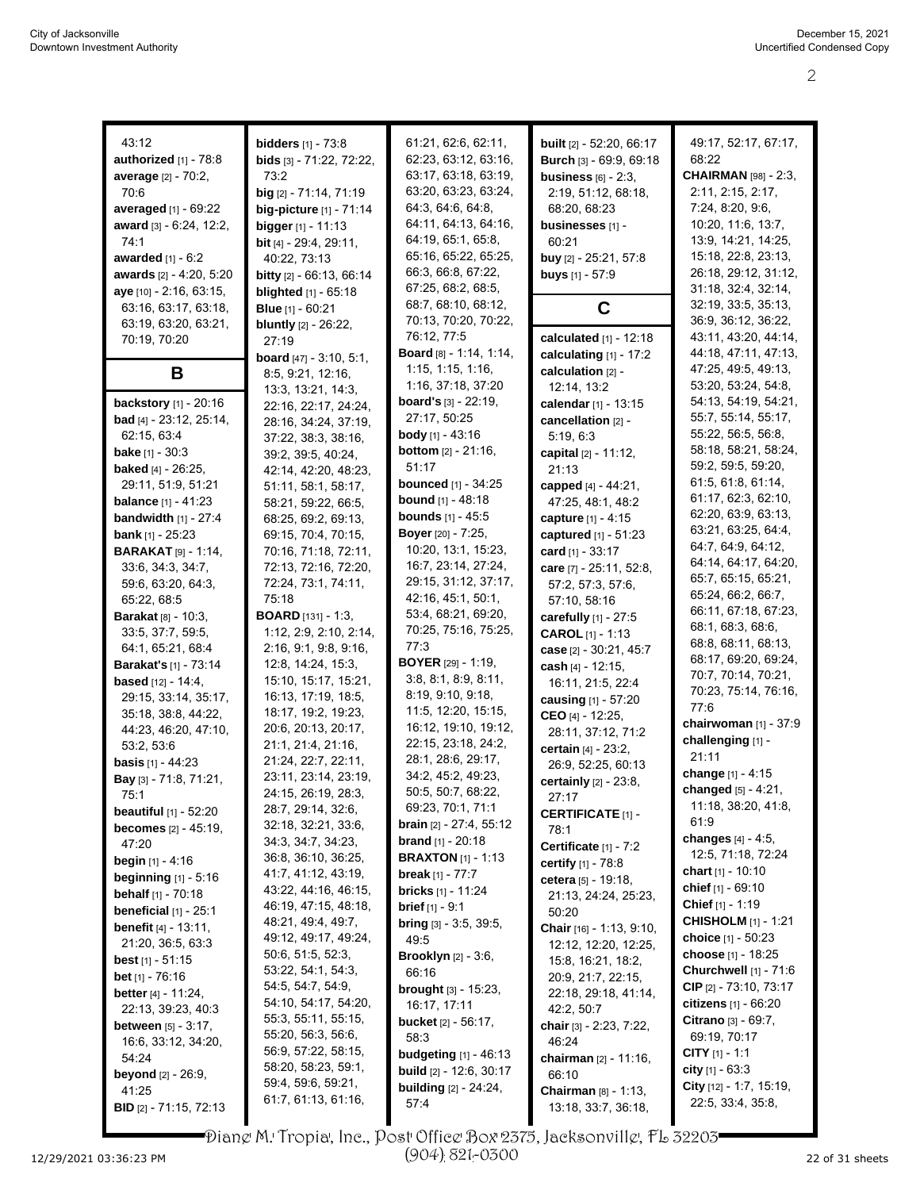43:12
**authorized** [1] - 78:8
**average** [2] - 70:2, 70:6
**averaged** [1] - 69:22
**award** [3] - 6:24, 12:2, 74:1
**awarded** [1] - 6:2
**awards** [2] - 4:20, 5:20
**aye** [10] - 2:16, 63:15, 63:16, 63:17, 63:18, 63:19, 63:20, 63:21, 70:19, 70:20

## B

**backstory** [1] - 20:16
**bad** [4] - 23:12, 25:14, 62:15, 63:4
**bake** [1] - 30:3
**baked** [4] - 26:25, 29:11, 51:9, 51:21
**balance** [1] - 41:23
**bandwidth** [1] - 27:4
**bank** [1] - 25:23
**BARAKAT** [9] - 1:14, 33:6, 34:3, 34:7, 59:6, 63:20, 64:3, 65:22, 68:5
**Barakat** [8] - 10:3, 33:5, 37:7, 59:5, 64:1, 65:21, 68:4
**Barakat's** [1] - 73:14
**based** [12] - 14:4, 29:15, 33:14, 35:17, 35:18, 38:8, 44:22, 44:23, 46:20, 47:10, 53:2, 53:6
**basis** [1] - 44:23
**Bay** [3] - 71:8, 71:21, 75:1
**beautiful** [1] - 52:20
**becomes** [2] - 45:19, 47:20
**begin** [1] - 4:16
**beginning** [1] - 5:16
**behalf** [1] - 70:18
**beneficial** [1] - 25:1
**benefit** [4] - 13:11, 21:20, 36:5, 63:3
**best** [1] - 51:15
**bet** [1] - 76:16
**better** [4] - 11:24, 22:13, 39:23, 40:3
**between** [5] - 3:17, 16:6, 33:12, 34:20, 54:24
**beyond** [2] - 26:9, 41:25
**BID** [2] - 71:15, 72:13
**bidders** [1] - 73:8
**bids** [3] - 71:22, 72:22, 73:2
**big** [2] - 71:14, 71:19
**big-picture** [1] - 71:14
**bigger** [1] - 11:13
**bit** [4] - 29:4, 29:11, 40:22, 73:13
**bitty** [2] - 66:13, 66:14
**blighted** [1] - 65:18
**Blue** [1] - 60:21
**bluntly** [2] - 26:22, 27:19
**board** [47] - 3:10, 5:1, 8:5, 9:21, 12:16, 13:3, 13:21, 14:3, 22:16, 22:17, 24:24, 28:16, 34:24, 37:19, 37:22, 38:3, 38:16, 39:2, 39:5, 40:24, 42:14, 42:20, 48:23, 51:11, 58:1, 58:17, 58:21, 59:22, 66:5, 68:25, 69:2, 69:13, 69:15, 70:4, 70:15, 70:16, 71:18, 72:11, 72:13, 72:16, 72:20, 72:24, 73:1, 74:11, 75:18
**BOARD** [131] - 1:3, 1:12, 2:9, 2:10, 2:14, 2:16, 9:1, 9:8, 9:16, 12:8, 14:24, 15:3, 15:10, 15:17, 15:21, 16:13, 17:19, 18:5, 18:17, 19:2, 19:23, 20:6, 20:13, 20:17, 21:1, 21:4, 21:16, 21:24, 22:7, 22:11, 23:11, 23:14, 23:19, 24:15, 26:19, 28:3, 28:7, 29:14, 32:6, 32:18, 32:21, 33:6, 34:3, 34:7, 34:23, 36:8, 36:10, 36:25, 41:7, 41:12, 43:19, 43:22, 44:16, 46:15, 46:19, 47:15, 48:18, 48:21, 49:4, 49:7, 49:12, 49:17, 49:24, 50:6, 51:5, 52:3, 53:22, 54:1, 54:3, 54:5, 54:7, 54:9, 54:10, 54:17, 54:20, 55:3, 55:11, 55:15, 55:20, 56:3, 56:6, 56:9, 57:22, 58:15, 58:20, 58:23, 59:1, 59:4, 59:6, 59:21, 61:7, 61:13, 61:16, 61:21, 62:6, 62:11, 62:23, 63:12, 63:16, 63:17, 63:18, 63:19, 63:20, 63:23, 63:24, 64:3, 64:6, 64:8, 64:11, 64:13, 64:16, 64:19, 65:1, 65:8, 65:16, 65:22, 65:25, 66:3, 66:8, 67:22, 67:25, 68:2, 68:5, 68:7, 68:10, 68:12, 70:13, 70:20, 70:22, 76:12, 77:5
**Board** [8] - 1:14, 1:14, 1:15, 1:15, 1:16, 1:16, 37:18, 37:20
**board's** [3] - 22:19, 27:17, 50:25
**body** [1] - 43:16
**bottom** [2] - 21:16, 51:17
**bounced** [1] - 34:25
**bound** [1] - 48:18
**bounds** [1] - 45:5
**Boyer** [20] - 7:25, 10:20, 13:1, 15:23, 16:7, 23:14, 27:24, 29:15, 31:12, 37:17, 42:16, 45:1, 50:1, 53:4, 68:21, 69:20, 70:25, 75:16, 75:25, 77:3
**BOYER** [29] - 1:19, 3:8, 8:1, 8:9, 8:11, 8:19, 9:10, 9:18, 11:5, 12:20, 15:15, 16:12, 19:10, 19:12, 22:15, 23:18, 24:2, 28:1, 28:6, 29:17, 34:2, 45:2, 49:23, 50:5, 50:7, 68:22, 69:23, 70:1, 71:1
**brain** [2] - 27:4, 55:12
**brand** [1] - 20:18
**BRAXTON** [1] - 1:13
**break** [1] - 77:7
**bricks** [1] - 11:24
**brief** [1] - 9:1
**bring** [3] - 3:5, 39:5, 49:5
**Brooklyn** [2] - 3:6, 66:16
**brought** [3] - 15:23, 16:17, 17:11
**bucket** [2] - 56:17, 58:3
**budgeting** [1] - 46:13
**build** [2] - 12:6, 30:17
**building** [2] - 24:22, 57:4
**built** [2] - 52:20, 66:17
**Burch** [3] - 69:9, 69:18
**business** [6] - 2:3, 2:19, 51:12, 68:18, 68:20, 68:23
**businesses** [1] - 60:21
**buy** [2] - 25:21, 57:8
**buys** [1] - 57:9

## C

**calculated** [1] - 12:18
**calculating** [1] - 17:2
**calculation** [2] - 12:14, 13:2
**calendar** [1] - 13:15
**cancellation** [2] - 5:19, 6:3
**capital** [2] - 11:12, 21:13
**capped** [4] - 44:21, 47:25, 48:1, 48:2
**capture** [1] - 4:15
**captured** [1] - 51:23
**card** [1] - 33:17
**care** [7] - 25:11, 52:8, 57:2, 57:3, 57:6, 57:10, 58:16
**carefully** [1] - 27:5
**CAROL** [1] - 1:13
**case** [2] - 30:21, 45:7
**cash** [4] - 12:15, 16:11, 21:5, 22:4
**causing** [1] - 57:20
**CEO** [4] - 12:25, 28:11, 37:12, 71:2
**certain** [4] - 23:2, 26:9, 52:25, 60:13
**certainly** [2] - 23:8, 27:17
**CERTIFICATE** [1] - 78:1
**Certificate** [1] - 7:2
**certify** [1] - 78:8
**cetera** [5] - 19:18, 21:13, 24:24, 25:23, 50:20
**Chair** [16] - 1:13, 9:10, 12:12, 12:20, 12:25, 15:8, 16:21, 18:2, 20:9, 21:7, 22:15, 22:18, 29:18, 41:14, 42:2, 50:7
**chair** [3] - 2:23, 7:22, 46:24
**chairman** [2] - 11:16, 66:10
**Chairman** [8] - 1:13, 13:18, 33:7, 36:18, 49:17, 52:17, 67:17, 68:22
**CHAIRMAN** [98] - 2:3, 2:11, 2:15, 2:17, 7:24, 8:20, 9:6, 10:20, 11:6, 13:7, 13:9, 14:21, 14:25, 15:18, 22:8, 23:13, 26:18, 29:12, 31:12, 31:18, 32:4, 32:14, 32:19, 33:5, 35:13, 36:9, 36:12, 36:22, 43:11, 43:20, 44:14, 44:18, 47:11, 47:13, 47:25, 49:5, 49:13, 53:20, 53:24, 54:8, 54:13, 54:19, 54:21, 55:7, 55:14, 55:17, 55:22, 56:5, 56:8, 58:18, 58:21, 58:24, 59:2, 59:5, 59:20, 61:5, 61:8, 61:14, 61:17, 62:3, 62:10, 62:20, 63:9, 63:13, 63:21, 63:25, 64:4, 64:7, 64:9, 64:12, 64:14, 64:17, 64:20, 65:7, 65:15, 65:21, 65:24, 66:2, 66:7, 66:11, 67:18, 67:23, 68:1, 68:3, 68:6, 68:8, 68:11, 68:13, 68:17, 69:20, 69:24, 70:7, 70:14, 70:21, 70:23, 75:14, 76:16, 77:6
**chairwoman** [1] - 37:9
**challenging** [1] - 21:11
**change** [1] - 4:15
**changed** [5] - 4:21, 11:18, 38:20, 41:8, 61:9
**changes** [4] - 4:5, 12:5, 71:18, 72:24
**chart** [1] - 10:10
**chief** [1] - 69:10
**Chief** [1] - 1:19
**CHISHOLM** [1] - 1:21
**choice** [1] - 50:23
**choose** [1] - 18:25
**Churchwell** [1] - 71:6
**CIP** [2] - 73:10, 73:17
**citizens** [1] - 66:20
**Citrano** [3] - 69:7, 69:19, 70:17
**CITY** [1] - 1:1
**city** [1] - 63:3
**City** [12] - 1:7, 15:19, 22:5, 33:4, 35:8,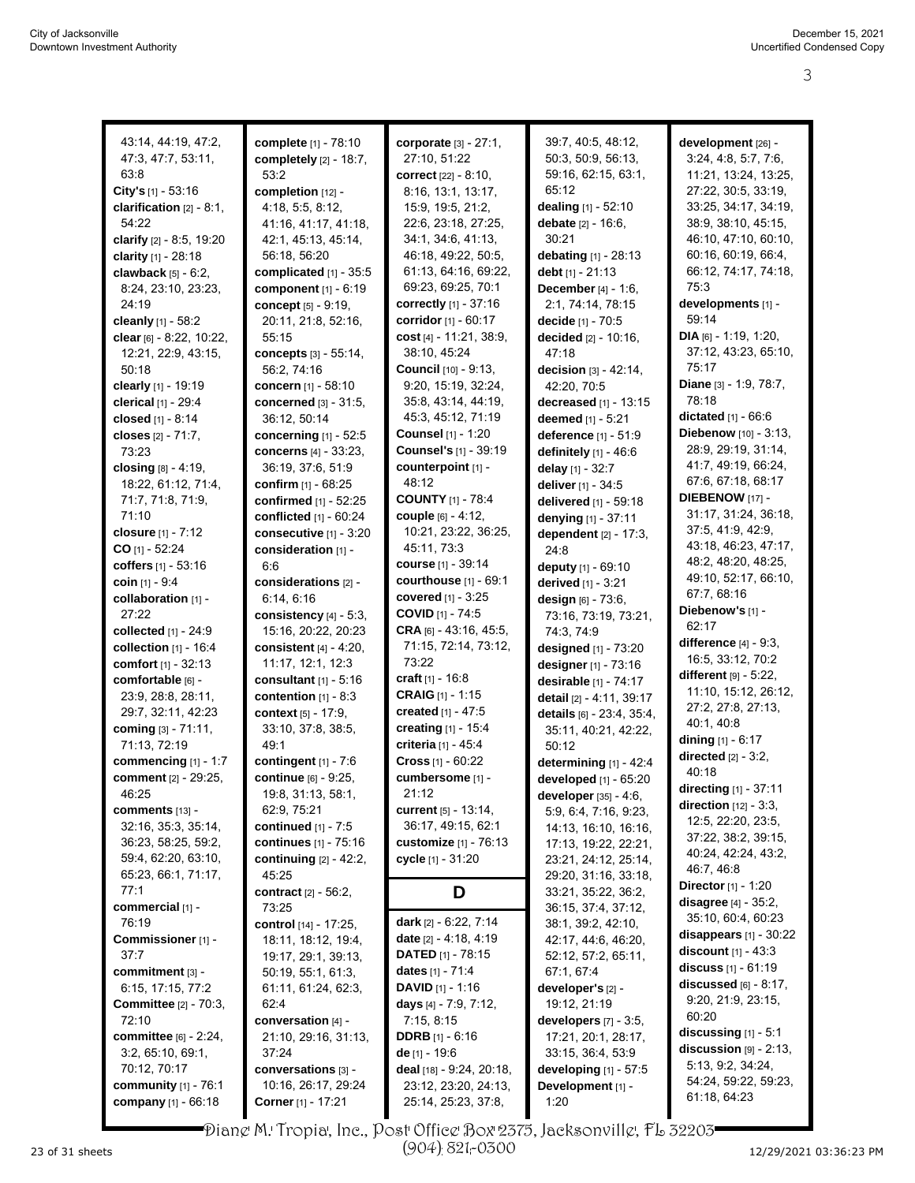43:14, 44:19, 47:2, 47:3, 47:7, 53:11, 63:8
**City's** [1] - 53:16
**clarification** [2] - 8:1, 54:22
**clarify** [2] - 8:5, 19:20
**clarity** [1] - 28:18
**clawback** [5] - 6:2, 8:24, 23:10, 23:23, 24:19
**cleanly** [1] - 58:2
**clear** [6] - 8:22, 10:22, 12:21, 22:9, 43:15, 50:18
**clearly** [1] - 19:19
**clerical** [1] - 29:4
**closed** [1] - 8:14
**closes** [2] - 71:7, 73:23
**closing** [8] - 4:19, 18:22, 61:12, 71:4, 71:7, 71:8, 71:9, 71:10
**closure** [1] - 7:12
**CO** [1] - 52:24
**coffers** [1] - 53:16
**coin** [1] - 9:4
**collaboration** [1] - 27:22
**collected** [1] - 24:9
**collection** [1] - 16:4
**comfort** [1] - 32:13
**comfortable** [6] - 23:9, 28:8, 28:11, 29:7, 32:11, 42:23
**coming** [3] - 71:11, 71:13, 72:19
**commencing** [1] - 1:7
**comment** [2] - 29:25, 46:25
**comments** [13] - 32:16, 35:3, 35:14, 36:23, 58:25, 59:2, 59:4, 62:20, 63:10, 65:23, 66:1, 71:17, 77:1
**commercial** [1] - 76:19
**Commissioner** [1] - 37:7
**commitment** [3] - 6:15, 17:15, 77:2
**Committee** [2] - 70:3, 72:10
**committee** [6] - 2:24, 3:2, 65:10, 69:1, 70:12, 70:17
**community** [1] - 76:1
**company** [1] - 66:18
**complete** [1] - 78:10
**completely** [2] - 18:7, 53:2
**completion** [12] - 4:18, 5:5, 8:12, 41:16, 41:17, 41:18, 42:1, 45:13, 45:14, 56:18, 56:20
**complicated** [1] - 35:5
**component** [1] - 6:19
**concept** [5] - 9:19, 20:11, 21:8, 52:16, 55:15
**concepts** [3] - 55:14, 56:2, 74:16
**concern** [1] - 58:10
**concerned** [3] - 31:5, 36:12, 50:14
**concerning** [1] - 52:5
**concerns** [4] - 33:23, 36:19, 37:6, 51:9
**confirm** [1] - 68:25
**confirmed** [1] - 52:25
**conflicted** [1] - 60:24
**consecutive** [1] - 3:20
**consideration** [1] - 6:6
**considerations** [2] - 6:14, 6:16
**consistency** [4] - 5:3, 15:16, 20:22, 20:23
**consistent** [4] - 4:20, 11:17, 12:1, 12:3
**consultant** [1] - 5:16
**contention** [1] - 8:3
**context** [5] - 17:9, 33:10, 37:8, 38:5, 49:1
**contingent** [1] - 7:6
**continue** [6] - 9:25, 19:8, 31:13, 58:1, 62:9, 75:21
**continued** [1] - 7:5
**continues** [1] - 75:16
**continuing** [2] - 42:2, 45:25
**contract** [2] - 56:2, 73:25
**control** [14] - 17:25, 18:11, 18:12, 19:4, 19:17, 29:1, 39:13, 50:19, 55:1, 61:3, 61:11, 61:24, 62:3, 62:4
**conversation** [4] - 21:10, 29:16, 31:13, 37:24
**conversations** [3] - 10:16, 26:17, 29:24
**Corner** [1] - 17:21
**corporate** [3] - 27:1, 27:10, 51:22
**correct** [22] - 8:10, 8:16, 13:1, 13:17, 15:9, 19:5, 21:2, 22:6, 23:18, 27:25, 34:1, 34:6, 41:13, 46:18, 49:22, 50:5, 61:13, 64:16, 69:22, 69:23, 69:25, 70:1
**correctly** [1] - 37:16
**corridor** [1] - 60:17
**cost** [4] - 11:21, 38:9, 38:10, 45:24
**Council** [10] - 9:13, 9:20, 15:19, 32:24, 35:8, 43:14, 44:19, 45:3, 45:12, 71:19
**Counsel** [1] - 1:20
**Counsel's** [1] - 39:19
**counterpoint** [1] - 48:12
**COUNTY** [1] - 78:4
**couple** [6] - 4:12, 10:21, 23:22, 36:25, 45:11, 73:3
**course** [1] - 39:14
**courthouse** [1] - 69:1
**covered** [1] - 3:25
**COVID** [1] - 74:5
**CRA** [6] - 43:16, 45:5, 71:15, 72:14, 73:12, 73:22
**craft** [1] - 16:8
**CRAIG** [1] - 1:15
**created** [1] - 47:5
**creating** [1] - 15:4
**criteria** [1] - 45:4
**Cross** [1] - 60:22
**cumbersome** [1] - 21:12
**current** [5] - 13:14, 36:17, 49:15, 62:1
**customize** [1] - 76:13
**cycle** [1] - 31:20

## D

**dark** [2] - 6:22, 7:14
**date** [2] - 4:18, 4:19
**DATED** [1] - 78:15
**dates** [1] - 71:4
**DAVID** [1] - 1:16
**days** [4] - 7:9, 7:12, 7:15, 8:15
**DDRB** [1] - 6:16
**de** [1] - 19:6
**deal** [18] - 9:24, 20:18, 23:12, 23:20, 24:13, 25:14, 25:23, 37:8, 39:7, 40:5, 48:12, 50:3, 50:9, 56:13, 59:16, 62:15, 63:1, 65:12
**dealing** [1] - 52:10
**debate** [2] - 16:6, 30:21
**debating** [1] - 28:13
**debt** [1] - 21:13
**December** [4] - 1:6, 2:1, 74:14, 78:15
**decide** [1] - 70:5
**decided** [2] - 10:16, 47:18
**decision** [3] - 42:14, 42:20, 70:5
**decreased** [1] - 13:15
**deemed** [1] - 5:21
**deference** [1] - 51:9
**definitely** [1] - 46:6
**delay** [1] - 32:7
**deliver** [1] - 34:5
**delivered** [1] - 59:18
**denying** [1] - 37:11
**dependent** [2] - 17:3, 24:8
**deputy** [1] - 69:10
**derived** [1] - 3:21
**design** [6] - 73:6, 73:16, 73:19, 73:21, 74:3, 74:9
**designed** [1] - 73:20
**designer** [1] - 73:16
**desirable** [1] - 74:17
**detail** [2] - 4:11, 39:17
**details** [6] - 23:4, 35:4, 35:11, 40:21, 42:22, 50:12
**determining** [1] - 42:4
**developed** [1] - 65:20
**developer** [35] - 4:6, 5:9, 6:4, 7:16, 9:23, 14:13, 16:10, 16:16, 17:13, 19:22, 22:21, 23:21, 24:12, 25:14, 29:20, 31:16, 33:18, 33:21, 35:22, 36:2, 36:15, 37:4, 37:12, 38:1, 39:2, 42:10, 42:17, 44:6, 46:20, 52:12, 57:2, 65:11, 67:1, 67:4
**developer's** [2] - 19:12, 21:19
**developers** [7] - 3:5, 17:21, 20:1, 28:17, 33:15, 36:4, 53:9
**developing** [1] - 57:5
**Development** [1] - 1:20
**development** [26] - 3:24, 4:8, 5:7, 7:6, 11:21, 13:24, 13:25, 27:22, 30:5, 33:19, 33:25, 34:17, 34:19, 38:9, 38:10, 45:15, 46:10, 47:10, 60:10, 60:16, 60:19, 66:4, 66:12, 74:17, 74:18, 75:3
**developments** [1] - 59:14
**DIA** [6] - 1:19, 1:20, 37:12, 43:23, 65:10, 75:17
**Diane** [3] - 1:9, 78:7, 78:18
**dictated** [1] - 66:6
**Diebenow** [10] - 3:13, 28:9, 29:19, 31:14, 41:7, 49:19, 66:24, 67:6, 67:18, 68:17
**DIEBENOW** [17] - 31:17, 31:24, 36:18, 37:5, 41:9, 42:9, 43:18, 46:23, 47:17, 48:2, 48:20, 48:25, 49:10, 52:17, 66:10, 67:7, 68:16
**Diebenow's** [1] - 62:17
**difference** [4] - 9:3, 16:5, 33:12, 70:2
**different** [9] - 5:22, 11:10, 15:12, 26:12, 27:2, 27:8, 27:13, 40:1, 40:8
**dining** [1] - 6:17
**directed** [2] - 3:2, 40:18
**directing** [1] - 37:11
**direction** [12] - 3:3, 12:5, 22:20, 23:5, 37:22, 38:2, 39:15, 40:24, 42:24, 43:2, 46:7, 46:8
**Director** [1] - 1:20
**disagree** [4] - 35:2, 35:10, 60:4, 60:23
**disappears** [1] - 30:22
**discount** [1] - 43:3
**discuss** [1] - 61:19
**discussed** [6] - 8:17, 9:20, 21:9, 23:15, 60:20
**discussing** [1] - 5:1
**discussion** [9] - 2:13, 5:13, 9:2, 34:24, 54:24, 59:22, 59:23, 61:18, 64:23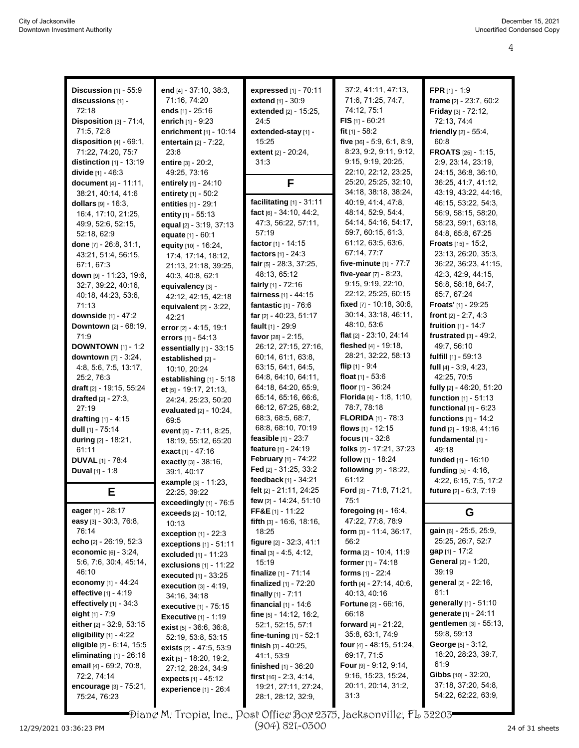**Discussion** [1] - 55:9
**discussions** [1] - 72:18
**Disposition** [3] - 71:4, 71:5, 72:8
**disposition** [4] - 69:1, 71:22, 74:20, 75:7
**distinction** [1] - 13:19
**divide** [1] - 46:3
**document** [4] - 11:11, 38:21, 40:14, 41:6
**dollars** [9] - 16:3, 16:4, 17:10, 21:25, 49:9, 52:6, 52:15, 52:18, 62:9
**done** [7] - 26:8, 31:1, 43:21, 51:4, 56:15, 67:1, 67:3
**down** [9] - 11:23, 19:6, 32:7, 39:22, 40:16, 40:18, 44:23, 53:6, 71:13
**downside** [1] - 47:2
**Downtown** [2] - 68:19, 71:9
**DOWNTOWN** [1] - 1:2
**downtown** [7] - 3:24, 4:8, 5:6, 7:5, 13:17, 25:2, 76:3
**draft** [2] - 19:15, 55:24
**drafted** [2] - 27:3, 27:19
**drafting** [1] - 4:15
**dull** [1] - 75:14
**during** [2] - 18:21, 61:11
**DUVAL** [1] - 78:4
**Duval** [1] - 1:8

## E

**eager** [1] - 28:17
**easy** [3] - 30:3, 76:8, 76:14
**echo** [2] - 26:19, 52:3
**economic** [6] - 3:24, 5:6, 7:6, 30:4, 45:14, 46:10
**economy** [1] - 44:24
**effective** [1] - 4:19
**effectively** [1] - 34:3
**eight** [1] - 7:9
**either** [2] - 32:9, 53:15
**eligibility** [1] - 4:22
**eligible** [2] - 6:14, 15:5
**eliminating** [1] - 26:16
**email** [4] - 69:2, 70:8, 72:2, 74:14
**encourage** [3] - 75:21, 75:24, 76:23
**end** [4] - 37:10, 38:3, 71:16, 74:20
**ends** [1] - 25:16
**enrich** [1] - 9:23
**enrichment** [1] - 10:14
**entertain** [2] - 7:22, 23:8
**entire** [3] - 20:2, 49:25, 73:16
**entirely** [1] - 24:10
**entirety** [1] - 50:2
**entities** [1] - 29:1
**entity** [1] - 55:13
**equal** [2] - 3:19, 37:13
**equate** [1] - 60:1
**equity** [10] - 16:24, 17:4, 17:14, 18:12, 21:13, 21:18, 39:25, 40:3, 40:8, 62:1
**equivalency** [3] - 42:12, 42:15, 42:18
**equivalent** [2] - 3:22, 42:21
**error** [2] - 4:15, 19:1
**errors** [1] - 54:13
**essentially** [1] - 33:15
**established** [2] - 10:10, 20:24
**establishing** [1] - 5:18
**et** [5] - 19:17, 21:13, 24:24, 25:23, 50:20
**evaluated** [2] - 10:24, 69:5
**event** [5] - 7:11, 8:25, 18:19, 55:12, 65:20
**exact** [1] - 47:16
**exactly** [3] - 38:16, 39:1, 40:17
**example** [3] - 11:23, 22:25, 39:22
**exceedingly** [1] - 76:5
**exceeds** [2] - 10:12, 10:13
**exception** [1] - 22:3
**exceptions** [1] - 51:11
**excluded** [1] - 11:23
**exclusions** [1] - 11:22
**executed** [1] - 33:25
**execution** [3] - 4:19, 34:16, 34:18
**executive** [1] - 75:15
**Executive** [1] - 1:19
**exist** [5] - 36:6, 36:8, 52:19, 53:8, 53:15
**exists** [2] - 47:5, 53:9
**exit** [5] - 18:20, 19:2, 27:12, 28:24, 34:9
**expects** [1] - 45:12
**experience** [1] - 26:4
**expressed** [1] - 70:11
**extend** [1] - 30:9
**extended** [2] - 15:25, 24:5
**extended-stay** [1] - 15:25
**extent** [2] - 20:24, 31:3

## F

**facilitating** [1] - 31:11
**fact** [6] - 34:10, 44:2, 47:3, 56:22, 57:11, 57:19
**factor** [1] - 14:15
**factors** [1] - 24:3
**fair** [5] - 28:3, 37:25, 48:13, 65:12
**fairly** [1] - 72:16
**fairness** [1] - 44:15
**fantastic** [1] - 76:6
**far** [2] - 40:23, 51:17
**fault** [1] - 29:9
**favor** [28] - 2:15, 26:12, 27:15, 27:16, 60:14, 61:1, 63:8, 63:15, 64:1, 64:5, 64:8, 64:10, 64:11, 64:18, 64:20, 65:9, 65:14, 65:16, 66:6, 66:12, 67:25, 68:2, 68:3, 68:5, 68:7, 68:8, 68:10, 70:19
**feasible** [1] - 23:7
**feature** [1] - 24:19
**February** [1] - 74:22
**Fed** [2] - 31:25, 33:2
**feedback** [1] - 34:21
**felt** [2] - 21:11, 24:25
**few** [2] - 14:24, 51:10
**FF&E** [1] - 11:22
**fifth** [3] - 16:6, 18:16, 18:25
**figure** [2] - 32:3, 41:1
**final** [3] - 4:5, 4:12, 15:19
**finalize** [1] - 71:14
**finalized** [1] - 72:20
**finally** [1] - 7:11
**financial** [1] - 14:6
**fine** [5] - 14:12, 16:2, 52:1, 52:15, 57:1
**fine-tuning** [1] - 52:1
**finish** [3] - 40:25, 41:1, 53:9
**finished** [1] - 36:20
**first** [16] - 2:3, 4:14, 19:21, 27:11, 27:24, 28:1, 28:12, 32:9, 37:2, 41:11, 47:13, 71:6, 71:25, 74:7, 74:12, 75:1
**FIS** [1] - 60:21
**fit** [1] - 58:2
**five** [36] - 5:9, 6:1, 8:9, 8:23, 9:2, 9:11, 9:12, 9:15, 9:19, 20:25, 22:10, 22:12, 23:25, 25:20, 25:25, 32:10, 34:18, 38:18, 38:24, 40:19, 41:4, 47:8, 48:14, 52:9, 54:4, 54:14, 54:16, 54:17, 59:7, 60:15, 61:3, 61:12, 63:5, 63:6, 67:14, 77:7
**five-minute** [1] - 77:7
**five-year** [7] - 8:23, 9:15, 9:19, 22:10, 22:12, 25:25, 60:15
**fixed** [7] - 10:18, 30:6, 30:14, 33:18, 46:11, 48:10, 53:6
**flat** [2] - 23:10, 24:14
**fleshed** [4] - 19:18, 28:21, 32:22, 58:13
**flip** [1] - 9:4
**float** [1] - 53:6
**floor** [1] - 36:24
**Florida** [4] - 1:8, 1:10, 78:7, 78:18
**FLORIDA** [1] - 78:3
**flows** [1] - 12:15
**focus** [1] - 32:8
**folks** [2] - 17:21, 37:23
**follow** [1] - 18:24
**following** [2] - 18:22, 61:12
**Ford** [3] - 71:8, 71:21, 75:1
**foregoing** [4] - 16:4, 47:22, 77:8, 78:9
**form** [3] - 11:4, 36:17, 56:2
**forma** [2] - 10:4, 11:9
**former** [1] - 74:18
**forms** [1] - 22:4
**forth** [4] - 27:14, 40:6, 40:13, 40:16
**Fortune** [2] - 66:16, 66:18
**forward** [4] - 21:22, 35:8, 63:1, 74:9
**four** [4] - 48:15, 51:24, 69:17, 71:5
**Four** [9] - 9:12, 9:14, 9:16, 15:23, 15:24, 20:11, 20:14, 31:2, 31:3
**FPR** [1] - 1:9
**frame** [2] - 23:7, 60:2
**Friday** [3] - 72:12, 72:13, 74:4
**friendly** [2] - 55:4, 60:8
**FROATS** [25] - 1:15, 2:9, 23:14, 23:19, 24:15, 36:8, 36:10, 36:25, 41:7, 41:12, 43:19, 43:22, 44:16, 46:15, 53:22, 54:3, 56:9, 58:15, 58:20, 58:23, 59:1, 63:18, 64:8, 65:8, 67:25
**Froats** [15] - 15:2, 23:13, 26:20, 35:3, 36:22, 36:23, 41:15, 42:3, 42:9, 44:15, 56:8, 58:18, 64:7, 65:7, 67:24
**Froats'** [1] - 29:25
**front** [2] - 2:7, 4:3
**fruition** [1] - 14:7
**frustrated** [3] - 49:2, 49:7, 56:10
**fulfill** [1] - 59:13
**full** [4] - 3:9, 4:23, 42:25, 70:5
**fully** [2] - 46:20, 51:20
**function** [1] - 51:13
**functional** [1] - 6:23
**functions** [1] - 14:2
**fund** [2] - 19:8, 41:16
**fundamental** [1] - 49:18
**funded** [1] - 16:10
**funding** [5] - 4:16, 4:22, 6:15, 7:5, 17:2
**future** [2] - 6:3, 7:19

## G

**gain** [6] - 25:5, 25:9, 25:25, 26:7, 52:7
**gap** [1] - 17:2
**General** [2] - 1:20, 39:19
**general** [2] - 22:16, 61:1
**generally** [1] - 51:10
**generate** [1] - 24:11
**gentlemen** [3] - 55:13, 59:8, 59:13
**George** [5] - 3:12, 18:20, 28:23, 39:7, 61:9
**Gibbs** [10] - 32:20, 37:18, 37:20, 54:8, 54:22, 62:22, 63:9,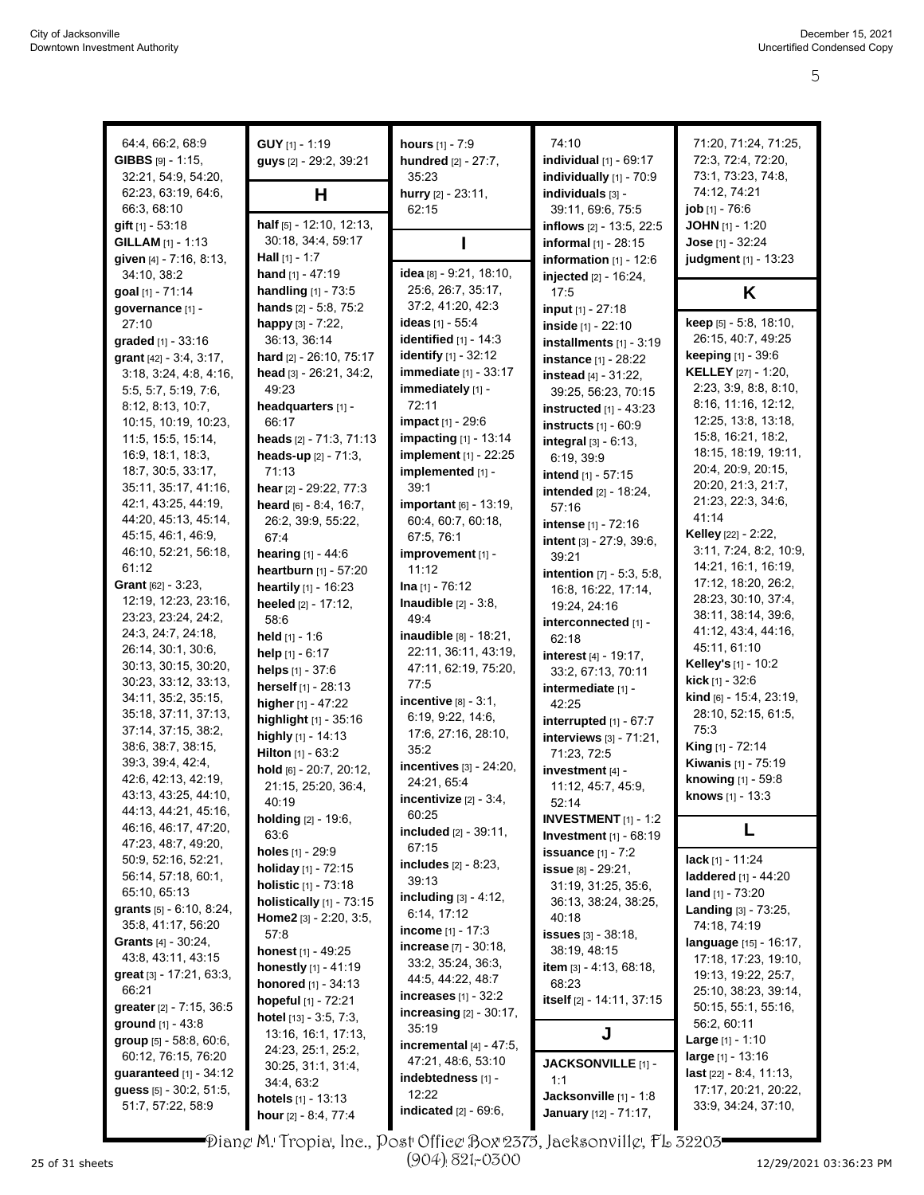64:4, 66:2, 68:9
**GIBBS** [9] - 1:15, 32:21, 54:9, 54:20, 62:23, 63:19, 64:6, 66:3, 68:10
**gift** [1] - 53:18
**GILLAM** [1] - 1:13
**given** [4] - 7:16, 8:13, 34:10, 38:2
**goal** [1] - 71:14
**governance** [1] - 27:10
**graded** [1] - 33:16
**grant** [42] - 3:4, 3:17, 3:18, 3:24, 4:8, 4:16, 5:5, 5:7, 5:19, 7:6, 8:12, 8:13, 10:7, 10:15, 10:19, 10:23, 11:5, 15:5, 15:14, 16:9, 18:1, 18:3, 18:7, 30:5, 33:17, 35:11, 35:17, 41:16, 42:1, 43:25, 44:19, 44:20, 45:13, 45:14, 45:15, 46:1, 46:9, 46:10, 52:21, 56:18, 61:12
**Grant** [62] - 3:23, 12:19, 12:23, 23:16, 23:23, 23:24, 24:2, 24:3, 24:7, 24:18, 26:14, 30:1, 30:6, 30:13, 30:15, 30:20, 30:23, 33:12, 33:13, 34:11, 35:2, 35:15, 35:18, 37:11, 37:13, 37:14, 37:15, 38:2, 38:6, 38:7, 38:15, 39:3, 39:4, 42:4, 42:6, 42:13, 42:19, 43:13, 43:25, 44:10, 44:13, 44:21, 45:16, 46:16, 46:17, 47:20, 47:23, 48:7, 49:20, 50:9, 52:16, 52:21, 56:14, 57:18, 60:1, 65:10, 65:13
**grants** [5] - 6:10, 8:24, 35:8, 41:17, 56:20
**Grants** [4] - 30:24, 43:8, 43:13, 43:15
**great** [3] - 17:21, 63:3, 66:21
**greater** [2] - 7:15, 36:5
**ground** [1] - 43:8
**group** [5] - 58:8, 60:6, 60:12, 76:15, 76:20
**guaranteed** [1] - 34:12
**guess** [5] - 30:2, 51:5, 51:7, 57:22, 58:9
**GUY** [1] - 1:19
**guys** [2] - 29:2, 39:21

## H

**half** [5] - 12:10, 12:13, 30:18, 34:4, 59:17
**Hall** [1] - 1:7
**hand** [1] - 47:19
**handling** [1] - 73:5
**hands** [2] - 5:8, 75:2
**happy** [3] - 7:22, 36:13, 36:14
**hard** [2] - 26:10, 75:17
**head** [3] - 26:21, 34:2, 49:23
**headquarters** [1] - 66:17
**heads** [2] - 71:3, 71:13
**heads-up** [2] - 71:3, 71:13
**hear** [2] - 29:22, 77:3
**heard** [6] - 8:4, 16:7, 26:2, 39:9, 55:22, 67:4
**hearing** [1] - 44:6
**heartburn** [1] - 57:20
**heartily** [1] - 16:23
**heeled** [2] - 17:12, 58:6
**held** [1] - 1:6
**help** [1] - 6:17
**helps** [1] - 37:6
**herself** [1] - 28:13
**higher** [1] - 47:22
**highlight** [1] - 35:16
**highly** [1] - 14:13
**Hilton** [1] - 63:2
**hold** [6] - 20:7, 20:12, 21:15, 25:20, 36:4, 40:19
**holding** [2] - 19:6, 63:6
**holes** [1] - 29:9
**holiday** [1] - 72:15
**holistic** [1] - 73:18
**holistically** [1] - 73:15
**Home2** [3] - 2:20, 3:5, 57:8
**honest** [1] - 49:25
**honestly** [1] - 41:19
**honored** [1] - 34:13
**hopeful** [1] - 72:21
**hotel** [13] - 3:5, 7:3, 13:16, 16:1, 17:13, 24:23, 25:1, 25:2, 30:25, 31:1, 31:4, 34:4, 63:2
**hotels** [1] - 13:13
**hour** [2] - 8:4, 77:4
**hours** [1] - 7:9
**hundred** [2] - 27:7, 35:23
**hurry** [2] - 23:11, 62:15

## I

**idea** [8] - 9:21, 18:10, 25:6, 26:7, 35:17, 37:2, 41:20, 42:3
**ideas** [1] - 55:4
**identified** [1] - 14:3
**identify** [1] - 32:12
**immediate** [1] - 33:17
**immediately** [1] - 72:11
**impact** [1] - 29:6
**impacting** [1] - 13:14
**implement** [1] - 22:25
**implemented** [1] - 39:1
**important** [6] - 13:19, 60:4, 60:7, 60:18, 67:5, 76:1
**improvement** [1] - 11:12
**Ina** [1] - 76:12
**Inaudible** [2] - 3:8, 49:4
**inaudible** [8] - 18:21, 22:11, 36:11, 43:19, 47:11, 62:19, 75:20, 77:5
**incentive** [8] - 3:1, 6:19, 9:22, 14:6, 17:6, 27:16, 28:10, 35:2
**incentives** [3] - 24:20, 24:21, 65:4
**incentivize** [2] - 3:4, 60:25
**included** [2] - 39:11, 67:15
**includes** [2] - 8:23, 39:13
**including** [3] - 4:12, 6:14, 17:12
**income** [1] - 17:3
**increase** [7] - 30:18, 33:2, 35:24, 36:3, 44:5, 44:22, 48:7
**increases** [1] - 32:2
**increasing** [2] - 30:17, 35:19
**incremental** [4] - 47:5, 47:21, 48:6, 53:10
**indebtedness** [1] - 12:22
**indicated** [2] - 69:6, 74:10
**individual** [1] - 69:17
**individually** [1] - 70:9
**individuals** [3] - 39:11, 69:6, 75:5
**inflows** [2] - 13:5, 22:5
**informal** [1] - 28:15
**information** [1] - 12:6
**injected** [2] - 16:24, 17:5
**input** [1] - 27:18
**inside** [1] - 22:10
**installments** [1] - 3:19
**instance** [1] - 28:22
**instead** [4] - 31:22, 39:25, 56:23, 70:15
**instructed** [1] - 43:23
**instructs** [1] - 60:9
**integral** [3] - 6:13, 6:19, 39:9
**intend** [1] - 57:15
**intended** [2] - 18:24, 57:16
**intense** [1] - 72:16
**intent** [3] - 27:9, 39:6, 39:21
**intention** [7] - 5:3, 5:8, 16:8, 16:22, 17:14, 19:24, 24:16
**interconnected** [1] - 62:18
**interest** [4] - 19:17, 33:2, 67:13, 70:11
**intermediate** [1] - 42:25
**interrupted** [1] - 67:7
**interviews** [3] - 71:21, 71:23, 72:5
**investment** [4] - 11:12, 45:7, 45:9, 52:14
**INVESTMENT** [1] - 1:2
**Investment** [1] - 68:19
**issuance** [1] - 7:2
**issue** [8] - 29:21, 31:19, 31:25, 35:6, 36:13, 38:24, 38:25, 40:18
**issues** [3] - 38:18, 38:19, 48:15
**item** [3] - 4:13, 68:18, 68:23
**itself** [2] - 14:11, 37:15

## J

**JACKSONVILLE** [1] - 1:1
**Jacksonville** [1] - 1:8
**January** [12] - 71:17, 71:20, 71:24, 71:25, 72:3, 72:4, 72:20, 73:1, 73:23, 74:8, 74:12, 74:21
**job** [1] - 76:6
**JOHN** [1] - 1:20
**Jose** [1] - 32:24
**judgment** [1] - 13:23

## K

**keep** [5] - 5:8, 18:10, 26:15, 40:7, 49:25
**keeping** [1] - 39:6
**KELLEY** [27] - 1:20, 2:23, 3:9, 8:8, 8:10, 8:16, 11:16, 12:12, 12:25, 13:8, 13:18, 15:8, 16:21, 18:2, 18:15, 18:19, 19:11, 20:4, 20:9, 20:15, 20:20, 21:3, 21:7, 21:23, 22:3, 34:6, 41:14
**Kelley** [22] - 2:22, 3:11, 7:24, 8:2, 10:9, 14:21, 16:1, 16:19, 17:12, 18:20, 26:2, 28:23, 30:10, 37:4, 38:11, 38:14, 39:6, 41:12, 43:4, 44:16, 45:11, 61:10
**Kelley's** [1] - 10:2
**kick** [1] - 32:6
**kind** [6] - 15:4, 23:19, 28:10, 52:15, 61:5, 75:3
**King** [1] - 72:14
**Kiwanis** [1] - 75:19
**knowing** [1] - 59:8
**knows** [1] - 13:3

## L

**lack** [1] - 11:24
**laddered** [1] - 44:20
**land** [1] - 73:20
**Landing** [3] - 73:25, 74:18, 74:19
**language** [15] - 16:17, 17:18, 17:23, 19:10, 19:13, 19:22, 25:7, 25:10, 38:23, 39:14, 50:15, 55:1, 55:16, 56:2, 60:11
**Large** [1] - 1:10
**large** [1] - 13:16
**last** [22] - 8:4, 11:13, 17:17, 20:21, 20:22, 33:9, 34:24, 37:10,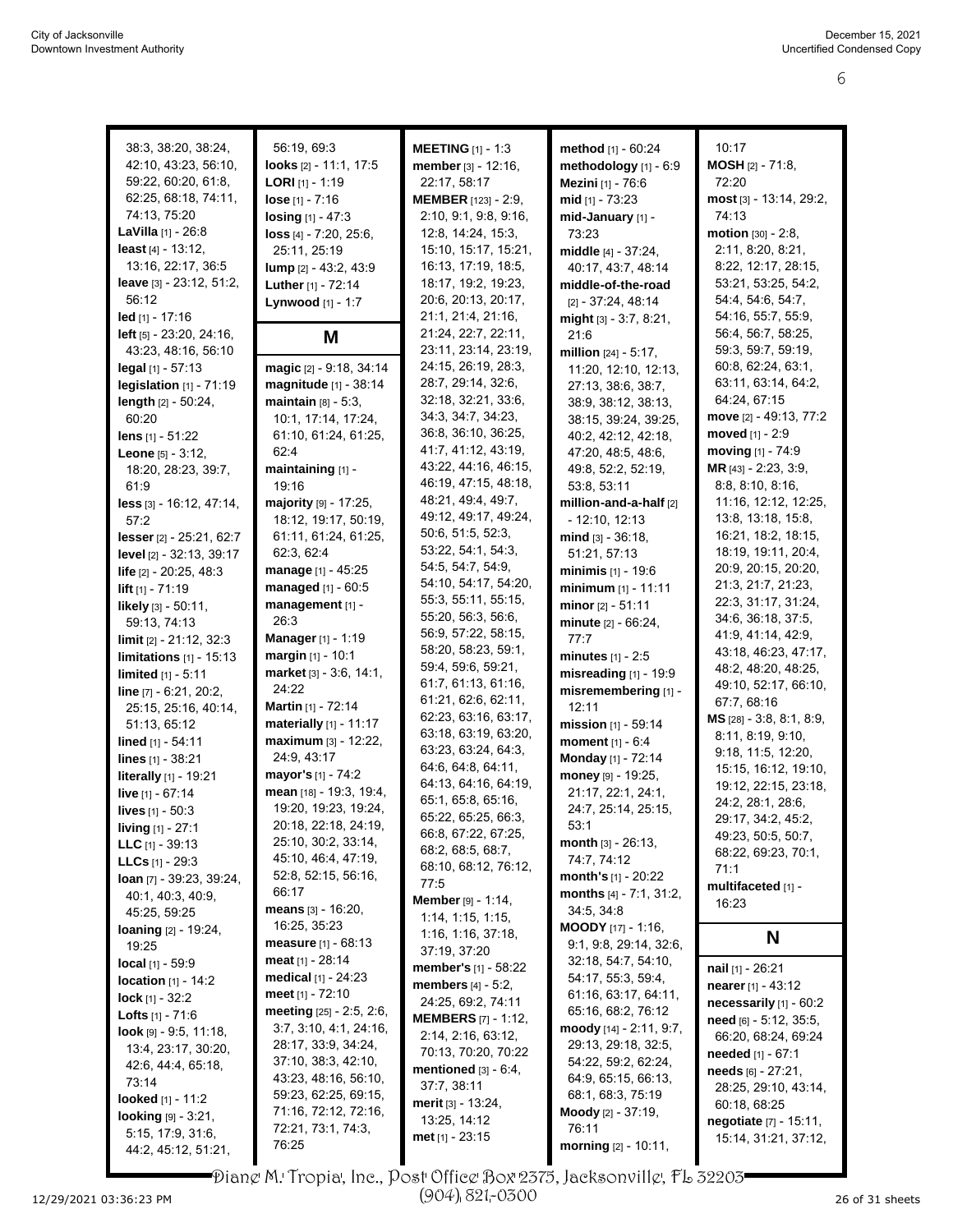38:3, 38:20, 38:24, 42:10, 43:23, 56:10, 59:22, 60:20, 61:8, 62:25, 68:18, 74:11, 74:13, 75:20
**LaVilla** [1] - 26:8
**least** [4] - 13:12, 13:16, 22:17, 36:5
**leave** [3] - 23:12, 51:2, 56:12
**led** [1] - 17:16
**left** [5] - 23:20, 24:16, 43:23, 48:16, 56:10
**legal** [1] - 57:13
**legislation** [1] - 71:19
**length** [2] - 50:24, 60:20
**lens** [1] - 51:22
**Leone** [5] - 3:12, 18:20, 28:23, 39:7, 61:9
**less** [3] - 16:12, 47:14, 57:2
**lesser** [2] - 25:21, 62:7
**level** [2] - 32:13, 39:17
**life** [2] - 20:25, 48:3
**lift** [1] - 71:19
**likely** [3] - 50:11, 59:13, 74:13
**limit** [2] - 21:12, 32:3
**limitations** [1] - 15:13
**limited** [1] - 5:11
**line** [7] - 6:21, 20:2, 25:15, 25:16, 40:14, 51:13, 65:12
**lined** [1] - 54:11
**lines** [1] - 38:21
**literally** [1] - 19:21
**live** [1] - 67:14
**lives** [1] - 50:3
**living** [1] - 27:1
**LLC** [1] - 39:13
**LLCs** [1] - 29:3
**loan** [7] - 39:23, 39:24, 40:1, 40:3, 40:9, 45:25, 59:25
**loaning** [2] - 19:24, 19:25
**local** [1] - 59:9
**location** [1] - 14:2
**lock** [1] - 32:2
**Lofts** [1] - 71:6
**look** [9] - 9:5, 11:18, 13:4, 23:17, 30:20, 42:6, 44:4, 65:18, 73:14
**looked** [1] - 11:2
**looking** [9] - 3:21, 5:15, 17:9, 31:6, 44:2, 45:12, 51:21, 56:19, 69:3
**looks** [2] - 11:1, 17:5
**LORI** [1] - 1:19
**lose** [1] - 7:16
**losing** [1] - 47:3
**loss** [4] - 7:20, 25:6, 25:11, 25:19
**lump** [2] - 43:2, 43:9
**Luther** [1] - 72:14
**Lynwood** [1] - 1:7

## M

**magic** [2] - 9:18, 34:14
**magnitude** [1] - 38:14
**maintain** [8] - 5:3, 10:1, 17:14, 17:24, 61:10, 61:24, 61:25, 62:4
**maintaining** [1] - 19:16
**majority** [9] - 17:25, 18:12, 19:17, 50:19, 61:11, 61:24, 61:25, 62:3, 62:4
**manage** [1] - 45:25
**managed** [1] - 60:5
**management** [1] - 26:3
**Manager** [1] - 1:19
**margin** [1] - 10:1
**market** [3] - 3:6, 14:1, 24:22
**Martin** [1] - 72:14
**materially** [1] - 11:17
**maximum** [3] - 12:22, 24:9, 43:17
**mayor's** [1] - 74:2
**mean** [18] - 19:3, 19:4, 19:20, 19:23, 19:24, 20:18, 22:18, 24:19, 25:10, 30:2, 33:14, 45:10, 46:4, 47:19, 52:8, 52:15, 56:16, 66:17
**means** [3] - 16:20, 16:25, 35:23
**measure** [1] - 68:13
**meat** [1] - 28:14
**medical** [1] - 24:23
**meet** [1] - 72:10
**meeting** [25] - 2:5, 2:6, 3:7, 3:10, 4:1, 24:16, 28:17, 33:9, 34:24, 37:10, 38:3, 42:10, 43:23, 48:16, 56:10, 59:23, 62:25, 69:15, 71:16, 72:12, 72:16, 72:21, 73:1, 74:3, 76:25
**MEETING** [1] - 1:3
**member** [3] - 12:16, 22:17, 58:17
**MEMBER** [123] - 2:9, 2:10, 9:1, 9:8, 9:16, 12:8, 14:24, 15:3, 15:10, 15:17, 15:21, 16:13, 17:19, 18:5, 18:17, 19:2, 19:23, 20:6, 20:13, 20:17, 21:1, 21:4, 21:16, 21:24, 22:7, 22:11, 23:11, 23:14, 23:19, 24:15, 26:19, 28:3, 28:7, 29:14, 32:6, 32:18, 32:21, 33:6, 34:3, 34:7, 34:23, 36:8, 36:10, 36:25, 41:7, 41:12, 43:19, 43:22, 44:16, 46:15, 46:19, 47:15, 48:18, 48:21, 49:4, 49:7, 49:12, 49:17, 49:24, 50:6, 51:5, 52:3, 53:22, 54:1, 54:3, 54:5, 54:7, 54:9, 54:10, 54:17, 54:20, 55:3, 55:11, 55:15, 55:20, 56:3, 56:6, 56:9, 57:22, 58:15, 58:20, 58:23, 59:1, 59:4, 59:6, 59:21, 61:7, 61:13, 61:16, 61:21, 62:6, 62:11, 62:23, 63:16, 63:17, 63:18, 63:19, 63:20, 63:23, 63:24, 64:3, 64:6, 64:8, 64:11, 64:13, 64:16, 64:19, 65:1, 65:8, 65:16, 65:22, 65:25, 66:3, 66:8, 67:22, 67:25, 68:2, 68:5, 68:7, 68:10, 68:12, 76:12, 77:5
**Member** [9] - 1:14, 1:14, 1:15, 1:15, 1:16, 1:16, 37:18, 37:19, 37:20
**member's** [1] - 58:22
**members** [4] - 5:2, 24:25, 69:2, 74:11
**MEMBERS** [7] - 1:12, 2:14, 2:16, 63:12, 70:13, 70:20, 70:22
**mentioned** [3] - 6:4, 37:7, 38:11
**merit** [3] - 13:24, 13:25, 14:12
**met** [1] - 23:15
**method** [1] - 60:24
**methodology** [1] - 6:9
**Mezini** [1] - 76:6
**mid** [1] - 73:23
**mid-January** [1] - 73:23
**middle** [4] - 37:24, 40:17, 43:7, 48:14
**middle-of-the-road** [2] - 37:24, 48:14
**might** [3] - 3:7, 8:21, 21:6
**million** [24] - 5:17, 11:20, 12:10, 12:13, 27:13, 38:6, 38:7, 38:9, 38:12, 38:13, 38:15, 39:24, 39:25, 40:2, 42:12, 42:18, 47:20, 48:5, 48:6, 49:8, 52:2, 52:19, 53:8, 53:11
**million-and-a-half** [2] - 12:10, 12:13
**mind** [3] - 36:18, 51:21, 57:13
**minimis** [1] - 19:6
**minimum** [1] - 11:11
**minor** [2] - 51:11
**minute** [2] - 66:24, 77:7
**minutes** [1] - 2:5
**misreading** [1] - 19:9
**misremembering** [1] - 12:11
**mission** [1] - 59:14
**moment** [1] - 6:4
**Monday** [1] - 72:14
**money** [9] - 19:25, 21:17, 22:1, 24:1, 24:7, 25:14, 25:15, 53:1
**month** [3] - 26:13, 74:7, 74:12
**month's** [1] - 20:22
**months** [4] - 7:1, 31:2, 34:5, 34:8
**MOODY** [17] - 1:16, 9:1, 9:8, 29:14, 32:6, 32:18, 54:7, 54:10, 54:17, 55:3, 59:4, 61:16, 63:17, 64:11, 65:16, 68:2, 76:12
**moody** [14] - 2:11, 9:7, 29:13, 29:18, 32:5, 54:22, 59:2, 62:24, 64:9, 65:15, 66:13, 68:1, 68:3, 75:19
**Moody** [2] - 37:19, 76:11
**morning** [2] - 10:11, 10:17
**MOSH** [2] - 71:8, 72:20
**most** [3] - 13:14, 29:2, 74:13
**motion** [30] - 2:8, 2:11, 8:20, 8:21, 8:22, 12:17, 28:15, 53:21, 53:25, 54:2, 54:4, 54:6, 54:7, 54:16, 55:7, 55:9, 56:4, 56:7, 58:25, 59:3, 59:7, 59:19, 60:8, 62:24, 63:1, 63:11, 63:14, 64:2, 64:24, 67:15
**move** [2] - 49:13, 77:2
**moved** [1] - 2:9
**moving** [1] - 74:9
**MR** [43] - 2:23, 3:9, 8:8, 8:10, 8:16, 11:16, 12:12, 12:25, 13:8, 13:18, 15:8, 16:21, 18:2, 18:15, 18:19, 19:11, 20:4, 20:9, 20:15, 20:20, 21:3, 21:7, 21:23, 22:3, 31:17, 31:24, 34:6, 36:18, 37:5, 41:9, 41:14, 42:9, 43:18, 46:23, 47:17, 48:2, 48:20, 48:25, 49:10, 52:17, 66:10, 67:7, 68:16
**MS** [28] - 3:8, 8:1, 8:9, 8:11, 8:19, 9:10, 9:18, 11:5, 12:20, 15:15, 16:12, 19:10, 19:12, 22:15, 23:18, 24:2, 28:1, 28:6, 29:17, 34:2, 45:2, 49:23, 50:5, 50:7, 68:22, 69:23, 70:1, 71:1
**multifaceted** [1] - 16:23

## N

**nail** [1] - 26:21
**nearer** [1] - 43:12
**necessarily** [1] - 60:2
**need** [6] - 5:12, 35:5, 66:20, 68:24, 69:24
**needed** [1] - 67:1
**needs** [6] - 27:21, 28:25, 29:10, 43:14, 60:18, 68:25
**negotiate** [7] - 15:11, 15:14, 31:21, 37:12,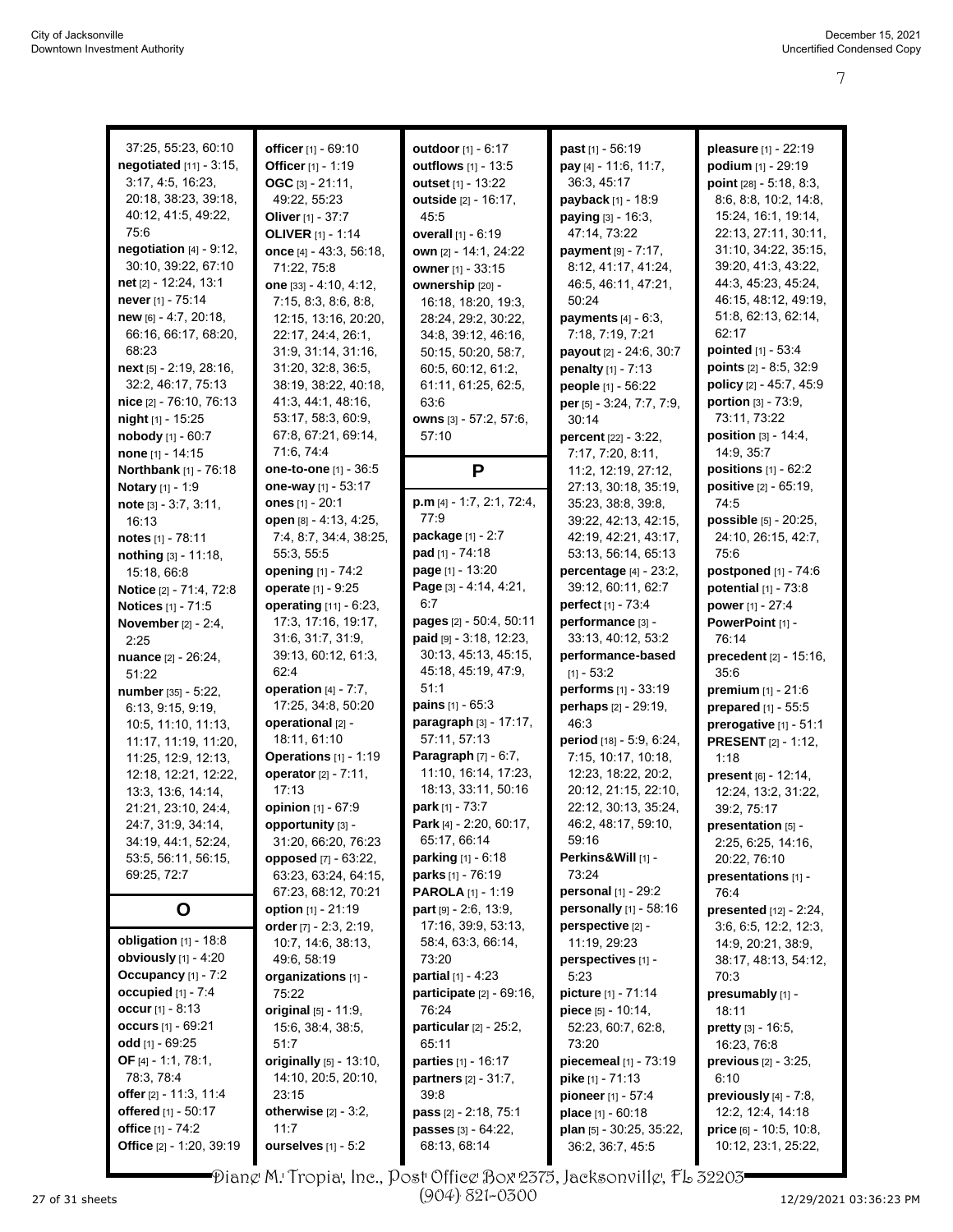37:25, 55:23, 60:10
**negotiated** [11] - 3:15, 3:17, 4:5, 16:23, 20:18, 38:23, 39:18, 40:12, 41:5, 49:22, 75:6
**negotiation** [4] - 9:12, 30:10, 39:22, 67:10
**net** [2] - 12:24, 13:1
**never** [1] - 75:14
**new** [6] - 4:7, 20:18, 66:16, 66:17, 68:20, 68:23
**next** [5] - 2:19, 28:16, 32:2, 46:17, 75:13
**nice** [2] - 76:10, 76:13
**night** [1] - 15:25
**nobody** [1] - 60:7
**none** [1] - 14:15
**Northbank** [1] - 76:18
**Notary** [1] - 1:9
**note** [3] - 3:7, 3:11, 16:13
**notes** [1] - 78:11
**nothing** [3] - 11:18, 15:18, 66:8
**Notice** [2] - 71:4, 72:8
**Notices** [1] - 71:5
**November** [2] - 2:4, 2:25
**nuance** [2] - 26:24, 51:22
**number** [35] - 5:22, 6:13, 9:15, 9:19, 10:5, 11:10, 11:13, 11:17, 11:19, 11:20, 11:25, 12:9, 12:13, 12:18, 12:21, 12:22, 13:3, 13:6, 14:14, 21:21, 23:10, 24:4, 24:7, 31:9, 34:14, 34:19, 44:1, 52:24, 53:5, 56:11, 56:15, 69:25, 72:7

## O

**obligation** [1] - 18:8
**obviously** [1] - 4:20
**Occupancy** [1] - 7:2
**occupied** [1] - 7:4
**occur** [1] - 8:13
**occurs** [1] - 69:21
**odd** [1] - 69:25
**OF** [4] - 1:1, 78:1, 78:3, 78:4
**offer** [2] - 11:3, 11:4
**offered** [1] - 50:17
**office** [1] - 74:2
**Office** [2] - 1:20, 39:19
**officer** [1] - 69:10
**Officer** [1] - 1:19
**OGC** [3] - 21:11, 49:22, 55:23
**Oliver** [1] - 37:7
**OLIVER** [1] - 1:14
**once** [4] - 43:3, 56:18, 71:22, 75:8
**one** [33] - 4:10, 4:12, 7:15, 8:3, 8:6, 8:8, 12:15, 13:16, 20:20, 22:17, 24:4, 26:1, 31:9, 31:14, 31:16, 31:20, 32:8, 36:5, 38:19, 38:22, 40:18, 41:3, 44:1, 48:16, 53:17, 58:3, 60:9, 67:8, 67:21, 69:14, 71:6, 74:4
**one-to-one** [1] - 36:5
**one-way** [1] - 53:17
**ones** [1] - 20:1
**open** [8] - 4:13, 4:25, 7:4, 8:7, 34:4, 38:25, 55:3, 55:5
**opening** [1] - 74:2
**operate** [1] - 9:25
**operating** [11] - 6:23, 17:3, 17:16, 19:17, 31:6, 31:7, 31:9, 39:13, 60:12, 61:3, 62:4
**operation** [4] - 7:7, 17:25, 34:8, 50:20
**operational** [2] - 18:11, 61:10
**Operations** [1] - 1:19
**operator** [2] - 7:11, 17:13
**opinion** [1] - 67:9
**opportunity** [3] - 31:20, 66:20, 76:23
**opposed** [7] - 63:22, 63:23, 63:24, 64:15, 67:23, 68:12, 70:21
**option** [1] - 21:19
**order** [7] - 2:3, 2:19, 10:7, 14:6, 38:13, 49:6, 58:19
**organizations** [1] - 75:22
**original** [5] - 11:9, 15:6, 38:4, 38:5, 51:7
**originally** [5] - 13:10, 14:10, 20:5, 20:10, 23:15
**otherwise** [2] - 3:2, 11:7
**ourselves** [1] - 5:2
**outdoor** [1] - 6:17
**outflows** [1] - 13:5
**outset** [1] - 13:22
**outside** [2] - 16:17, 45:5
**overall** [1] - 6:19
**own** [2] - 14:1, 24:22
**owner** [1] - 33:15
**ownership** [20] - 16:18, 18:20, 19:3, 28:24, 29:2, 30:22, 34:8, 39:12, 46:16, 50:15, 50:20, 58:7, 60:5, 60:12, 61:2, 61:11, 61:25, 62:5, 63:6
**owns** [3] - 57:2, 57:6, 57:10

## P

**p.m** [4] - 1:7, 2:1, 72:4, 77:9
**package** [1] - 2:7
**pad** [1] - 74:18
**page** [1] - 13:20
**Page** [3] - 4:14, 4:21, 6:7
**pages** [2] - 50:4, 50:11
**paid** [9] - 3:18, 12:23, 30:13, 45:13, 45:15, 45:18, 45:19, 47:9, 51:1
**pains** [1] - 65:3
**paragraph** [3] - 17:17, 57:11, 57:13
**Paragraph** [7] - 6:7, 11:10, 16:14, 17:23, 18:13, 33:11, 50:16
**park** [1] - 73:7
**Park** [4] - 2:20, 60:17, 65:17, 66:14
**parking** [1] - 6:18
**parks** [1] - 76:19
**PAROLA** [1] - 1:19
**part** [9] - 2:6, 13:9, 17:16, 39:9, 53:13, 58:4, 63:3, 66:14, 73:20
**partial** [1] - 4:23
**participate** [2] - 69:16, 76:24
**particular** [2] - 25:2, 65:11
**parties** [1] - 16:17
**partners** [2] - 31:7, 39:8
**pass** [2] - 2:18, 75:1
**passes** [3] - 64:22, 68:13, 68:14
**past** [1] - 56:19
**pay** [4] - 11:6, 11:7, 36:3, 45:17
**payback** [1] - 18:9
**paying** [3] - 16:3, 47:14, 73:22
**payment** [9] - 7:17, 8:12, 41:17, 41:24, 46:5, 46:11, 47:21, 50:24
**payments** [4] - 6:3, 7:18, 7:19, 7:21
**payout** [2] - 24:6, 30:7
**penalty** [1] - 7:13
**people** [1] - 56:22
**per** [5] - 3:24, 7:7, 7:9, 30:14
**percent** [22] - 3:22, 7:17, 7:20, 8:11, 11:2, 12:19, 27:12, 27:13, 30:18, 35:19, 35:23, 38:8, 39:8, 39:22, 42:13, 42:15, 42:19, 42:21, 43:17, 53:13, 56:14, 65:13
**percentage** [4] - 23:2, 39:12, 60:11, 62:7
**perfect** [1] - 73:4
**performance** [3] - 33:13, 40:12, 53:2
**performance-based** [1] - 53:2
**performs** [1] - 33:19
**perhaps** [2] - 29:19, 46:3
**period** [18] - 5:9, 6:24, 7:15, 10:17, 10:18, 12:23, 18:22, 20:2, 20:12, 21:15, 22:10, 22:12, 30:13, 35:24, 46:2, 48:17, 59:10, 59:16
**Perkins&Will** [1] - 73:24
**personal** [1] - 29:2
**personally** [1] - 58:16
**perspective** [2] - 11:19, 29:23
**perspectives** [1] - 5:23
**picture** [1] - 71:14
**piece** [5] - 10:14, 52:23, 60:7, 62:8, 73:20
**piecemeal** [1] - 73:19
**pike** [1] - 71:13
**pioneer** [1] - 57:4
**place** [1] - 60:18
**plan** [5] - 30:25, 35:22, 36:2, 36:7, 45:5
**pleasure** [1] - 22:19
**podium** [1] - 29:19
**point** [28] - 5:18, 8:3, 8:6, 8:8, 10:2, 14:8, 15:24, 16:1, 19:14, 22:13, 27:11, 30:11, 31:10, 34:22, 35:15, 39:20, 41:3, 43:22, 44:3, 45:23, 45:24, 46:15, 48:12, 49:19, 51:8, 62:13, 62:14, 62:17
**pointed** [1] - 53:4
**points** [2] - 8:5, 32:9
**policy** [2] - 45:7, 45:9
**portion** [3] - 73:9, 73:11, 73:22
**position** [3] - 14:4, 14:9, 35:7
**positions** [1] - 62:2
**positive** [2] - 65:19, 74:5
**possible** [5] - 20:25, 24:10, 26:15, 42:7, 75:6
**postponed** [1] - 74:6
**potential** [1] - 73:8
**power** [1] - 27:4
**PowerPoint** [1] - 76:14
**precedent** [2] - 15:16, 35:6
**premium** [1] - 21:6
**prepared** [1] - 55:5
**prerogative** [1] - 51:1
**PRESENT** [2] - 1:12, 1:18
**present** [6] - 12:14, 12:24, 13:2, 31:22, 39:2, 75:17
**presentation** [5] - 2:25, 6:25, 14:16, 20:22, 76:10
**presentations** [1] - 76:4
**presented** [12] - 2:24, 3:6, 6:5, 12:2, 12:3, 14:9, 20:21, 38:9, 38:17, 48:13, 54:12, 70:3
**presumably** [1] - 18:11
**pretty** [3] - 16:5, 16:23, 76:8
**previous** [2] - 3:25, 6:10
**previously** [4] - 7:8, 12:2, 12:4, 14:18
**price** [6] - 10:5, 10:8, 10:12, 23:1, 25:22,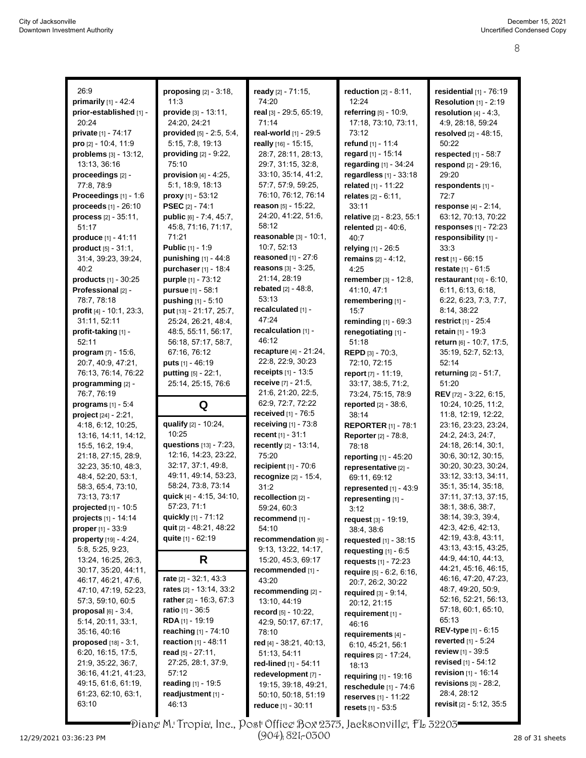26:9
**primarily** [1] - 42:4
**prior-established** [1] - 20:24
**private** [1] - 74:17
**pro** [2] - 10:4, 11:9
**problems** [3] - 13:12, 13:13, 36:16
**proceedings** [2] - 77:8, 78:9
**Proceedings** [1] - 1:6
**proceeds** [1] - 26:10
**process** [2] - 35:11, 51:17
**produce** [1] - 41:11
**product** [5] - 31:1, 31:4, 39:23, 39:24, 40:2
**products** [1] - 30:25
**Professional** [2] - 78:7, 78:18
**profit** [4] - 10:1, 23:3, 31:11, 52:11
**profit-taking** [1] - 52:11
**program** [7] - 15:6, 20:7, 40:9, 47:21, 76:13, 76:14, 76:22
**programming** [2] - 76:7, 76:19
**programs** [1] - 5:4
**project** [24] - 2:21, 4:18, 6:12, 10:25, 13:16, 14:11, 14:12, 15:5, 16:2, 19:4, 21:18, 27:15, 28:9, 32:23, 35:10, 48:3, 48:4, 52:20, 53:1, 58:3, 65:4, 73:10, 73:13, 73:17
**projected** [1] - 10:5
**projects** [1] - 14:14
**proper** [1] - 33:9
**property** [19] - 4:24, 5:8, 5:25, 9:23, 13:24, 16:25, 26:3, 30:17, 35:20, 44:11, 46:17, 46:21, 47:6, 47:10, 47:19, 52:23, 57:3, 59:10, 60:5
**proposal** [6] - 3:4, 5:14, 20:11, 33:1, 35:16, 40:16
**proposed** [18] - 3:1, 6:20, 16:15, 17:5, 21:9, 35:22, 36:7, 36:16, 41:21, 41:23, 49:15, 61:6, 61:19, 61:23, 62:10, 63:1, 63:10
**proposing** [2] - 3:18, 11:3
**provide** [3] - 13:11, 24:20, 24:21
**provided** [5] - 2:5, 5:4, 5:15, 7:8, 19:13
**providing** [2] - 9:22, 75:10
**provision** [4] - 4:25, 5:1, 18:9, 18:13
**proxy** [1] - 53:12
**PSEC** [2] - 74:1
**public** [6] - 7:4, 45:7, 45:8, 71:16, 71:17, 71:21
**Public** [1] - 1:9
**punishing** [1] - 44:8
**purchaser** [1] - 18:4
**purple** [1] - 73:12
**pursue** [1] - 58:1
**pushing** [1] - 5:10
**put** [13] - 21:17, 25:7, 25:24, 26:21, 48:4, 48:5, 55:11, 56:17, 56:18, 57:17, 58:7, 67:16, 76:12
**puts** [1] - 46:19
**putting** [5] - 22:1, 25:14, 25:15, 76:6

## Q

**qualify** [2] - 10:24, 10:25
**questions** [13] - 7:23, 12:16, 14:23, 23:22, 32:17, 37:1, 49:8, 49:11, 49:14, 53:23, 58:24, 73:8, 73:14
**quick** [4] - 4:15, 34:10, 57:23, 71:1
**quickly** [1] - 71:12
**quit** [2] - 48:21, 48:22
**quite** [1] - 62:19

## R

**rate** [2] - 32:1, 43:3
**rates** [2] - 13:14, 33:2
**rather** [2] - 16:3, 67:3
**ratio** [1] - 36:5
**RDA** [1] - 19:19
**reaching** [1] - 74:10
**reaction** [1] - 48:11
**read** [5] - 27:11, 27:25, 28:1, 37:9, 57:12
**reading** [1] - 19:5
**readjustment** [1] - 46:13
**ready** [2] - 71:15, 74:20
**real** [3] - 29:5, 65:19, 71:14
**real-world** [1] - 29:5
**really** [16] - 15:15, 28:7, 28:11, 28:13, 29:7, 31:15, 32:8, 33:10, 35:14, 41:2, 57:7, 57:9, 59:25, 76:10, 76:12, 76:14
**reason** [5] - 15:22, 24:20, 41:22, 51:6, 58:12
**reasonable** [3] - 10:1, 10:7, 52:13
**reasoned** [1] - 27:6
**reasons** [3] - 3:25, 21:14, 28:19
**rebated** [2] - 48:8, 53:13
**recalculated** [1] - 47:24
**recalculation** [1] - 46:12
**recapture** [4] - 21:24, 22:8, 22:9, 30:23
**receipts** [1] - 13:5
**receive** [7] - 21:5, 21:6, 21:20, 22:5, 62:9, 72:7, 72:22
**received** [1] - 76:5
**receiving** [1] - 73:8
**recent** [1] - 31:1
**recently** [2] - 13:14, 75:20
**recipient** [1] - 70:6
**recognize** [2] - 15:4, 31:2
**recollection** [2] - 59:24, 60:3
**recommend** [1] - 54:10
**recommendation** [6] - 9:13, 13:22, 14:17, 15:20, 45:3, 69:17
**recommended** [1] - 43:20
**recommending** [2] - 13:10, 44:19
**record** [5] - 10:22, 42:9, 50:17, 67:17, 78:10
**red** [4] - 38:21, 40:13, 51:13, 54:11
**red-lined** [1] - 54:11
**redevelopment** [7] - 19:15, 39:18, 49:21, 50:10, 50:18, 51:19
**reduce** [1] - 30:11
**reduction** [2] - 8:11, 12:24
**referring** [5] - 10:9, 17:18, 73:10, 73:11, 73:12
**refund** [1] - 11:4
**regard** [1] - 15:14
**regarding** [1] - 34:24
**regardless** [1] - 33:18
**related** [1] - 11:22
**relates** [2] - 6:11, 33:11
**relative** [2] - 8:23, 55:1
**relented** [2] - 40:6, 40:7
**relying** [1] - 26:5
**remains** [2] - 4:12, 4:25
**remember** [3] - 12:8, 41:10, 47:1
**remembering** [1] - 15:7
**reminding** [1] - 69:3
**renegotiating** [1] - 51:18
**REPD** [3] - 70:3, 72:10, 72:15
**report** [7] - 11:19, 33:17, 38:5, 71:2, 73:24, 75:15, 78:9
**reported** [2] - 38:6, 38:14
**REPORTER** [1] - 78:1
**Reporter** [2] - 78:8, 78:18
**reporting** [1] - 45:20
**representative** [2] - 69:11, 69:12
**represented** [1] - 43:9
**representing** [1] - 3:12
**request** [3] - 19:19, 38:4, 38:6
**requested** [1] - 38:15
**requesting** [1] - 6:5
**requests** [1] - 72:23
**require** [5] - 6:2, 6:16, 20:7, 26:2, 30:22
**required** [3] - 9:14, 20:12, 21:15
**requirement** [1] - 46:16
**requirements** [4] - 6:10, 45:21, 56:1
**requires** [2] - 17:24, 18:13
**requiring** [1] - 19:16
**reschedule** [1] - 74:6
**reserves** [1] - 11:22
**resets** [1] - 53:5
**residential** [1] - 76:19
**Resolution** [1] - 2:19
**resolution** [4] - 4:3, 4:9, 28:18, 59:24
**resolved** [2] - 48:15, 50:22
**respected** [1] - 58:7
**respond** [2] - 29:16, 29:20
**respondents** [1] - 72:7
**response** [4] - 2:14, 63:12, 70:13, 70:22
**responses** [1] - 72:23
**responsibility** [1] - 33:3
**rest** [1] - 66:15
**restate** [1] - 61:5
**restaurant** [10] - 6:10, 6:11, 6:13, 6:18, 6:22, 6:23, 7:3, 7:7, 8:14, 38:22
**restrict** [1] - 25:4
**retain** [1] - 19:3
**return** [6] - 10:7, 17:5, 35:19, 52:7, 52:13, 52:14
**returning** [2] - 51:7, 51:20
**REV** [72] - 3:22, 6:15, 10:24, 10:25, 11:2, 11:8, 12:19, 12:22, 23:16, 23:23, 23:24, 24:2, 24:3, 24:7, 24:18, 26:14, 30:1, 30:6, 30:12, 30:15, 30:20, 30:23, 30:24, 33:12, 33:13, 34:11, 35:1, 35:14, 35:18, 37:11, 37:13, 37:15, 38:1, 38:6, 38:7, 38:14, 39:3, 39:4, 42:3, 42:6, 42:13, 42:19, 43:8, 43:11, 43:13, 43:15, 43:25, 44:9, 44:10, 44:13, 44:21, 45:16, 46:15, 46:16, 47:20, 47:23, 48:7, 49:20, 50:9, 52:16, 52:21, 56:13, 57:18, 60:1, 65:10, 65:13
**REV-type** [1] - 6:15
**reverted** [1] - 5:24
**review** [1] - 39:5
**revised** [1] - 54:12
**revision** [1] - 16:14
**revisions** [3] - 28:2, 28:4, 28:12
**revisit** [2] - 5:12, 35:5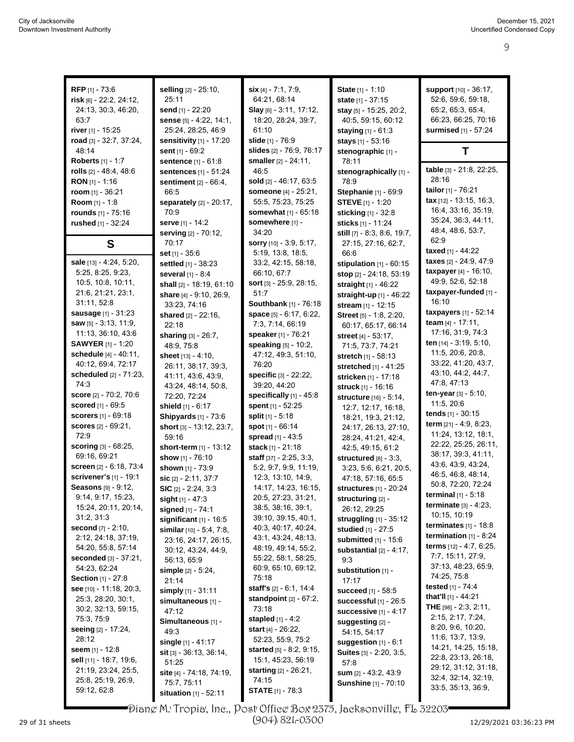**RFP** [1] - 73:6
**risk** [6] - 22:2, 24:12, 24:13, 30:3, 46:20, 63:7
**river** [1] - 15:25
**road** [3] - 32:7, 37:24, 48:14
**Roberts** [1] - 1:7
**rolls** [2] - 48:4, 48:6
**RON** [1] - 1:16
**room** [1] - 36:21
**Room** [1] - 1:8
**rounds** [1] - 75:16
**rushed** [1] - 32:24

## S

**sale** [13] - 4:24, 5:20, 5:25, 8:25, 9:23, 10:5, 10:8, 10:11, 21:6, 21:21, 23:1, 31:11, 52:8
**sausage** [1] - 31:23
**saw** [5] - 3:13, 11:9, 11:13, 36:10, 43:6
**SAWYER** [1] - 1:20
**schedule** [4] - 40:11, 40:12, 69:4, 72:17
**scheduled** [2] - 71:23, 74:3
**score** [2] - 70:2, 70:6
**scored** [1] - 69:5
**scorers** [1] - 69:18
**scores** [2] - 69:21, 72:9
**scoring** [3] - 68:25, 69:16, 69:21
**screen** [2] - 6:18, 73:4
**scrivener's** [1] - 19:1
**Seasons** [9] - 9:12, 9:14, 9:17, 15:23, 15:24, 20:11, 20:14, 31:2, 31:3
**second** [7] - 2:10, 2:12, 24:18, 37:19, 54:20, 55:8, 57:14
**seconded** [3] - 37:21, 54:23, 62:24
**Section** [1] - 27:8
**see** [10] - 11:18, 20:3, 25:3, 28:20, 30:1, 30:2, 32:13, 59:15, 75:3, 75:9
**seeing** [2] - 17:24, 28:12
**seem** [1] - 12:8
**sell** [11] - 18:7, 19:6, 21:19, 23:24, 25:5, 25:8, 25:19, 26:9, 59:12, 62:8
**selling** [2] - 25:10, 25:11
**send** [1] - 22:20
**sense** [5] - 4:22, 14:1, 25:24, 28:25, 46:9
**sensitivity** [1] - 17:20
**sent** [1] - 69:2
**sentence** [1] - 61:8
**sentences** [1] - 51:24
**sentiment** [2] - 66:4, 66:5
**separately** [2] - 20:17, 70:9
**serve** [1] - 14:2
**serving** [2] - 70:12, 70:17
**set** [1] - 35:6
**settled** [1] - 38:23
**several** [1] - 8:4
**shall** [2] - 18:19, 61:10
**share** [4] - 9:10, 26:9, 33:23, 74:16
**shared** [2] - 22:16, 22:18
**sharing** [3] - 26:7, 48:9, 75:8
**sheet** [13] - 4:10, 26:11, 38:17, 39:3, 41:11, 43:6, 43:9, 43:24, 48:14, 50:8, 72:20, 72:24
**shield** [1] - 6:17
**Shipyards** [1] - 73:6
**short** [3] - 13:12, 23:7, 59:16
**short-term** [1] - 13:12
**show** [1] - 76:10
**shown** [1] - 73:9
**sic** [2] - 2:11, 37:7
**SIC** [2] - 2:24, 3:3
**sight** [1] - 47:3
**signed** [1] - 74:1
**significant** [1] - 16:5
**similar** [10] - 5:4, 7:8, 23:16, 24:17, 26:15, 30:12, 43:24, 44:9, 56:13, 65:9
**simple** [2] - 5:24, 21:14
**simply** [1] - 31:11
**simultaneous** [1] - 47:12
**Simultaneous** [1] - 49:3
**single** [1] - 41:17
**sit** [3] - 36:13, 36:14, 51:25
**site** [4] - 74:18, 74:19, 75:7, 75:11
**situation** [1] - 52:11
**six** [4] - 7:1, 7:9, 64:21, 68:14
**Slay** [6] - 3:11, 17:12, 18:20, 28:24, 39:7, 61:10
**slide** [1] - 76:9
**slides** [2] - 76:9, 76:17
**smaller** [2] - 24:11, 46:5
**sold** [2] - 46:17, 63:5
**someone** [4] - 25:21, 55:5, 75:23, 75:25
**somewhat** [1] - 65:18
**somewhere** [1] - 34:20
**sorry** [10] - 3:9, 5:17, 5:19, 13:8, 18:5, 33:2, 42:15, 58:18, 66:10, 67:7
**sort** [3] - 25:9, 28:15, 51:7
**Southbank** [1] - 76:18
**space** [5] - 6:17, 6:22, 7:3, 7:14, 66:19
**speaker** [1] - 76:21
**speaking** [5] - 10:2, 47:12, 49:3, 51:10, 76:20
**specific** [3] - 22:22, 39:20, 44:20
**specifically** [1] - 45:8
**spent** [1] - 52:25
**split** [1] - 5:18
**spot** [1] - 66:14
**spread** [1] - 43:5
**stack** [1] - 21:18
**staff** [37] - 2:25, 3:3, 5:2, 9:7, 9:9, 11:19, 12:3, 13:10, 14:9, 14:17, 14:23, 16:15, 20:5, 27:23, 31:21, 38:5, 38:16, 39:1, 39:10, 39:15, 40:1, 40:3, 40:17, 40:24, 43:1, 43:24, 48:13, 48:19, 49:14, 55:2, 55:22, 58:1, 58:25, 60:9, 65:10, 69:12, 75:18
**staff's** [2] - 6:1, 14:4
**standpoint** [2] - 67:2, 73:18
**stapled** [1] - 4:2
**start** [4] - 26:22, 52:23, 55:9, 75:2
**started** [5] - 8:2, 9:15, 15:1, 45:23, 56:19
**starting** [2] - 26:21, 74:15
**STATE** [1] - 78:3
**State** [1] - 1:10
**state** [1] - 37:15
**stay** [5] - 15:25, 20:2, 40:5, 59:15, 60:12
**staying** [1] - 61:3
**stays** [1] - 53:16
**stenographic** [1] - 78:11
**stenographically** [1] - 78:9
**Stephanie** [1] - 69:9
**STEVE** [1] - 1:20
**sticking** [1] - 32:8
**sticks** [1] - 11:24
**still** [7] - 8:3, 8:6, 19:7, 27:15, 27:16, 62:7, 66:6
**stipulation** [1] - 60:15
**stop** [2] - 24:18, 53:19
**straight** [1] - 46:22
**straight-up** [1] - 46:22
**stream** [1] - 12:15
**Street** [5] - 1:8, 2:20, 60:17, 65:17, 66:14
**street** [4] - 53:17, 71:5, 73:7, 74:21
**stretch** [1] - 58:13
**stretched** [1] - 41:25
**stricken** [1] - 17:18
**struck** [1] - 16:16
**structure** [16] - 5:14, 12:7, 12:17, 16:18, 18:21, 19:3, 21:12, 24:17, 26:13, 27:10, 28:24, 41:21, 42:4, 42:5, 49:15, 61:2
**structured** [8] - 3:3, 3:23, 5:6, 6:21, 20:5, 47:18, 57:16, 65:5
**structures** [1] - 20:24
**structuring** [2] - 26:12, 29:25
**struggling** [1] - 35:12
**studied** [1] - 27:5
**submitted** [1] - 15:6
**substantial** [2] - 4:17, 9:3
**substitution** [1] - 17:17
**succeed** [1] - 58:5
**successful** [1] - 26:5
**successive** [1] - 4:17
**suggesting** [2] - 54:15, 54:17
**suggestion** [1] - 6:1
**Suites** [3] - 2:20, 3:5, 57:8
**sum** [2] - 43:2, 43:9
**Sunshine** [1] - 70:10
**support** [10] - 36:17, 52:6, 59:6, 59:18, 65:2, 65:3, 65:4, 66:23, 66:25, 70:16
**surmised** [1] - 57:24

## T

**table** [3] - 21:8, 22:25, 28:16
**tailor** [1] - 76:21
**tax** [12] - 13:15, 16:3, 16:4, 33:16, 35:19, 35:24, 36:3, 44:11, 48:4, 48:6, 53:7, 62:9
**taxed** [1] - 44:22
**taxes** [2] - 24:9, 47:9
**taxpayer** [4] - 16:10, 49:9, 52:6, 52:18
**taxpayer-funded** [1] - 16:10
**taxpayers** [1] - 52:14
**team** [4] - 17:11, 17:16, 31:9, 74:3
**ten** [14] - 3:19, 5:10, 11:5, 20:6, 20:8, 33:22, 41:20, 43:7, 43:10, 44:2, 44:7, 47:8, 47:13
**ten-year** [3] - 5:10, 11:5, 20:6
**tends** [1] - 30:15
**term** [21] - 4:9, 8:23, 11:24, 13:12, 18:1, 22:22, 25:25, 26:11, 38:17, 39:3, 41:11, 43:6, 43:9, 43:24, 46:5, 46:8, 48:14, 50:8, 72:20, 72:24
**terminal** [1] - 5:18
**terminate** [3] - 4:23, 10:15, 10:19
**terminates** [1] - 18:8
**termination** [1] - 8:24
**terms** [12] - 4:7, 6:25, 7:7, 15:11, 27:9, 37:13, 48:23, 65:9, 74:25, 75:8
**tested** [1] - 74:4
**that'll** [1] - 44:21
**THE** [98] - 2:3, 2:11, 2:15, 2:17, 7:24, 8:20, 9:6, 10:20, 11:6, 13:7, 13:9, 14:21, 14:25, 15:18, 22:8, 23:13, 26:18, 29:12, 31:12, 31:18, 32:4, 32:14, 32:19, 33:5, 35:13, 36:9,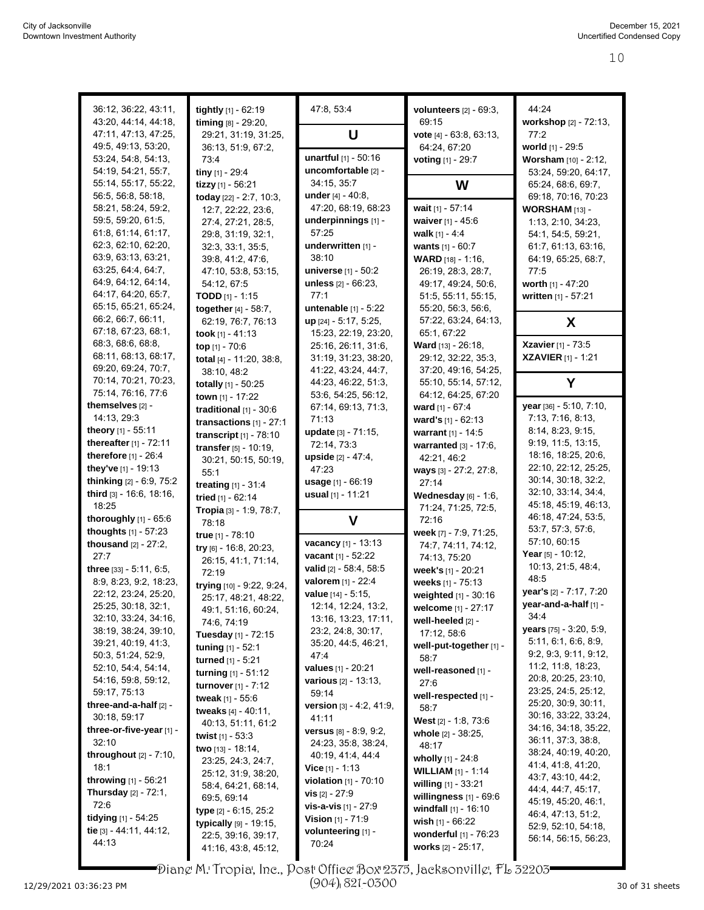36:12, 36:22, 43:11, 43:20, 44:14, 44:18, 47:11, 47:13, 47:25, 49:5, 49:13, 53:20, 53:24, 54:8, 54:13, 54:19, 54:21, 55:7, 55:14, 55:17, 55:22, 56:5, 56:8, 58:18, 58:21, 58:24, 59:2, 59:5, 59:20, 61:5, 61:8, 61:14, 61:17, 62:3, 62:10, 62:20, 63:9, 63:13, 63:21, 63:25, 64:4, 64:7, 64:9, 64:12, 64:14, 64:17, 64:20, 65:7, 65:15, 65:21, 65:24, 66:2, 66:7, 66:11, 67:18, 67:23, 68:1, 68:3, 68:6, 68:8, 68:11, 68:13, 68:17, 69:20, 69:24, 70:7, 70:14, 70:21, 70:23, 75:14, 76:16, 77:6

**themselves** [2] - 14:13, 29:3
**theory** [1] - 55:11
**thereafter** [1] - 72:11
**therefore** [1] - 26:4
**they've** [1] - 19:13
**thinking** [2] - 6:9, 75:2
**third** [3] - 16:6, 18:16, 18:25
**thoroughly** [1] - 65:6
**thoughts** [1] - 57:23
**thousand** [2] - 27:2, 27:7
**three** [33] - 5:11, 6:5, 8:9, 8:23, 9:2, 18:23, 22:12, 23:24, 25:20, 25:25, 30:18, 32:1, 32:10, 33:24, 34:16, 38:19, 38:24, 39:10, 39:21, 40:19, 41:3, 50:3, 51:24, 52:9, 52:10, 54:4, 54:14, 54:16, 59:8, 59:12, 59:17, 75:13
**three-and-a-half** [2] - 30:18, 59:17
**three-or-five-year** [1] - 32:10
**throughout** [2] - 7:10, 18:1
**throwing** [1] - 56:21
**Thursday** [2] - 72:1, 72:6
**tidying** [1] - 54:25
**tie** [3] - 44:11, 44:12, 44:13
**tightly** [1] - 62:19
**timing** [8] - 29:20, 29:21, 31:19, 31:25, 36:13, 51:9, 67:2, 73:4
**tiny** [1] - 29:4
**tizzy** [1] - 56:21
**today** [22] - 2:7, 10:3, 12:7, 22:22, 23:6, 27:4, 27:21, 28:5, 29:8, 31:19, 32:1, 32:3, 33:1, 35:5, 39:8, 41:2, 47:6, 47:10, 53:8, 53:15, 54:12, 67:5
**TODD** [1] - 1:15
**together** [4] - 58:7, 62:19, 76:7, 76:13
**took** [1] - 41:13
**top** [1] - 70:6
**total** [4] - 11:20, 38:8, 38:10, 48:2
**totally** [1] - 50:25
**town** [1] - 17:22
**traditional** [1] - 30:6
**transactions** [1] - 27:1
**transcript** [1] - 78:10
**transfer** [5] - 10:19, 30:21, 50:15, 50:19, 55:1
**treating** [1] - 31:4
**tried** [1] - 62:14
**Tropia** [3] - 1:9, 78:7, 78:18
**true** [1] - 78:10
**try** [6] - 16:8, 20:23, 26:15, 41:1, 71:14, 72:19
**trying** [10] - 9:22, 9:24, 25:17, 48:21, 48:22, 49:1, 51:16, 60:24, 74:6, 74:19
**Tuesday** [1] - 72:15
**tuning** [1] - 52:1
**turned** [1] - 5:21
**turning** [1] - 51:12
**turnover** [1] - 7:12
**tweak** [1] - 55:6
**tweaks** [4] - 40:11, 40:13, 51:11, 61:2
**twist** [1] - 53:3
**two** [13] - 18:14, 23:25, 24:3, 24:7, 25:12, 31:9, 38:20, 58:4, 64:21, 68:14, 69:5, 69:14
**type** [2] - 6:15, 25:2
**typically** [9] - 19:15, 22:5, 39:16, 39:17, 41:16, 43:8, 45:12, 47:8, 53:4

## U

**unartful** [1] - 50:16
**uncomfortable** [2] - 34:15, 35:7
**under** [4] - 40:8, 47:20, 68:19, 68:23
**underpinnings** [1] - 57:25
**underwritten** [1] - 38:10
**universe** [1] - 50:2
**unless** [2] - 66:23, 77:1
**untenable** [1] - 5:22
**up** [24] - 5:17, 5:25, 15:23, 22:19, 23:20, 25:16, 26:11, 31:6, 31:19, 31:23, 38:20, 41:22, 43:24, 44:7, 44:23, 46:22, 51:3, 53:6, 54:25, 56:12, 67:14, 69:13, 71:3, 71:13
**update** [3] - 71:15, 72:14, 73:3
**upside** [2] - 47:4, 47:23
**usage** [1] - 66:19
**usual** [1] - 11:21

## V

**vacancy** [1] - 13:13
**vacant** [1] - 52:22
**valid** [2] - 58:4, 58:5
**valorem** [1] - 22:4
**value** [14] - 5:15, 12:14, 12:24, 13:2, 13:16, 13:23, 17:11, 23:2, 24:8, 30:17, 35:20, 44:5, 46:21, 47:4
**values** [1] - 20:21
**various** [2] - 13:13, 59:14
**version** [3] - 4:2, 41:9, 41:11
**versus** [8] - 8:9, 9:2, 24:23, 35:8, 38:24, 40:19, 41:4, 44:4
**Vice** [1] - 1:13
**violation** [1] - 70:10
**vis** [2] - 27:9
**vis-a-vis** [1] - 27:9
**Vision** [1] - 71:9
**volunteering** [1] - 70:24
**volunteers** [2] - 69:3, 69:15
**vote** [4] - 63:8, 63:13, 64:24, 67:20
**voting** [1] - 29:7

## W

**wait** [1] - 57:14
**waiver** [1] - 45:6
**walk** [1] - 4:4
**wants** [1] - 60:7
**WARD** [18] - 1:16, 26:19, 28:3, 28:7, 49:17, 49:24, 50:6, 51:5, 55:11, 55:15, 55:20, 56:3, 56:6, 57:22, 63:24, 64:13, 65:1, 67:22
**Ward** [13] - 26:18, 29:12, 32:22, 35:3, 37:20, 49:16, 54:25, 55:10, 55:14, 57:12, 64:12, 64:25, 67:20
**ward** [1] - 67:4
**ward's** [1] - 62:13
**warrant** [1] - 14:5
**warranted** [3] - 17:6, 42:21, 46:2
**ways** [3] - 27:2, 27:8, 27:14
**Wednesday** [6] - 1:6, 71:24, 71:25, 72:5, 72:16
**week** [7] - 7:9, 71:25, 74:7, 74:11, 74:12, 74:13, 75:20
**week's** [1] - 20:21
**weeks** [1] - 75:13
**weighted** [1] - 30:16
**welcome** [1] - 27:17
**well-heeled** [2] - 17:12, 58:6
**well-put-together** [1] - 58:7
**well-reasoned** [1] - 27:6
**well-respected** [1] - 58:7
**West** [2] - 1:8, 73:6
**whole** [2] - 38:25, 48:17
**wholly** [1] - 24:8
**WILLIAM** [1] - 1:14
**willing** [1] - 33:21
**willingness** [1] - 69:6
**windfall** [1] - 16:10
**wish** [1] - 66:22
**wonderful** [1] - 76:23
**works** [2] - 25:17, 44:24
**workshop** [2] - 72:13, 77:2
**world** [1] - 29:5
**Worsham** [10] - 2:12, 53:24, 59:20, 64:17, 65:24, 68:6, 69:7, 69:18, 70:16, 70:23
**WORSHAM** [13] - 1:13, 2:10, 34:23, 54:1, 54:5, 59:21, 61:7, 61:13, 63:16, 64:19, 65:25, 68:7, 77:5
**worth** [1] - 47:20
**written** [1] - 57:21

## X

**Xzavier** [1] - 73:5
**XZAVIER** [1] - 1:21

## Y

**year** [36] - 5:10, 7:10, 7:13, 7:16, 8:13, 8:14, 8:23, 9:15, 9:19, 11:5, 13:15, 18:16, 18:25, 20:6, 22:10, 22:12, 25:25, 30:14, 30:18, 32:2, 32:10, 33:14, 34:4, 45:18, 45:19, 46:13, 46:18, 47:24, 53:5, 53:7, 57:3, 57:6, 57:10, 60:15
**Year** [5] - 10:12, 10:13, 21:5, 48:4, 48:5
**year's** [2] - 7:17, 7:20
**year-and-a-half** [1] - 34:4
**years** [75] - 3:20, 5:9, 5:11, 6:1, 6:6, 8:9, 9:2, 9:3, 9:11, 9:12, 11:2, 11:8, 18:23, 20:8, 20:25, 23:10, 23:25, 24:5, 25:12, 25:20, 30:9, 30:11, 30:16, 33:22, 33:24, 34:16, 34:18, 35:22, 36:11, 37:3, 38:8, 38:24, 40:19, 40:20, 41:4, 41:8, 41:20, 43:7, 43:10, 44:2, 44:4, 44:7, 45:17, 45:19, 45:20, 46:1, 46:4, 47:13, 51:2, 52:9, 52:10, 54:18, 56:14, 56:15, 56:23,

Diane M. Tropia, Inc., Post Office Box 2375, Jacksonville, FL 32203
(904) 821-0300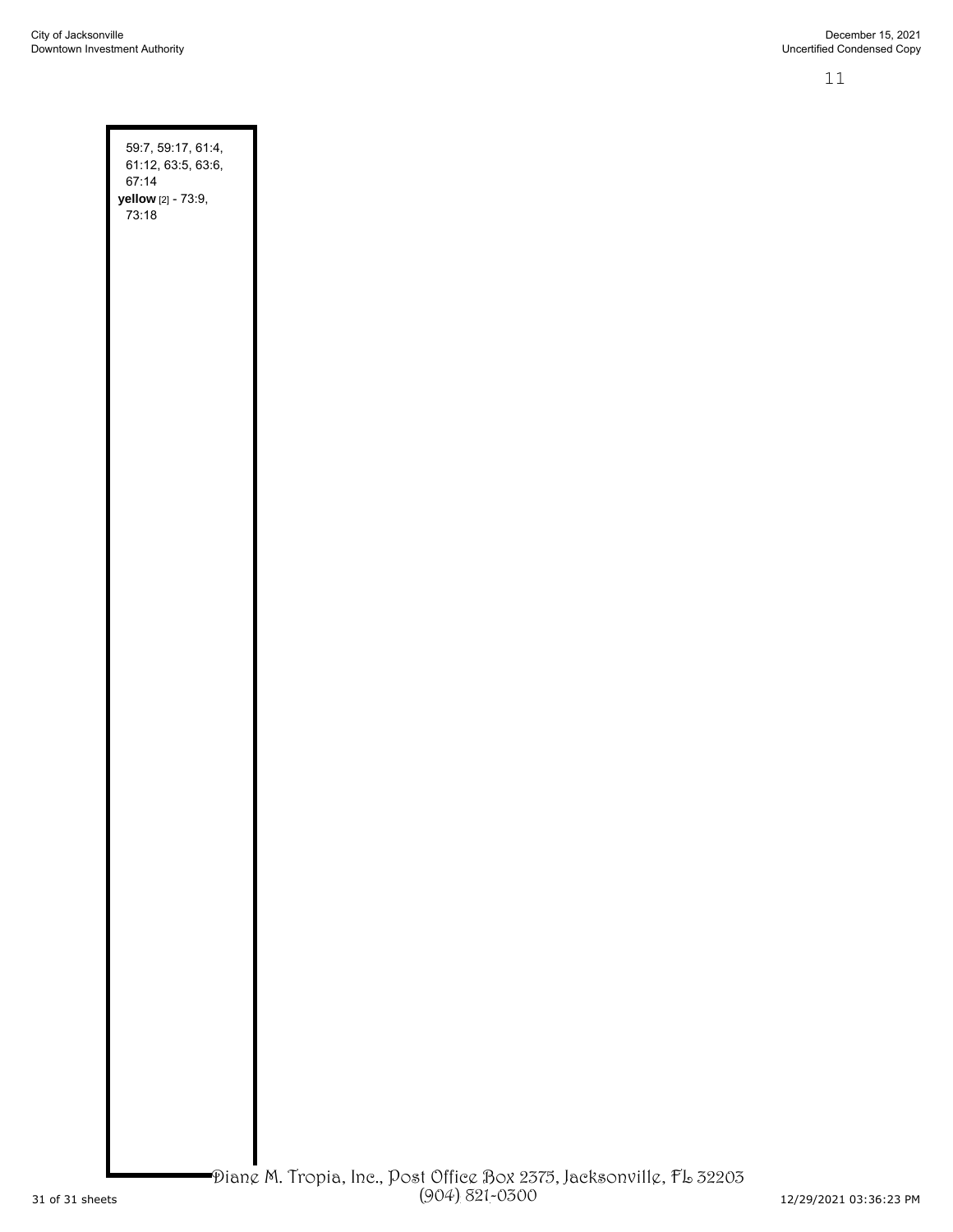59:7, 59:17, 61:4, 61:12, 63:5, 63:6, 67:14

**yellow** [2] - 73:9, 73:18